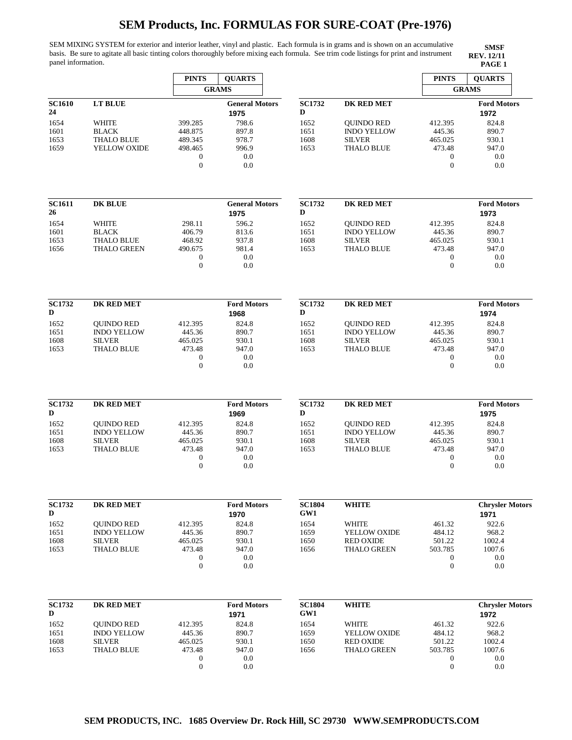# SEM Products, Inc. FORMULAS FOR SURE-COAT (Pre-1976)

SEM MIXING SYSTEM for exterior and interior leather, vinyl and plastic. Each formula is in grams and is shown on an accumulative basis. Be sure to agitate all basic tinting colors thoroughly before mixing each formula. See trim code listings for print and instrument panel information.

**SMSF**
**REV. 12/11**
**PAGE 1**

| | | PINTS | QUARTS |
|---|---|---|---|
| | | GRAMS | |
| **SC1610 24** | **LT BLUE** | | **General Motors 1975** |
| 1654 | WHITE | 399.285 | 798.6 |
| 1601 | BLACK | 448.875 | 897.8 |
| 1653 | THALO BLUE | 489.345 | 978.7 |
| 1659 | YELLOW OXIDE | 498.465 | 996.9 |
| | | 0 | 0.0 |
| | | 0 | 0.0 |

| | | PINTS | QUARTS |
|---|---|---|---|
| | | GRAMS | |
| **SC1611 26** | **DK BLUE** | | **General Motors 1975** |
| 1654 | WHITE | 298.11 | 596.2 |
| 1601 | BLACK | 406.79 | 813.6 |
| 1653 | THALO BLUE | 468.92 | 937.8 |
| 1656 | THALO GREEN | 490.675 | 981.4 |
| | | 0 | 0.0 |
| | | 0 | 0.0 |

| | | PINTS | QUARTS |
|---|---|---|---|
| | | GRAMS | |
| **SC1732 D** | **DK RED MET** | | **Ford Motors 1968** |
| 1652 | QUINDO RED | 412.395 | 824.8 |
| 1651 | INDO YELLOW | 445.36 | 890.7 |
| 1608 | SILVER | 465.025 | 930.1 |
| 1653 | THALO BLUE | 473.48 | 947.0 |
| | | 0 | 0.0 |
| | | 0 | 0.0 |

| | | PINTS | QUARTS |
|---|---|---|---|
| | | GRAMS | |
| **SC1732 D** | **DK RED MET** | | **Ford Motors 1969** |
| 1652 | QUINDO RED | 412.395 | 824.8 |
| 1651 | INDO YELLOW | 445.36 | 890.7 |
| 1608 | SILVER | 465.025 | 930.1 |
| 1653 | THALO BLUE | 473.48 | 947.0 |
| | | 0 | 0.0 |
| | | 0 | 0.0 |

| | | PINTS | QUARTS |
|---|---|---|---|
| | | GRAMS | |
| **SC1732 D** | **DK RED MET** | | **Ford Motors 1970** |
| 1652 | QUINDO RED | 412.395 | 824.8 |
| 1651 | INDO YELLOW | 445.36 | 890.7 |
| 1608 | SILVER | 465.025 | 930.1 |
| 1653 | THALO BLUE | 473.48 | 947.0 |
| | | 0 | 0.0 |
| | | 0 | 0.0 |

| | | PINTS | QUARTS |
|---|---|---|---|
| | | GRAMS | |
| **SC1732 D** | **DK RED MET** | | **Ford Motors 1971** |
| 1652 | QUINDO RED | 412.395 | 824.8 |
| 1651 | INDO YELLOW | 445.36 | 890.7 |
| 1608 | SILVER | 465.025 | 930.1 |
| 1653 | THALO BLUE | 473.48 | 947.0 |
| | | 0 | 0.0 |
| | | 0 | 0.0 |

| | | PINTS | QUARTS |
|---|---|---|---|
| | | GRAMS | |
| **SC1732 D** | **DK RED MET** | | **Ford Motors 1972** |
| 1652 | QUINDO RED | 412.395 | 824.8 |
| 1651 | INDO YELLOW | 445.36 | 890.7 |
| 1608 | SILVER | 465.025 | 930.1 |
| 1653 | THALO BLUE | 473.48 | 947.0 |
| | | 0 | 0.0 |
| | | 0 | 0.0 |

| | | PINTS | QUARTS |
|---|---|---|---|
| | | GRAMS | |
| **SC1732 D** | **DK RED MET** | | **Ford Motors 1973** |
| 1652 | QUINDO RED | 412.395 | 824.8 |
| 1651 | INDO YELLOW | 445.36 | 890.7 |
| 1608 | SILVER | 465.025 | 930.1 |
| 1653 | THALO BLUE | 473.48 | 947.0 |
| | | 0 | 0.0 |
| | | 0 | 0.0 |

| | | PINTS | QUARTS |
|---|---|---|---|
| | | GRAMS | |
| **SC1732 D** | **DK RED MET** | | **Ford Motors 1974** |
| 1652 | QUINDO RED | 412.395 | 824.8 |
| 1651 | INDO YELLOW | 445.36 | 890.7 |
| 1608 | SILVER | 465.025 | 930.1 |
| 1653 | THALO BLUE | 473.48 | 947.0 |
| | | 0 | 0.0 |
| | | 0 | 0.0 |

| | | PINTS | QUARTS |
|---|---|---|---|
| | | GRAMS | |
| **SC1732 D** | **DK RED MET** | | **Ford Motors 1975** |
| 1652 | QUINDO RED | 412.395 | 824.8 |
| 1651 | INDO YELLOW | 445.36 | 890.7 |
| 1608 | SILVER | 465.025 | 930.1 |
| 1653 | THALO BLUE | 473.48 | 947.0 |
| | | 0 | 0.0 |
| | | 0 | 0.0 |

| | | PINTS | QUARTS |
|---|---|---|---|
| | | GRAMS | |
| **SC1804 GW1** | **WHITE** | | **Chrysler Motors 1971** |
| 1654 | WHITE | 461.32 | 922.6 |
| 1659 | YELLOW OXIDE | 484.12 | 968.2 |
| 1650 | RED OXIDE | 501.22 | 1002.4 |
| 1656 | THALO GREEN | 503.785 | 1007.6 |
| | | 0 | 0.0 |
| | | 0 | 0.0 |

| | | PINTS | QUARTS |
|---|---|---|---|
| | | GRAMS | |
| **SC1804 GW1** | **WHITE** | | **Chrysler Motors 1972** |
| 1654 | WHITE | 461.32 | 922.6 |
| 1659 | YELLOW OXIDE | 484.12 | 968.2 |
| 1650 | RED OXIDE | 501.22 | 1002.4 |
| 1656 | THALO GREEN | 503.785 | 1007.6 |
| | | 0 | 0.0 |
| | | 0 | 0.0 |

**SEM PRODUCTS, INC. 1685 Overview Dr. Rock Hill, SC 29730 WWW.SEMPRODUCTS.COM**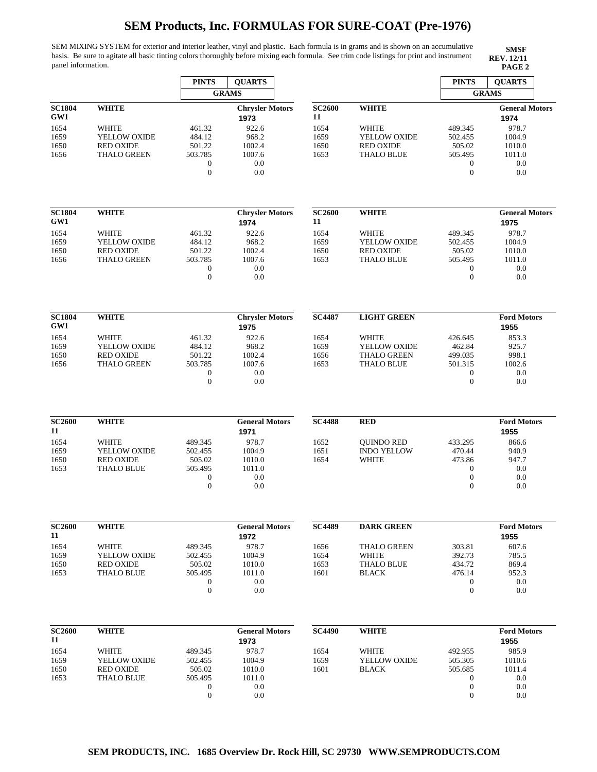# SEM Products, Inc. FORMULAS FOR SURE-COAT (Pre-1976)

SEM MIXING SYSTEM for exterior and interior leather, vinyl and plastic. Each formula is in grams and is shown on an accumulative basis. Be sure to agitate all basic tinting colors thoroughly before mixing each formula. See trim code listings for print and instrument panel information.

**SMSF**
**REV. 12/11**
**PAGE 2**

| | | PINTS | QUARTS |
|---|---|---|---|
| | | GRAMS | |
| **SC1804 GW1** | **WHITE** | | **Chrysler Motors 1973** |
| 1654 | WHITE | 461.32 | 922.6 |
| 1659 | YELLOW OXIDE | 484.12 | 968.2 |
| 1650 | RED OXIDE | 501.22 | 1002.4 |
| 1656 | THALO GREEN | 503.785 | 1007.6 |
| | | 0 | 0.0 |
| | | 0 | 0.0 |

| | | PINTS | QUARTS |
|---|---|---|---|
| **SC1804 GW1** | **WHITE** | | **Chrysler Motors 1974** |
| 1654 | WHITE | 461.32 | 922.6 |
| 1659 | YELLOW OXIDE | 484.12 | 968.2 |
| 1650 | RED OXIDE | 501.22 | 1002.4 |
| 1656 | THALO GREEN | 503.785 | 1007.6 |
| | | 0 | 0.0 |
| | | 0 | 0.0 |

| | | PINTS | QUARTS |
|---|---|---|---|
| **SC1804 GW1** | **WHITE** | | **Chrysler Motors 1975** |
| 1654 | WHITE | 461.32 | 922.6 |
| 1659 | YELLOW OXIDE | 484.12 | 968.2 |
| 1650 | RED OXIDE | 501.22 | 1002.4 |
| 1656 | THALO GREEN | 503.785 | 1007.6 |
| | | 0 | 0.0 |
| | | 0 | 0.0 |

| | | PINTS | QUARTS |
|---|---|---|---|
| **SC2600 11** | **WHITE** | | **General Motors 1971** |
| 1654 | WHITE | 489.345 | 978.7 |
| 1659 | YELLOW OXIDE | 502.455 | 1004.9 |
| 1650 | RED OXIDE | 505.02 | 1010.0 |
| 1653 | THALO BLUE | 505.495 | 1011.0 |
| | | 0 | 0.0 |
| | | 0 | 0.0 |

| | | PINTS | QUARTS |
|---|---|---|---|
| **SC2600 11** | **WHITE** | | **General Motors 1972** |
| 1654 | WHITE | 489.345 | 978.7 |
| 1659 | YELLOW OXIDE | 502.455 | 1004.9 |
| 1650 | RED OXIDE | 505.02 | 1010.0 |
| 1653 | THALO BLUE | 505.495 | 1011.0 |
| | | 0 | 0.0 |
| | | 0 | 0.0 |

| | | PINTS | QUARTS |
|---|---|---|---|
| **SC2600 11** | **WHITE** | | **General Motors 1973** |
| 1654 | WHITE | 489.345 | 978.7 |
| 1659 | YELLOW OXIDE | 502.455 | 1004.9 |
| 1650 | RED OXIDE | 505.02 | 1010.0 |
| 1653 | THALO BLUE | 505.495 | 1011.0 |
| | | 0 | 0.0 |
| | | 0 | 0.0 |

| | | PINTS | QUARTS |
|---|---|---|---|
| | | GRAMS | |
| **SC2600 11** | **WHITE** | | **General Motors 1974** |
| 1654 | WHITE | 489.345 | 978.7 |
| 1659 | YELLOW OXIDE | 502.455 | 1004.9 |
| 1650 | RED OXIDE | 505.02 | 1010.0 |
| 1653 | THALO BLUE | 505.495 | 1011.0 |
| | | 0 | 0.0 |
| | | 0 | 0.0 |

| | | PINTS | QUARTS |
|---|---|---|---|
| **SC2600 11** | **WHITE** | | **General Motors 1975** |
| 1654 | WHITE | 489.345 | 978.7 |
| 1659 | YELLOW OXIDE | 502.455 | 1004.9 |
| 1650 | RED OXIDE | 505.02 | 1010.0 |
| 1653 | THALO BLUE | 505.495 | 1011.0 |
| | | 0 | 0.0 |
| | | 0 | 0.0 |

| | | PINTS | QUARTS |
|---|---|---|---|
| **SC4487** | **LIGHT GREEN** | | **Ford Motors 1955** |
| 1654 | WHITE | 426.645 | 853.3 |
| 1659 | YELLOW OXIDE | 462.84 | 925.7 |
| 1656 | THALO GREEN | 499.035 | 998.1 |
| 1653 | THALO BLUE | 501.315 | 1002.6 |
| | | 0 | 0.0 |
| | | 0 | 0.0 |

| | | PINTS | QUARTS |
|---|---|---|---|
| **SC4488** | **RED** | | **Ford Motors 1955** |
| 1652 | QUINDO RED | 433.295 | 866.6 |
| 1651 | INDO YELLOW | 470.44 | 940.9 |
| 1654 | WHITE | 473.86 | 947.7 |
| | | 0 | 0.0 |
| | | 0 | 0.0 |
| | | 0 | 0.0 |

| | | PINTS | QUARTS |
|---|---|---|---|
| **SC4489** | **DARK GREEN** | | **Ford Motors 1955** |
| 1656 | THALO GREEN | 303.81 | 607.6 |
| 1654 | WHITE | 392.73 | 785.5 |
| 1653 | THALO BLUE | 434.72 | 869.4 |
| 1601 | BLACK | 476.14 | 952.3 |
| | | 0 | 0.0 |
| | | 0 | 0.0 |

| | | PINTS | QUARTS |
|---|---|---|---|
| **SC4490** | **WHITE** | | **Ford Motors 1955** |
| 1654 | WHITE | 492.955 | 985.9 |
| 1659 | YELLOW OXIDE | 505.305 | 1010.6 |
| 1601 | BLACK | 505.685 | 1011.4 |
| | | 0 | 0.0 |
| | | 0 | 0.0 |
| | | 0 | 0.0 |

**SEM PRODUCTS, INC. 1685 Overview Dr. Rock Hill, SC 29730 WWW.SEMPRODUCTS.COM**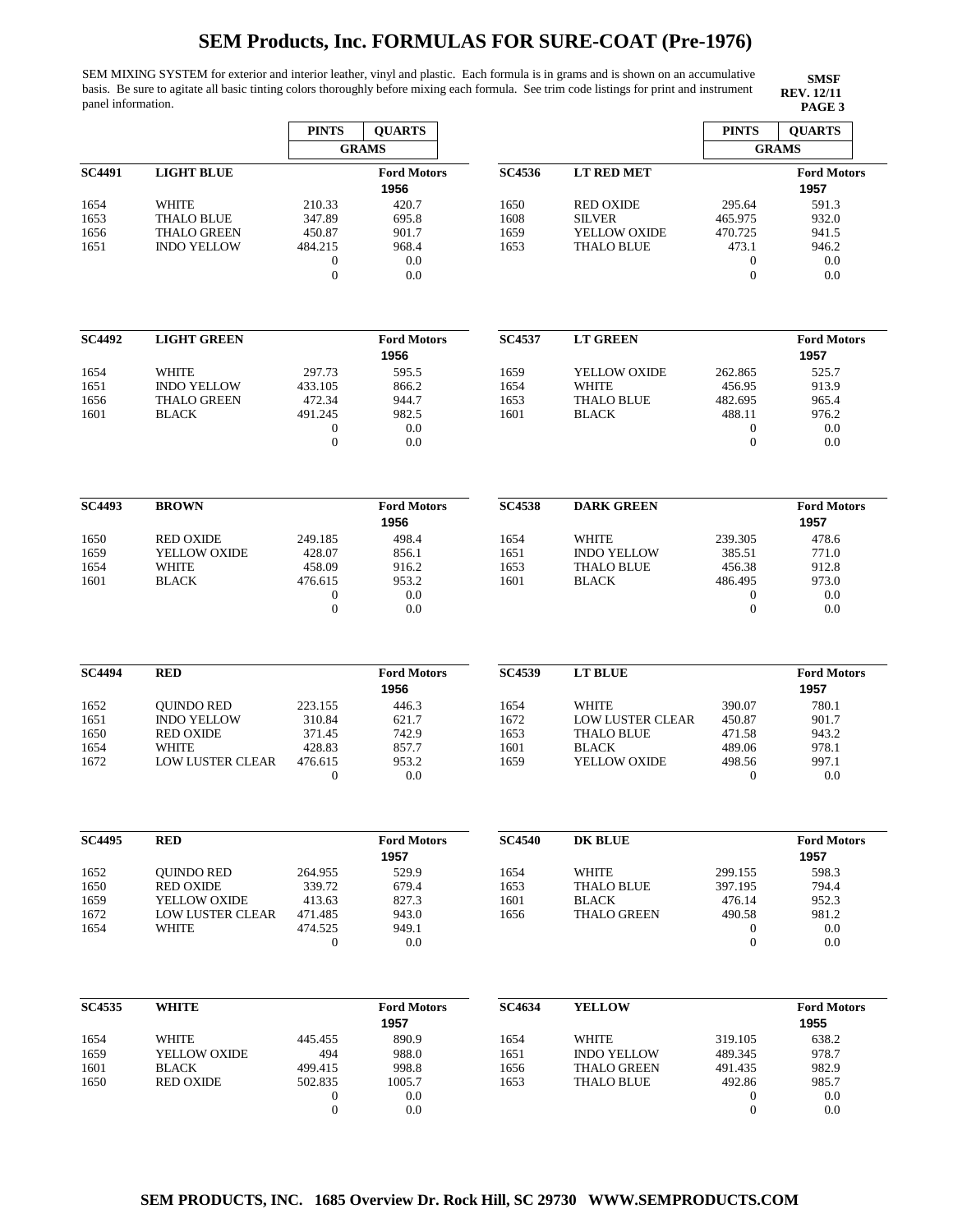# SEM Products, Inc. FORMULAS FOR SURE-COAT (Pre-1976)

SEM MIXING SYSTEM for exterior and interior leather, vinyl and plastic. Each formula is in grams and is shown on an accumulative basis. Be sure to agitate all basic tinting colors thoroughly before mixing each formula. See trim code listings for print and instrument panel information.

**SMSF**
**REV. 12/11**
**PAGE 3**

| | | PINTS | QUARTS |
|---|---|---|---|
| | | GRAMS | |
| **SC4491** | **LIGHT BLUE** | | **Ford Motors 1956** |
| 1654 | WHITE | 210.33 | 420.7 |
| 1653 | THALO BLUE | 347.89 | 695.8 |
| 1656 | THALO GREEN | 450.87 | 901.7 |
| 1651 | INDO YELLOW | 484.215 | 968.4 |
| | | 0 | 0.0 |
| | | 0 | 0.0 |
| **SC4492** | **LIGHT GREEN** | | **Ford Motors 1956** |
| 1654 | WHITE | 297.73 | 595.5 |
| 1651 | INDO YELLOW | 433.105 | 866.2 |
| 1656 | THALO GREEN | 472.34 | 944.7 |
| 1601 | BLACK | 491.245 | 982.5 |
| | | 0 | 0.0 |
| | | 0 | 0.0 |
| **SC4493** | **BROWN** | | **Ford Motors 1956** |
| 1650 | RED OXIDE | 249.185 | 498.4 |
| 1659 | YELLOW OXIDE | 428.07 | 856.1 |
| 1654 | WHITE | 458.09 | 916.2 |
| 1601 | BLACK | 476.615 | 953.2 |
| | | 0 | 0.0 |
| | | 0 | 0.0 |
| **SC4494** | **RED** | | **Ford Motors 1956** |
| 1652 | QUINDO RED | 223.155 | 446.3 |
| 1651 | INDO YELLOW | 310.84 | 621.7 |
| 1650 | RED OXIDE | 371.45 | 742.9 |
| 1654 | WHITE | 428.83 | 857.7 |
| 1672 | LOW LUSTER CLEAR | 476.615 | 953.2 |
| | | 0 | 0.0 |
| **SC4495** | **RED** | | **Ford Motors 1957** |
| 1652 | QUINDO RED | 264.955 | 529.9 |
| 1650 | RED OXIDE | 339.72 | 679.4 |
| 1659 | YELLOW OXIDE | 413.63 | 827.3 |
| 1672 | LOW LUSTER CLEAR | 471.485 | 943.0 |
| 1654 | WHITE | 474.525 | 949.1 |
| | | 0 | 0.0 |
| **SC4535** | **WHITE** | | **Ford Motors 1957** |
| 1654 | WHITE | 445.455 | 890.9 |
| 1659 | YELLOW OXIDE | 494 | 988.0 |
| 1601 | BLACK | 499.415 | 998.8 |
| 1650 | RED OXIDE | 502.835 | 1005.7 |
| | | 0 | 0.0 |
| | | 0 | 0.0 |

| | | PINTS | QUARTS |
|---|---|---|---|
| | | GRAMS | |
| **SC4536** | **LT RED MET** | | **Ford Motors 1957** |
| 1650 | RED OXIDE | 295.64 | 591.3 |
| 1608 | SILVER | 465.975 | 932.0 |
| 1659 | YELLOW OXIDE | 470.725 | 941.5 |
| 1653 | THALO BLUE | 473.1 | 946.2 |
| | | 0 | 0.0 |
| | | 0 | 0.0 |
| **SC4537** | **LT GREEN** | | **Ford Motors 1957** |
| 1659 | YELLOW OXIDE | 262.865 | 525.7 |
| 1654 | WHITE | 456.95 | 913.9 |
| 1653 | THALO BLUE | 482.695 | 965.4 |
| 1601 | BLACK | 488.11 | 976.2 |
| | | 0 | 0.0 |
| | | 0 | 0.0 |
| **SC4538** | **DARK GREEN** | | **Ford Motors 1957** |
| 1654 | WHITE | 239.305 | 478.6 |
| 1651 | INDO YELLOW | 385.51 | 771.0 |
| 1653 | THALO BLUE | 456.38 | 912.8 |
| 1601 | BLACK | 486.495 | 973.0 |
| | | 0 | 0.0 |
| | | 0 | 0.0 |
| **SC4539** | **LT BLUE** | | **Ford Motors 1957** |
| 1654 | WHITE | 390.07 | 780.1 |
| 1672 | LOW LUSTER CLEAR | 450.87 | 901.7 |
| 1653 | THALO BLUE | 471.58 | 943.2 |
| 1601 | BLACK | 489.06 | 978.1 |
| 1659 | YELLOW OXIDE | 498.56 | 997.1 |
| | | 0 | 0.0 |
| **SC4540** | **DK BLUE** | | **Ford Motors 1957** |
| 1654 | WHITE | 299.155 | 598.3 |
| 1653 | THALO BLUE | 397.195 | 794.4 |
| 1601 | BLACK | 476.14 | 952.3 |
| 1656 | THALO GREEN | 490.58 | 981.2 |
| | | 0 | 0.0 |
| | | 0 | 0.0 |
| **SC4634** | **YELLOW** | | **Ford Motors 1955** |
| 1654 | WHITE | 319.105 | 638.2 |
| 1651 | INDO YELLOW | 489.345 | 978.7 |
| 1656 | THALO GREEN | 491.435 | 982.9 |
| 1653 | THALO BLUE | 492.86 | 985.7 |
| | | 0 | 0.0 |
| | | 0 | 0.0 |

SEM PRODUCTS, INC. 1685 Overview Dr. Rock Hill, SC 29730 WWW.SEMPRODUCTS.COM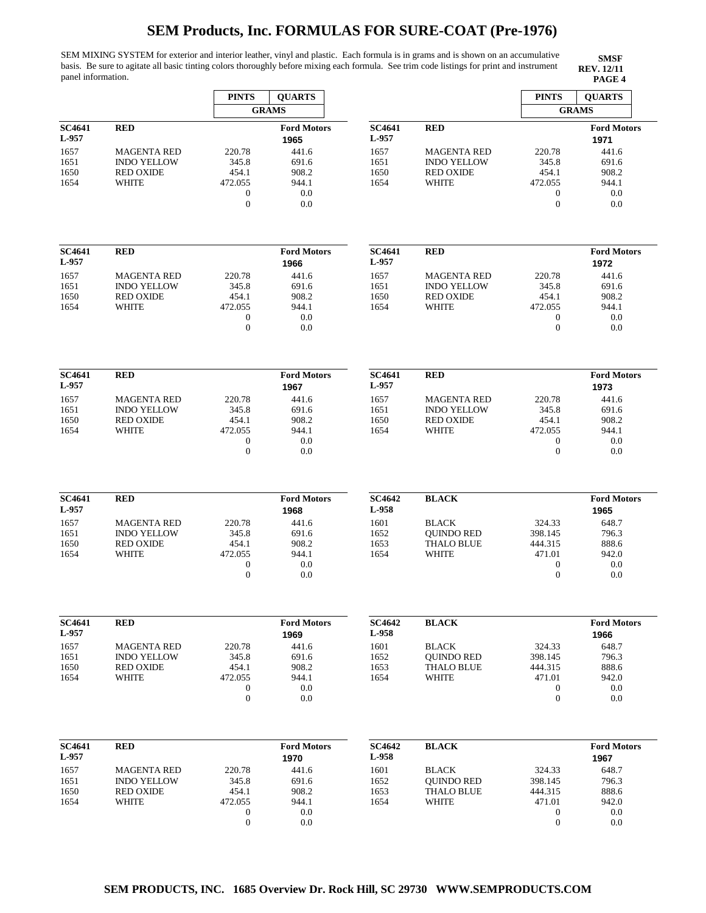# SEM Products, Inc. FORMULAS FOR SURE-COAT (Pre-1976)

SEM MIXING SYSTEM for exterior and interior leather, vinyl and plastic. Each formula is in grams and is shown on an accumulative basis. Be sure to agitate all basic tinting colors thoroughly before mixing each formula. See trim code listings for print and instrument panel information.

**SMSF**
**REV. 12/11**

| | | PINTS | QUARTS |
|---|---|---|---|
| | | GRAMS | |
| **SC4641** **L-957** | **RED** | | **Ford Motors** 1965 |
| 1657 | MAGENTA RED | 220.78 | 441.6 |
| 1651 | INDO YELLOW | 345.8 | 691.6 |
| 1650 | RED OXIDE | 454.1 | 908.2 |
| 1654 | WHITE | 472.055 | 944.1 |
| | | 0 | 0.0 |
| | | 0 | 0.0 |

| | | PINTS | QUARTS |
|---|---|---|---|
| **SC4641** **L-957** | **RED** | | **Ford Motors** 1966 |
| 1657 | MAGENTA RED | 220.78 | 441.6 |
| 1651 | INDO YELLOW | 345.8 | 691.6 |
| 1650 | RED OXIDE | 454.1 | 908.2 |
| 1654 | WHITE | 472.055 | 944.1 |
| | | 0 | 0.0 |
| | | 0 | 0.0 |

| | | PINTS | QUARTS |
|---|---|---|---|
| **SC4641** **L-957** | **RED** | | **Ford Motors** 1967 |
| 1657 | MAGENTA RED | 220.78 | 441.6 |
| 1651 | INDO YELLOW | 345.8 | 691.6 |
| 1650 | RED OXIDE | 454.1 | 908.2 |
| 1654 | WHITE | 472.055 | 944.1 |
| | | 0 | 0.0 |
| | | 0 | 0.0 |

| | | PINTS | QUARTS |
|---|---|---|---|
| **SC4641** **L-957** | **RED** | | **Ford Motors** 1968 |
| 1657 | MAGENTA RED | 220.78 | 441.6 |
| 1651 | INDO YELLOW | 345.8 | 691.6 |
| 1650 | RED OXIDE | 454.1 | 908.2 |
| 1654 | WHITE | 472.055 | 944.1 |
| | | 0 | 0.0 |
| | | 0 | 0.0 |

| | | PINTS | QUARTS |
|---|---|---|---|
| **SC4641** **L-957** | **RED** | | **Ford Motors** 1969 |
| 1657 | MAGENTA RED | 220.78 | 441.6 |
| 1651 | INDO YELLOW | 345.8 | 691.6 |
| 1650 | RED OXIDE | 454.1 | 908.2 |
| 1654 | WHITE | 472.055 | 944.1 |
| | | 0 | 0.0 |
| | | 0 | 0.0 |

| | | PINTS | QUARTS |
|---|---|---|---|
| **SC4641** **L-957** | **RED** | | **Ford Motors** 1970 |
| 1657 | MAGENTA RED | 220.78 | 441.6 |
| 1651 | INDO YELLOW | 345.8 | 691.6 |
| 1650 | RED OXIDE | 454.1 | 908.2 |
| 1654 | WHITE | 472.055 | 944.1 |
| | | 0 | 0.0 |
| | | 0 | 0.0 |

| | | PINTS | QUARTS |
|---|---|---|---|
| **SC4641** **L-957** | **RED** | | **Ford Motors** 1971 |
| 1657 | MAGENTA RED | 220.78 | 441.6 |
| 1651 | INDO YELLOW | 345.8 | 691.6 |
| 1650 | RED OXIDE | 454.1 | 908.2 |
| 1654 | WHITE | 472.055 | 944.1 |
| | | 0 | 0.0 |
| | | 0 | 0.0 |

| | | PINTS | QUARTS |
|---|---|---|---|
| **SC4641** **L-957** | **RED** | | **Ford Motors** 1972 |
| 1657 | MAGENTA RED | 220.78 | 441.6 |
| 1651 | INDO YELLOW | 345.8 | 691.6 |
| 1650 | RED OXIDE | 454.1 | 908.2 |
| 1654 | WHITE | 472.055 | 944.1 |
| | | 0 | 0.0 |
| | | 0 | 0.0 |

| | | PINTS | QUARTS |
|---|---|---|---|
| **SC4641** **L-957** | **RED** | | **Ford Motors** 1973 |
| 1657 | MAGENTA RED | 220.78 | 441.6 |
| 1651 | INDO YELLOW | 345.8 | 691.6 |
| 1650 | RED OXIDE | 454.1 | 908.2 |
| 1654 | WHITE | 472.055 | 944.1 |
| | | 0 | 0.0 |
| | | 0 | 0.0 |

| | | PINTS | QUARTS |
|---|---|---|---|
| **SC4642** **L-958** | **BLACK** | | **Ford Motors** 1965 |
| 1601 | BLACK | 324.33 | 648.7 |
| 1652 | QUINDO RED | 398.145 | 796.3 |
| 1653 | THALO BLUE | 444.315 | 888.6 |
| 1654 | WHITE | 471.01 | 942.0 |
| | | 0 | 0.0 |
| | | 0 | 0.0 |

| | | PINTS | QUARTS |
|---|---|---|---|
| **SC4642** **L-958** | **BLACK** | | **Ford Motors** 1966 |
| 1601 | BLACK | 324.33 | 648.7 |
| 1652 | QUINDO RED | 398.145 | 796.3 |
| 1653 | THALO BLUE | 444.315 | 888.6 |
| 1654 | WHITE | 471.01 | 942.0 |
| | | 0 | 0.0 |
| | | 0 | 0.0 |

| | | PINTS | QUARTS |
|---|---|---|---|
| **SC4642** **L-958** | **BLACK** | | **Ford Motors** 1967 |
| 1601 | BLACK | 324.33 | 648.7 |
| 1652 | QUINDO RED | 398.145 | 796.3 |
| 1653 | THALO BLUE | 444.315 | 888.6 |
| 1654 | WHITE | 471.01 | 942.0 |
| | | 0 | 0.0 |
| | | 0 | 0.0 |

**SEM PRODUCTS, INC. 1685 Overview Dr. Rock Hill, SC 29730 WWW.SEMPRODUCTS.COM**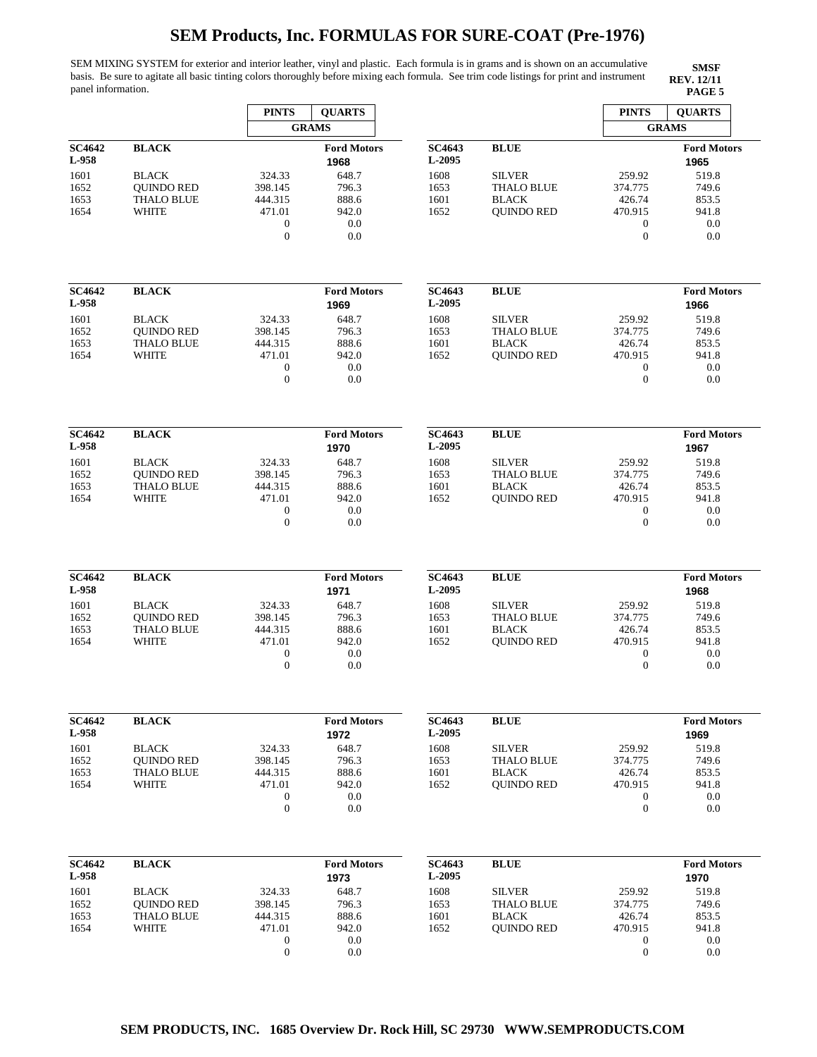# SEM Products, Inc. FORMULAS FOR SURE-COAT (Pre-1976)

SEM MIXING SYSTEM for exterior and interior leather, vinyl and plastic. Each formula is in grams and is shown on an accumulative basis. Be sure to agitate all basic tinting colors thoroughly before mixing each formula. See trim code listings for print and instrument panel information.

**SMSF**
**REV. 12/11**
**PAGE 5**

| | | PINTS | QUARTS |
|---|---|---|---|
| | | GRAMS | |
| **SC4642 L-958** | **BLACK** | | **Ford Motors 1968** |
| 1601 | BLACK | 324.33 | 648.7 |
| 1652 | QUINDO RED | 398.145 | 796.3 |
| 1653 | THALO BLUE | 444.315 | 888.6 |
| 1654 | WHITE | 471.01 | 942.0 |
| | | 0 | 0.0 |
| | | 0 | 0.0 |

| | | PINTS | QUARTS |
|---|---|---|---|
| **SC4642 L-958** | **BLACK** | | **Ford Motors 1969** |
| 1601 | BLACK | 324.33 | 648.7 |
| 1652 | QUINDO RED | 398.145 | 796.3 |
| 1653 | THALO BLUE | 444.315 | 888.6 |
| 1654 | WHITE | 471.01 | 942.0 |
| | | 0 | 0.0 |
| | | 0 | 0.0 |

| | | PINTS | QUARTS |
|---|---|---|---|
| **SC4642 L-958** | **BLACK** | | **Ford Motors 1970** |
| 1601 | BLACK | 324.33 | 648.7 |
| 1652 | QUINDO RED | 398.145 | 796.3 |
| 1653 | THALO BLUE | 444.315 | 888.6 |
| 1654 | WHITE | 471.01 | 942.0 |
| | | 0 | 0.0 |
| | | 0 | 0.0 |

| | | PINTS | QUARTS |
|---|---|---|---|
| **SC4642 L-958** | **BLACK** | | **Ford Motors 1971** |
| 1601 | BLACK | 324.33 | 648.7 |
| 1652 | QUINDO RED | 398.145 | 796.3 |
| 1653 | THALO BLUE | 444.315 | 888.6 |
| 1654 | WHITE | 471.01 | 942.0 |
| | | 0 | 0.0 |
| | | 0 | 0.0 |

| | | PINTS | QUARTS |
|---|---|---|---|
| **SC4642 L-958** | **BLACK** | | **Ford Motors 1972** |
| 1601 | BLACK | 324.33 | 648.7 |
| 1652 | QUINDO RED | 398.145 | 796.3 |
| 1653 | THALO BLUE | 444.315 | 888.6 |
| 1654 | WHITE | 471.01 | 942.0 |
| | | 0 | 0.0 |
| | | 0 | 0.0 |

| | | PINTS | QUARTS |
|---|---|---|---|
| **SC4642 L-958** | **BLACK** | | **Ford Motors 1973** |
| 1601 | BLACK | 324.33 | 648.7 |
| 1652 | QUINDO RED | 398.145 | 796.3 |
| 1653 | THALO BLUE | 444.315 | 888.6 |
| 1654 | WHITE | 471.01 | 942.0 |
| | | 0 | 0.0 |
| | | 0 | 0.0 |

| | | PINTS | QUARTS |
|---|---|---|---|
| | | GRAMS | |
| **SC4643 L-2095** | **BLUE** | | **Ford Motors 1965** |
| 1608 | SILVER | 259.92 | 519.8 |
| 1653 | THALO BLUE | 374.775 | 749.6 |
| 1601 | BLACK | 426.74 | 853.5 |
| 1652 | QUINDO RED | 470.915 | 941.8 |
| | | 0 | 0.0 |
| | | 0 | 0.0 |

| | | PINTS | QUARTS |
|---|---|---|---|
| **SC4643 L-2095** | **BLUE** | | **Ford Motors 1966** |
| 1608 | SILVER | 259.92 | 519.8 |
| 1653 | THALO BLUE | 374.775 | 749.6 |
| 1601 | BLACK | 426.74 | 853.5 |
| 1652 | QUINDO RED | 470.915 | 941.8 |
| | | 0 | 0.0 |
| | | 0 | 0.0 |

| | | PINTS | QUARTS |
|---|---|---|---|
| **SC4643 L-2095** | **BLUE** | | **Ford Motors 1967** |
| 1608 | SILVER | 259.92 | 519.8 |
| 1653 | THALO BLUE | 374.775 | 749.6 |
| 1601 | BLACK | 426.74 | 853.5 |
| 1652 | QUINDO RED | 470.915 | 941.8 |
| | | 0 | 0.0 |
| | | 0 | 0.0 |

| | | PINTS | QUARTS |
|---|---|---|---|
| **SC4643 L-2095** | **BLUE** | | **Ford Motors 1968** |
| 1608 | SILVER | 259.92 | 519.8 |
| 1653 | THALO BLUE | 374.775 | 749.6 |
| 1601 | BLACK | 426.74 | 853.5 |
| 1652 | QUINDO RED | 470.915 | 941.8 |
| | | 0 | 0.0 |
| | | 0 | 0.0 |

| | | PINTS | QUARTS |
|---|---|---|---|
| **SC4643 L-2095** | **BLUE** | | **Ford Motors 1969** |
| 1608 | SILVER | 259.92 | 519.8 |
| 1653 | THALO BLUE | 374.775 | 749.6 |
| 1601 | BLACK | 426.74 | 853.5 |
| 1652 | QUINDO RED | 470.915 | 941.8 |
| | | 0 | 0.0 |
| | | 0 | 0.0 |

| | | PINTS | QUARTS |
|---|---|---|---|
| **SC4643 L-2095** | **BLUE** | | **Ford Motors 1970** |
| 1608 | SILVER | 259.92 | 519.8 |
| 1653 | THALO BLUE | 374.775 | 749.6 |
| 1601 | BLACK | 426.74 | 853.5 |
| 1652 | QUINDO RED | 470.915 | 941.8 |
| | | 0 | 0.0 |
| | | 0 | 0.0 |

**SEM PRODUCTS, INC. 1685 Overview Dr. Rock Hill, SC 29730 WWW.SEMPRODUCTS.COM**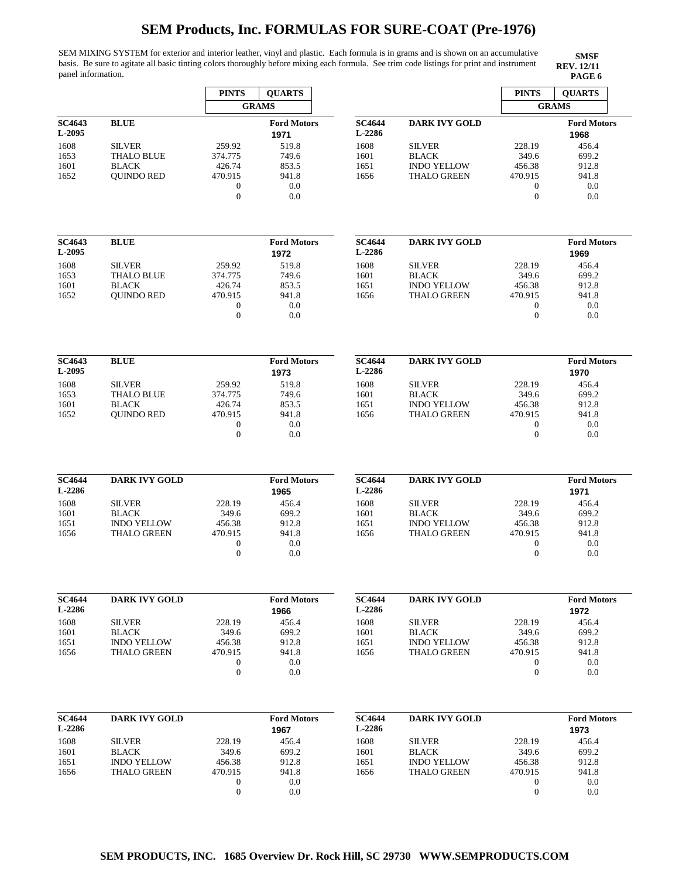# SEM Products, Inc. FORMULAS FOR SURE-COAT (Pre-1976)

SEM MIXING SYSTEM for exterior and interior leather, vinyl and plastic. Each formula is in grams and is shown on an accumulative basis. Be sure to agitate all basic tinting colors thoroughly before mixing each formula. See trim code listings for print and instrument panel information.

**SMSF**
**REV. 12/11**
**PAGE 6**

| | | PINTS | QUARTS |
|---|---|---|---|
| | | GRAMS | |
| **SC4643 L-2095** | **BLUE** | | **Ford Motors 1971** |
| 1608 | SILVER | 259.92 | 519.8 |
| 1653 | THALO BLUE | 374.775 | 749.6 |
| 1601 | BLACK | 426.74 | 853.5 |
| 1652 | QUINDO RED | 470.915 | 941.8 |
| | | 0 | 0.0 |
| | | 0 | 0.0 |

| | | PINTS | QUARTS |
|---|---|---|---|
| **SC4643 L-2095** | **BLUE** | | **Ford Motors 1972** |
| 1608 | SILVER | 259.92 | 519.8 |
| 1653 | THALO BLUE | 374.775 | 749.6 |
| 1601 | BLACK | 426.74 | 853.5 |
| 1652 | QUINDO RED | 470.915 | 941.8 |
| | | 0 | 0.0 |
| | | 0 | 0.0 |

| | | PINTS | QUARTS |
|---|---|---|---|
| **SC4643 L-2095** | **BLUE** | | **Ford Motors 1973** |
| 1608 | SILVER | 259.92 | 519.8 |
| 1653 | THALO BLUE | 374.775 | 749.6 |
| 1601 | BLACK | 426.74 | 853.5 |
| 1652 | QUINDO RED | 470.915 | 941.8 |
| | | 0 | 0.0 |
| | | 0 | 0.0 |

| | | PINTS | QUARTS |
|---|---|---|---|
| **SC4644 L-2286** | **DARK IVY GOLD** | | **Ford Motors 1965** |
| 1608 | SILVER | 228.19 | 456.4 |
| 1601 | BLACK | 349.6 | 699.2 |
| 1651 | INDO YELLOW | 456.38 | 912.8 |
| 1656 | THALO GREEN | 470.915 | 941.8 |
| | | 0 | 0.0 |
| | | 0 | 0.0 |

| | | PINTS | QUARTS |
|---|---|---|---|
| **SC4644 L-2286** | **DARK IVY GOLD** | | **Ford Motors 1966** |
| 1608 | SILVER | 228.19 | 456.4 |
| 1601 | BLACK | 349.6 | 699.2 |
| 1651 | INDO YELLOW | 456.38 | 912.8 |
| 1656 | THALO GREEN | 470.915 | 941.8 |
| | | 0 | 0.0 |
| | | 0 | 0.0 |

| | | PINTS | QUARTS |
|---|---|---|---|
| **SC4644 L-2286** | **DARK IVY GOLD** | | **Ford Motors 1967** |
| 1608 | SILVER | 228.19 | 456.4 |
| 1601 | BLACK | 349.6 | 699.2 |
| 1651 | INDO YELLOW | 456.38 | 912.8 |
| 1656 | THALO GREEN | 470.915 | 941.8 |
| | | 0 | 0.0 |
| | | 0 | 0.0 |

| | | PINTS | QUARTS |
|---|---|---|---|
| | | GRAMS | |
| **SC4644 L-2286** | **DARK IVY GOLD** | | **Ford Motors 1968** |
| 1608 | SILVER | 228.19 | 456.4 |
| 1601 | BLACK | 349.6 | 699.2 |
| 1651 | INDO YELLOW | 456.38 | 912.8 |
| 1656 | THALO GREEN | 470.915 | 941.8 |
| | | 0 | 0.0 |
| | | 0 | 0.0 |

| | | PINTS | QUARTS |
|---|---|---|---|
| **SC4644 L-2286** | **DARK IVY GOLD** | | **Ford Motors 1969** |
| 1608 | SILVER | 228.19 | 456.4 |
| 1601 | BLACK | 349.6 | 699.2 |
| 1651 | INDO YELLOW | 456.38 | 912.8 |
| 1656 | THALO GREEN | 470.915 | 941.8 |
| | | 0 | 0.0 |
| | | 0 | 0.0 |

| | | PINTS | QUARTS |
|---|---|---|---|
| **SC4644 L-2286** | **DARK IVY GOLD** | | **Ford Motors 1970** |
| 1608 | SILVER | 228.19 | 456.4 |
| 1601 | BLACK | 349.6 | 699.2 |
| 1651 | INDO YELLOW | 456.38 | 912.8 |
| 1656 | THALO GREEN | 470.915 | 941.8 |
| | | 0 | 0.0 |
| | | 0 | 0.0 |

| | | PINTS | QUARTS |
|---|---|---|---|
| **SC4644 L-2286** | **DARK IVY GOLD** | | **Ford Motors 1971** |
| 1608 | SILVER | 228.19 | 456.4 |
| 1601 | BLACK | 349.6 | 699.2 |
| 1651 | INDO YELLOW | 456.38 | 912.8 |
| 1656 | THALO GREEN | 470.915 | 941.8 |
| | | 0 | 0.0 |
| | | 0 | 0.0 |

| | | PINTS | QUARTS |
|---|---|---|---|
| **SC4644 L-2286** | **DARK IVY GOLD** | | **Ford Motors 1972** |
| 1608 | SILVER | 228.19 | 456.4 |
| 1601 | BLACK | 349.6 | 699.2 |
| 1651 | INDO YELLOW | 456.38 | 912.8 |
| 1656 | THALO GREEN | 470.915 | 941.8 |
| | | 0 | 0.0 |
| | | 0 | 0.0 |

| | | PINTS | QUARTS |
|---|---|---|---|
| **SC4644 L-2286** | **DARK IVY GOLD** | | **Ford Motors 1973** |
| 1608 | SILVER | 228.19 | 456.4 |
| 1601 | BLACK | 349.6 | 699.2 |
| 1651 | INDO YELLOW | 456.38 | 912.8 |
| 1656 | THALO GREEN | 470.915 | 941.8 |
| | | 0 | 0.0 |
| | | 0 | 0.0 |

**SEM PRODUCTS, INC. 1685 Overview Dr. Rock Hill, SC 29730 WWW.SEMPRODUCTS.COM**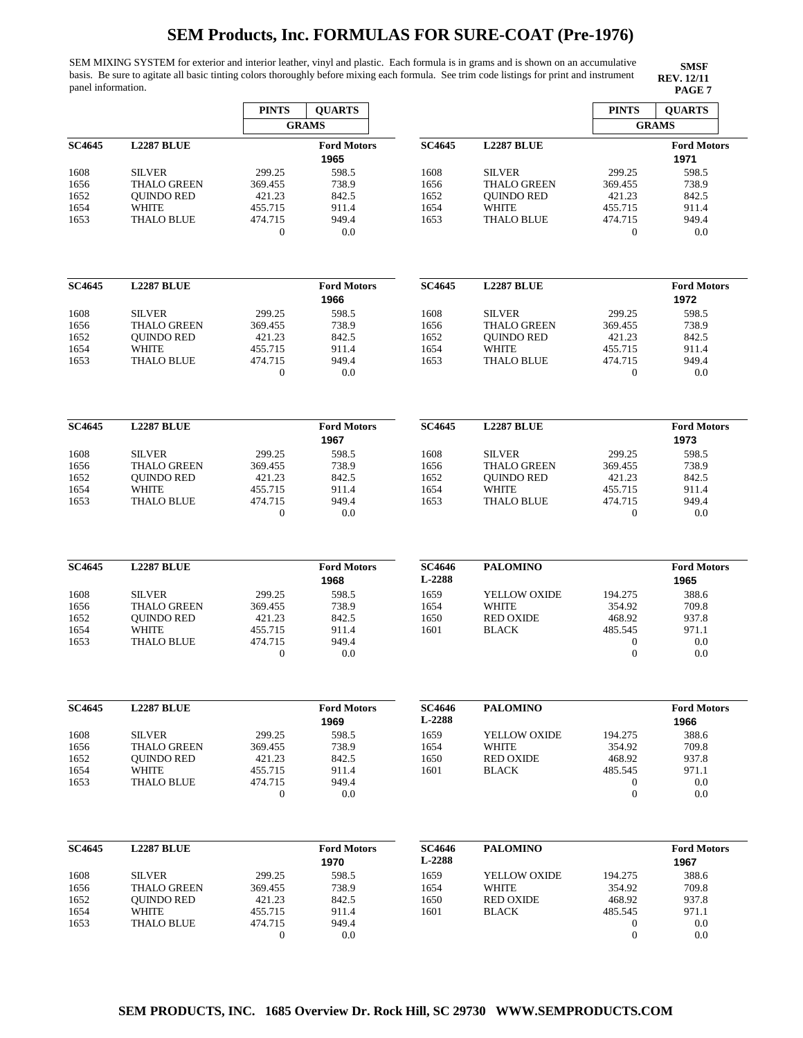# SEM Products, Inc. FORMULAS FOR SURE-COAT (Pre-1976)

SEM MIXING SYSTEM for exterior and interior leather, vinyl and plastic. Each formula is in grams and is shown on an accumulative basis. Be sure to agitate all basic tinting colors thoroughly before mixing each formula. See trim code listings for print and instrument panel information.

**SMSF**
**REV. 12/11**
**PAGE 7**

| SC4645 | L2287 BLUE | PINTS (GRAMS) | QUARTS (GRAMS) |
|---|---|---|---|
| | | | **Ford Motors 1965** |
| 1608 | SILVER | 299.25 | 598.5 |
| 1656 | THALO GREEN | 369.455 | 738.9 |
| 1652 | QUINDO RED | 421.23 | 842.5 |
| 1654 | WHITE | 455.715 | 911.4 |
| 1653 | THALO BLUE | 474.715 | 949.4 |
| | | 0 | 0.0 |

| SC4645 | L2287 BLUE | PINTS (GRAMS) | QUARTS (GRAMS) |
|---|---|---|---|
| | | | **Ford Motors 1966** |
| 1608 | SILVER | 299.25 | 598.5 |
| 1656 | THALO GREEN | 369.455 | 738.9 |
| 1652 | QUINDO RED | 421.23 | 842.5 |
| 1654 | WHITE | 455.715 | 911.4 |
| 1653 | THALO BLUE | 474.715 | 949.4 |
| | | 0 | 0.0 |

| SC4645 | L2287 BLUE | PINTS (GRAMS) | QUARTS (GRAMS) |
|---|---|---|---|
| | | | **Ford Motors 1967** |
| 1608 | SILVER | 299.25 | 598.5 |
| 1656 | THALO GREEN | 369.455 | 738.9 |
| 1652 | QUINDO RED | 421.23 | 842.5 |
| 1654 | WHITE | 455.715 | 911.4 |
| 1653 | THALO BLUE | 474.715 | 949.4 |
| | | 0 | 0.0 |

| SC4645 | L2287 BLUE | PINTS (GRAMS) | QUARTS (GRAMS) |
|---|---|---|---|
| | | | **Ford Motors 1968** |
| 1608 | SILVER | 299.25 | 598.5 |
| 1656 | THALO GREEN | 369.455 | 738.9 |
| 1652 | QUINDO RED | 421.23 | 842.5 |
| 1654 | WHITE | 455.715 | 911.4 |
| 1653 | THALO BLUE | 474.715 | 949.4 |
| | | 0 | 0.0 |

| SC4645 | L2287 BLUE | PINTS (GRAMS) | QUARTS (GRAMS) |
|---|---|---|---|
| | | | **Ford Motors 1969** |
| 1608 | SILVER | 299.25 | 598.5 |
| 1656 | THALO GREEN | 369.455 | 738.9 |
| 1652 | QUINDO RED | 421.23 | 842.5 |
| 1654 | WHITE | 455.715 | 911.4 |
| 1653 | THALO BLUE | 474.715 | 949.4 |
| | | 0 | 0.0 |

| SC4645 | L2287 BLUE | PINTS (GRAMS) | QUARTS (GRAMS) |
|---|---|---|---|
| | | | **Ford Motors 1970** |
| 1608 | SILVER | 299.25 | 598.5 |
| 1656 | THALO GREEN | 369.455 | 738.9 |
| 1652 | QUINDO RED | 421.23 | 842.5 |
| 1654 | WHITE | 455.715 | 911.4 |
| 1653 | THALO BLUE | 474.715 | 949.4 |
| | | 0 | 0.0 |

| SC4645 | L2287 BLUE | PINTS (GRAMS) | QUARTS (GRAMS) |
|---|---|---|---|
| | | | **Ford Motors 1971** |
| 1608 | SILVER | 299.25 | 598.5 |
| 1656 | THALO GREEN | 369.455 | 738.9 |
| 1652 | QUINDO RED | 421.23 | 842.5 |
| 1654 | WHITE | 455.715 | 911.4 |
| 1653 | THALO BLUE | 474.715 | 949.4 |
| | | 0 | 0.0 |

| SC4645 | L2287 BLUE | PINTS (GRAMS) | QUARTS (GRAMS) |
|---|---|---|---|
| | | | **Ford Motors 1972** |
| 1608 | SILVER | 299.25 | 598.5 |
| 1656 | THALO GREEN | 369.455 | 738.9 |
| 1652 | QUINDO RED | 421.23 | 842.5 |
| 1654 | WHITE | 455.715 | 911.4 |
| 1653 | THALO BLUE | 474.715 | 949.4 |
| | | 0 | 0.0 |

| SC4645 | L2287 BLUE | PINTS (GRAMS) | QUARTS (GRAMS) |
|---|---|---|---|
| | | | **Ford Motors 1973** |
| 1608 | SILVER | 299.25 | 598.5 |
| 1656 | THALO GREEN | 369.455 | 738.9 |
| 1652 | QUINDO RED | 421.23 | 842.5 |
| 1654 | WHITE | 455.715 | 911.4 |
| 1653 | THALO BLUE | 474.715 | 949.4 |
| | | 0 | 0.0 |

| SC4646 L-2288 | PALOMINO | PINTS (GRAMS) | QUARTS (GRAMS) |
|---|---|---|---|
| | | | **Ford Motors 1965** |
| 1659 | YELLOW OXIDE | 194.275 | 388.6 |
| 1654 | WHITE | 354.92 | 709.8 |
| 1650 | RED OXIDE | 468.92 | 937.8 |
| 1601 | BLACK | 485.545 | 971.1 |
| | | 0 | 0.0 |
| | | 0 | 0.0 |

| SC4646 L-2288 | PALOMINO | PINTS (GRAMS) | QUARTS (GRAMS) |
|---|---|---|---|
| | | | **Ford Motors 1966** |
| 1659 | YELLOW OXIDE | 194.275 | 388.6 |
| 1654 | WHITE | 354.92 | 709.8 |
| 1650 | RED OXIDE | 468.92 | 937.8 |
| 1601 | BLACK | 485.545 | 971.1 |
| | | 0 | 0.0 |
| | | 0 | 0.0 |

| SC4646 L-2288 | PALOMINO | PINTS (GRAMS) | QUARTS (GRAMS) |
|---|---|---|---|
| | | | **Ford Motors 1967** |
| 1659 | YELLOW OXIDE | 194.275 | 388.6 |
| 1654 | WHITE | 354.92 | 709.8 |
| 1650 | RED OXIDE | 468.92 | 937.8 |
| 1601 | BLACK | 485.545 | 971.1 |
| | | 0 | 0.0 |
| | | 0 | 0.0 |

**SEM PRODUCTS, INC. 1685 Overview Dr. Rock Hill, SC 29730 WWW.SEMPRODUCTS.COM**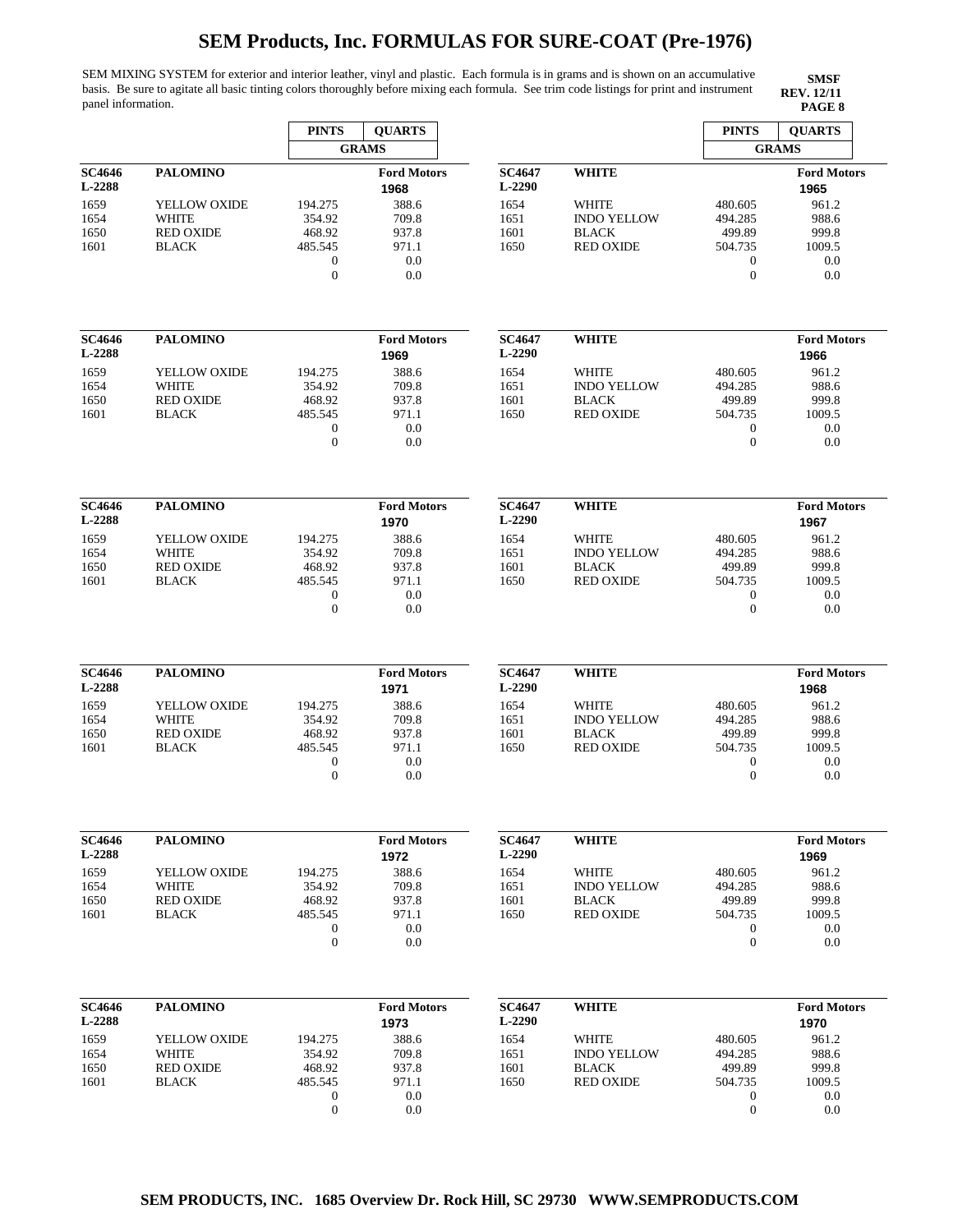# SEM Products, Inc. FORMULAS FOR SURE-COAT (Pre-1976)

SEM MIXING SYSTEM for exterior and interior leather, vinyl and plastic. Each formula is in grams and is shown on an accumulative basis. Be sure to agitate all basic tinting colors thoroughly before mixing each formula. See trim code listings for print and instrument panel information.

**SMSF**
**REV. 12/11**
**PAGE 8**

| | | PINTS | QUARTS |
|---|---|---|---|
| | | GRAMS | |
| **SC4646 L-2288** | **PALOMINO** | | **Ford Motors 1968** |
| 1659 | YELLOW OXIDE | 194.275 | 388.6 |
| 1654 | WHITE | 354.92 | 709.8 |
| 1650 | RED OXIDE | 468.92 | 937.8 |
| 1601 | BLACK | 485.545 | 971.1 |
| | | 0 | 0.0 |
| | | 0 | 0.0 |

| | | PINTS | QUARTS |
|---|---|---|---|
| **SC4646 L-2288** | **PALOMINO** | | **Ford Motors 1969** |
| 1659 | YELLOW OXIDE | 194.275 | 388.6 |
| 1654 | WHITE | 354.92 | 709.8 |
| 1650 | RED OXIDE | 468.92 | 937.8 |
| 1601 | BLACK | 485.545 | 971.1 |
| | | 0 | 0.0 |
| | | 0 | 0.0 |

| | | PINTS | QUARTS |
|---|---|---|---|
| **SC4646 L-2288** | **PALOMINO** | | **Ford Motors 1970** |
| 1659 | YELLOW OXIDE | 194.275 | 388.6 |
| 1654 | WHITE | 354.92 | 709.8 |
| 1650 | RED OXIDE | 468.92 | 937.8 |
| 1601 | BLACK | 485.545 | 971.1 |
| | | 0 | 0.0 |
| | | 0 | 0.0 |

| | | PINTS | QUARTS |
|---|---|---|---|
| **SC4646 L-2288** | **PALOMINO** | | **Ford Motors 1971** |
| 1659 | YELLOW OXIDE | 194.275 | 388.6 |
| 1654 | WHITE | 354.92 | 709.8 |
| 1650 | RED OXIDE | 468.92 | 937.8 |
| 1601 | BLACK | 485.545 | 971.1 |
| | | 0 | 0.0 |
| | | 0 | 0.0 |

| | | PINTS | QUARTS |
|---|---|---|---|
| **SC4646 L-2288** | **PALOMINO** | | **Ford Motors 1972** |
| 1659 | YELLOW OXIDE | 194.275 | 388.6 |
| 1654 | WHITE | 354.92 | 709.8 |
| 1650 | RED OXIDE | 468.92 | 937.8 |
| 1601 | BLACK | 485.545 | 971.1 |
| | | 0 | 0.0 |
| | | 0 | 0.0 |

| | | PINTS | QUARTS |
|---|---|---|---|
| **SC4646 L-2288** | **PALOMINO** | | **Ford Motors 1973** |
| 1659 | YELLOW OXIDE | 194.275 | 388.6 |
| 1654 | WHITE | 354.92 | 709.8 |
| 1650 | RED OXIDE | 468.92 | 937.8 |
| 1601 | BLACK | 485.545 | 971.1 |
| | | 0 | 0.0 |
| | | 0 | 0.0 |

| | | PINTS | QUARTS |
|---|---|---|---|
| | | GRAMS | |
| **SC4647 L-2290** | **WHITE** | | **Ford Motors 1965** |
| 1654 | WHITE | 480.605 | 961.2 |
| 1651 | INDO YELLOW | 494.285 | 988.6 |
| 1601 | BLACK | 499.89 | 999.8 |
| 1650 | RED OXIDE | 504.735 | 1009.5 |
| | | 0 | 0.0 |
| | | 0 | 0.0 |

| | | PINTS | QUARTS |
|---|---|---|---|
| **SC4647 L-2290** | **WHITE** | | **Ford Motors 1966** |
| 1654 | WHITE | 480.605 | 961.2 |
| 1651 | INDO YELLOW | 494.285 | 988.6 |
| 1601 | BLACK | 499.89 | 999.8 |
| 1650 | RED OXIDE | 504.735 | 1009.5 |
| | | 0 | 0.0 |
| | | 0 | 0.0 |

| | | PINTS | QUARTS |
|---|---|---|---|
| **SC4647 L-2290** | **WHITE** | | **Ford Motors 1967** |
| 1654 | WHITE | 480.605 | 961.2 |
| 1651 | INDO YELLOW | 494.285 | 988.6 |
| 1601 | BLACK | 499.89 | 999.8 |
| 1650 | RED OXIDE | 504.735 | 1009.5 |
| | | 0 | 0.0 |
| | | 0 | 0.0 |

| | | PINTS | QUARTS |
|---|---|---|---|
| **SC4647 L-2290** | **WHITE** | | **Ford Motors 1968** |
| 1654 | WHITE | 480.605 | 961.2 |
| 1651 | INDO YELLOW | 494.285 | 988.6 |
| 1601 | BLACK | 499.89 | 999.8 |
| 1650 | RED OXIDE | 504.735 | 1009.5 |
| | | 0 | 0.0 |
| | | 0 | 0.0 |

| | | PINTS | QUARTS |
|---|---|---|---|
| **SC4647 L-2290** | **WHITE** | | **Ford Motors 1969** |
| 1654 | WHITE | 480.605 | 961.2 |
| 1651 | INDO YELLOW | 494.285 | 988.6 |
| 1601 | BLACK | 499.89 | 999.8 |
| 1650 | RED OXIDE | 504.735 | 1009.5 |
| | | 0 | 0.0 |
| | | 0 | 0.0 |

| | | PINTS | QUARTS |
|---|---|---|---|
| **SC4647 L-2290** | **WHITE** | | **Ford Motors 1970** |
| 1654 | WHITE | 480.605 | 961.2 |
| 1651 | INDO YELLOW | 494.285 | 988.6 |
| 1601 | BLACK | 499.89 | 999.8 |
| 1650 | RED OXIDE | 504.735 | 1009.5 |
| | | 0 | 0.0 |
| | | 0 | 0.0 |

**SEM PRODUCTS, INC. 1685 Overview Dr. Rock Hill, SC 29730 WWW.SEMPRODUCTS.COM**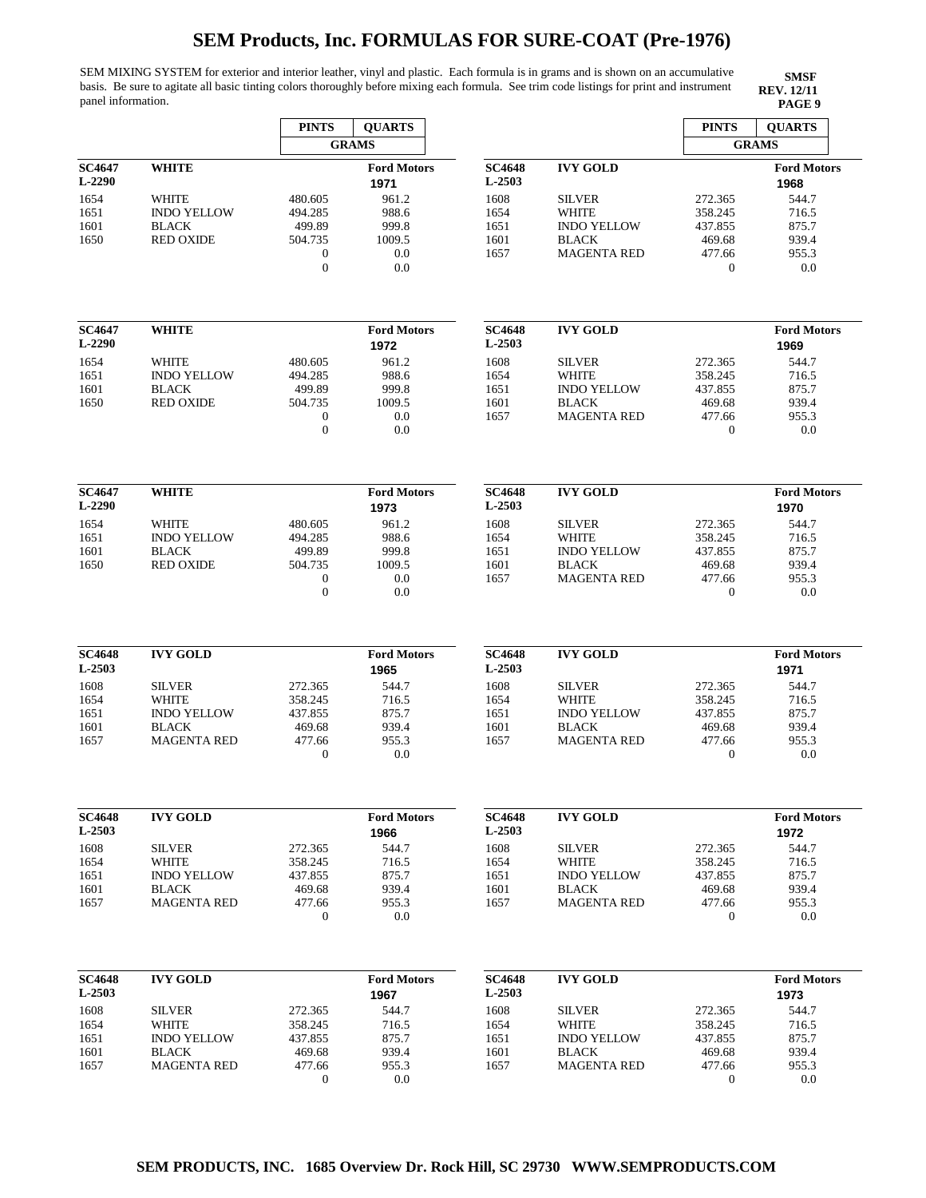# SEM Products, Inc. FORMULAS FOR SURE-COAT (Pre-1976)

SEM MIXING SYSTEM for exterior and interior leather, vinyl and plastic. Each formula is in grams and is shown on an accumulative basis. Be sure to agitate all basic tinting colors thoroughly before mixing each formula. See trim code listings for print and instrument panel information.

**SMSF**
**REV. 12/11**
**PAGE 9**

| SC4647 L-2290 | WHITE | PINTS (GRAMS) | QUARTS (GRAMS) | Ford Motors 1971 |
|---|---|---|---|---|
| 1654 | WHITE | 480.605 | 961.2 | |
| 1651 | INDO YELLOW | 494.285 | 988.6 | |
| 1601 | BLACK | 499.89 | 999.8 | |
| 1650 | RED OXIDE | 504.735 | 1009.5 | |
| | | 0 | 0.0 | |
| | | 0 | 0.0 | |

| SC4647 L-2290 | WHITE | PINTS (GRAMS) | QUARTS (GRAMS) | Ford Motors 1972 |
|---|---|---|---|---|
| 1654 | WHITE | 480.605 | 961.2 | |
| 1651 | INDO YELLOW | 494.285 | 988.6 | |
| 1601 | BLACK | 499.89 | 999.8 | |
| 1650 | RED OXIDE | 504.735 | 1009.5 | |
| | | 0 | 0.0 | |
| | | 0 | 0.0 | |

| SC4647 L-2290 | WHITE | PINTS (GRAMS) | QUARTS (GRAMS) | Ford Motors 1973 |
|---|---|---|---|---|
| 1654 | WHITE | 480.605 | 961.2 | |
| 1651 | INDO YELLOW | 494.285 | 988.6 | |
| 1601 | BLACK | 499.89 | 999.8 | |
| 1650 | RED OXIDE | 504.735 | 1009.5 | |
| | | 0 | 0.0 | |
| | | 0 | 0.0 | |

| SC4648 L-2503 | IVY GOLD | PINTS (GRAMS) | QUARTS (GRAMS) | Ford Motors 1965 |
|---|---|---|---|---|
| 1608 | SILVER | 272.365 | 544.7 | |
| 1654 | WHITE | 358.245 | 716.5 | |
| 1651 | INDO YELLOW | 437.855 | 875.7 | |
| 1601 | BLACK | 469.68 | 939.4 | |
| 1657 | MAGENTA RED | 477.66 | 955.3 | |
| | | 0 | 0.0 | |

| SC4648 L-2503 | IVY GOLD | PINTS (GRAMS) | QUARTS (GRAMS) | Ford Motors 1966 |
|---|---|---|---|---|
| 1608 | SILVER | 272.365 | 544.7 | |
| 1654 | WHITE | 358.245 | 716.5 | |
| 1651 | INDO YELLOW | 437.855 | 875.7 | |
| 1601 | BLACK | 469.68 | 939.4 | |
| 1657 | MAGENTA RED | 477.66 | 955.3 | |
| | | 0 | 0.0 | |

| SC4648 L-2503 | IVY GOLD | PINTS (GRAMS) | QUARTS (GRAMS) | Ford Motors 1967 |
|---|---|---|---|---|
| 1608 | SILVER | 272.365 | 544.7 | |
| 1654 | WHITE | 358.245 | 716.5 | |
| 1651 | INDO YELLOW | 437.855 | 875.7 | |
| 1601 | BLACK | 469.68 | 939.4 | |
| 1657 | MAGENTA RED | 477.66 | 955.3 | |
| | | 0 | 0.0 | |

| SC4648 L-2503 | IVY GOLD | PINTS (GRAMS) | QUARTS (GRAMS) | Ford Motors 1968 |
|---|---|---|---|---|
| 1608 | SILVER | 272.365 | 544.7 | |
| 1654 | WHITE | 358.245 | 716.5 | |
| 1651 | INDO YELLOW | 437.855 | 875.7 | |
| 1601 | BLACK | 469.68 | 939.4 | |
| 1657 | MAGENTA RED | 477.66 | 955.3 | |
| | | 0 | 0.0 | |

| SC4648 L-2503 | IVY GOLD | PINTS (GRAMS) | QUARTS (GRAMS) | Ford Motors 1969 |
|---|---|---|---|---|
| 1608 | SILVER | 272.365 | 544.7 | |
| 1654 | WHITE | 358.245 | 716.5 | |
| 1651 | INDO YELLOW | 437.855 | 875.7 | |
| 1601 | BLACK | 469.68 | 939.4 | |
| 1657 | MAGENTA RED | 477.66 | 955.3 | |
| | | 0 | 0.0 | |

| SC4648 L-2503 | IVY GOLD | PINTS (GRAMS) | QUARTS (GRAMS) | Ford Motors 1970 |
|---|---|---|---|---|
| 1608 | SILVER | 272.365 | 544.7 | |
| 1654 | WHITE | 358.245 | 716.5 | |
| 1651 | INDO YELLOW | 437.855 | 875.7 | |
| 1601 | BLACK | 469.68 | 939.4 | |
| 1657 | MAGENTA RED | 477.66 | 955.3 | |
| | | 0 | 0.0 | |

| SC4648 L-2503 | IVY GOLD | PINTS (GRAMS) | QUARTS (GRAMS) | Ford Motors 1971 |
|---|---|---|---|---|
| 1608 | SILVER | 272.365 | 544.7 | |
| 1654 | WHITE | 358.245 | 716.5 | |
| 1651 | INDO YELLOW | 437.855 | 875.7 | |
| 1601 | BLACK | 469.68 | 939.4 | |
| 1657 | MAGENTA RED | 477.66 | 955.3 | |
| | | 0 | 0.0 | |

| SC4648 L-2503 | IVY GOLD | PINTS (GRAMS) | QUARTS (GRAMS) | Ford Motors 1972 |
|---|---|---|---|---|
| 1608 | SILVER | 272.365 | 544.7 | |
| 1654 | WHITE | 358.245 | 716.5 | |
| 1651 | INDO YELLOW | 437.855 | 875.7 | |
| 1601 | BLACK | 469.68 | 939.4 | |
| 1657 | MAGENTA RED | 477.66 | 955.3 | |
| | | 0 | 0.0 | |

| SC4648 L-2503 | IVY GOLD | PINTS (GRAMS) | QUARTS (GRAMS) | Ford Motors 1973 |
|---|---|---|---|---|
| 1608 | SILVER | 272.365 | 544.7 | |
| 1654 | WHITE | 358.245 | 716.5 | |
| 1651 | INDO YELLOW | 437.855 | 875.7 | |
| 1601 | BLACK | 469.68 | 939.4 | |
| 1657 | MAGENTA RED | 477.66 | 955.3 | |
| | | 0 | 0.0 | |

**SEM PRODUCTS, INC. 1685 Overview Dr. Rock Hill, SC 29730 WWW.SEMPRODUCTS.COM**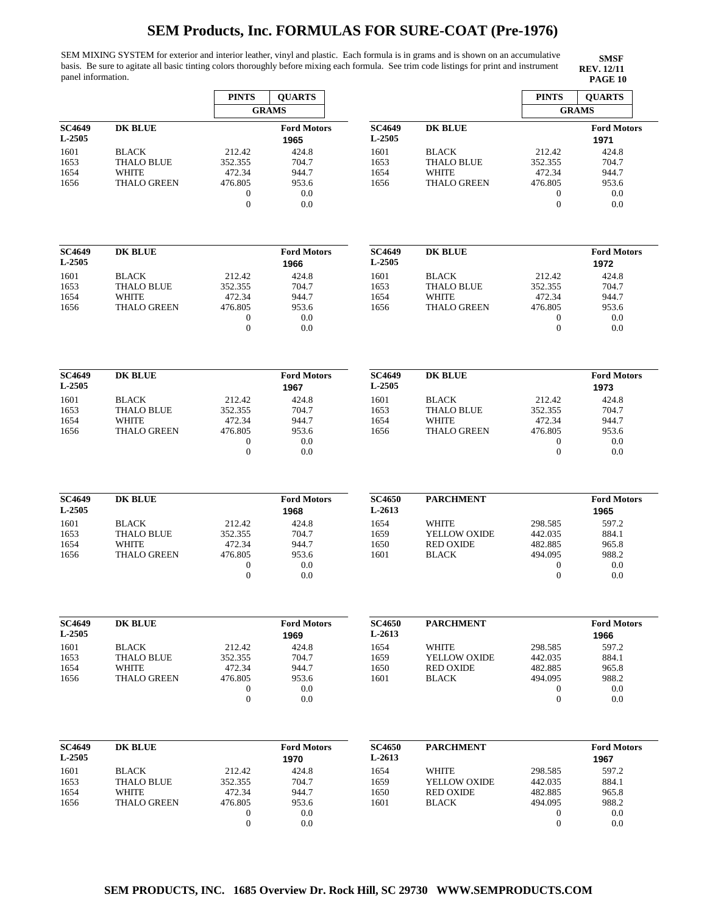# SEM Products, Inc. FORMULAS FOR SURE-COAT (Pre-1976)

SEM MIXING SYSTEM for exterior and interior leather, vinyl and plastic. Each formula is in grams and is shown on an accumulative basis. Be sure to agitate all basic tinting colors thoroughly before mixing each formula. See trim code listings for print and instrument panel information.

**SMSF**
**REV. 12/11**
**PAGE 10**

| **SC4649 L-2505** | **DK BLUE** | PINTS (GRAMS) | **Ford Motors 1965** QUARTS (GRAMS) |
|---|---|---|---|
| 1601 | BLACK | 212.42 | 424.8 |
| 1653 | THALO BLUE | 352.355 | 704.7 |
| 1654 | WHITE | 472.34 | 944.7 |
| 1656 | THALO GREEN | 476.805 | 953.6 |
| | | 0 | 0.0 |
| | | 0 | 0.0 |

| **SC4649 L-2505** | **DK BLUE** | PINTS (GRAMS) | **Ford Motors 1966** QUARTS (GRAMS) |
|---|---|---|---|
| 1601 | BLACK | 212.42 | 424.8 |
| 1653 | THALO BLUE | 352.355 | 704.7 |
| 1654 | WHITE | 472.34 | 944.7 |
| 1656 | THALO GREEN | 476.805 | 953.6 |
| | | 0 | 0.0 |
| | | 0 | 0.0 |

| **SC4649 L-2505** | **DK BLUE** | PINTS (GRAMS) | **Ford Motors 1967** QUARTS (GRAMS) |
|---|---|---|---|
| 1601 | BLACK | 212.42 | 424.8 |
| 1653 | THALO BLUE | 352.355 | 704.7 |
| 1654 | WHITE | 472.34 | 944.7 |
| 1656 | THALO GREEN | 476.805 | 953.6 |
| | | 0 | 0.0 |
| | | 0 | 0.0 |

| **SC4649 L-2505** | **DK BLUE** | PINTS (GRAMS) | **Ford Motors 1968** QUARTS (GRAMS) |
|---|---|---|---|
| 1601 | BLACK | 212.42 | 424.8 |
| 1653 | THALO BLUE | 352.355 | 704.7 |
| 1654 | WHITE | 472.34 | 944.7 |
| 1656 | THALO GREEN | 476.805 | 953.6 |
| | | 0 | 0.0 |
| | | 0 | 0.0 |

| **SC4649 L-2505** | **DK BLUE** | PINTS (GRAMS) | **Ford Motors 1969** QUARTS (GRAMS) |
|---|---|---|---|
| 1601 | BLACK | 212.42 | 424.8 |
| 1653 | THALO BLUE | 352.355 | 704.7 |
| 1654 | WHITE | 472.34 | 944.7 |
| 1656 | THALO GREEN | 476.805 | 953.6 |
| | | 0 | 0.0 |
| | | 0 | 0.0 |

| **SC4649 L-2505** | **DK BLUE** | PINTS (GRAMS) | **Ford Motors 1970** QUARTS (GRAMS) |
|---|---|---|---|
| 1601 | BLACK | 212.42 | 424.8 |
| 1653 | THALO BLUE | 352.355 | 704.7 |
| 1654 | WHITE | 472.34 | 944.7 |
| 1656 | THALO GREEN | 476.805 | 953.6 |
| | | 0 | 0.0 |
| | | 0 | 0.0 |

| **SC4649 L-2505** | **DK BLUE** | PINTS (GRAMS) | **Ford Motors 1971** QUARTS (GRAMS) |
|---|---|---|---|
| 1601 | BLACK | 212.42 | 424.8 |
| 1653 | THALO BLUE | 352.355 | 704.7 |
| 1654 | WHITE | 472.34 | 944.7 |
| 1656 | THALO GREEN | 476.805 | 953.6 |
| | | 0 | 0.0 |
| | | 0 | 0.0 |

| **SC4649 L-2505** | **DK BLUE** | PINTS (GRAMS) | **Ford Motors 1972** QUARTS (GRAMS) |
|---|---|---|---|
| 1601 | BLACK | 212.42 | 424.8 |
| 1653 | THALO BLUE | 352.355 | 704.7 |
| 1654 | WHITE | 472.34 | 944.7 |
| 1656 | THALO GREEN | 476.805 | 953.6 |
| | | 0 | 0.0 |
| | | 0 | 0.0 |

| **SC4649 L-2505** | **DK BLUE** | PINTS (GRAMS) | **Ford Motors 1973** QUARTS (GRAMS) |
|---|---|---|---|
| 1601 | BLACK | 212.42 | 424.8 |
| 1653 | THALO BLUE | 352.355 | 704.7 |
| 1654 | WHITE | 472.34 | 944.7 |
| 1656 | THALO GREEN | 476.805 | 953.6 |
| | | 0 | 0.0 |
| | | 0 | 0.0 |

| **SC4650 L-2613** | **PARCHMENT** | PINTS (GRAMS) | **Ford Motors 1965** QUARTS (GRAMS) |
|---|---|---|---|
| 1654 | WHITE | 298.585 | 597.2 |
| 1659 | YELLOW OXIDE | 442.035 | 884.1 |
| 1650 | RED OXIDE | 482.885 | 965.8 |
| 1601 | BLACK | 494.095 | 988.2 |
| | | 0 | 0.0 |
| | | 0 | 0.0 |

| **SC4650 L-2613** | **PARCHMENT** | PINTS (GRAMS) | **Ford Motors 1966** QUARTS (GRAMS) |
|---|---|---|---|
| 1654 | WHITE | 298.585 | 597.2 |
| 1659 | YELLOW OXIDE | 442.035 | 884.1 |
| 1650 | RED OXIDE | 482.885 | 965.8 |
| 1601 | BLACK | 494.095 | 988.2 |
| | | 0 | 0.0 |
| | | 0 | 0.0 |

| **SC4650 L-2613** | **PARCHMENT** | PINTS (GRAMS) | **Ford Motors 1967** QUARTS (GRAMS) |
|---|---|---|---|
| 1654 | WHITE | 298.585 | 597.2 |
| 1659 | YELLOW OXIDE | 442.035 | 884.1 |
| 1650 | RED OXIDE | 482.885 | 965.8 |
| 1601 | BLACK | 494.095 | 988.2 |
| | | 0 | 0.0 |
| | | 0 | 0.0 |

**SEM PRODUCTS, INC. 1685 Overview Dr. Rock Hill, SC 29730 WWW.SEMPRODUCTS.COM**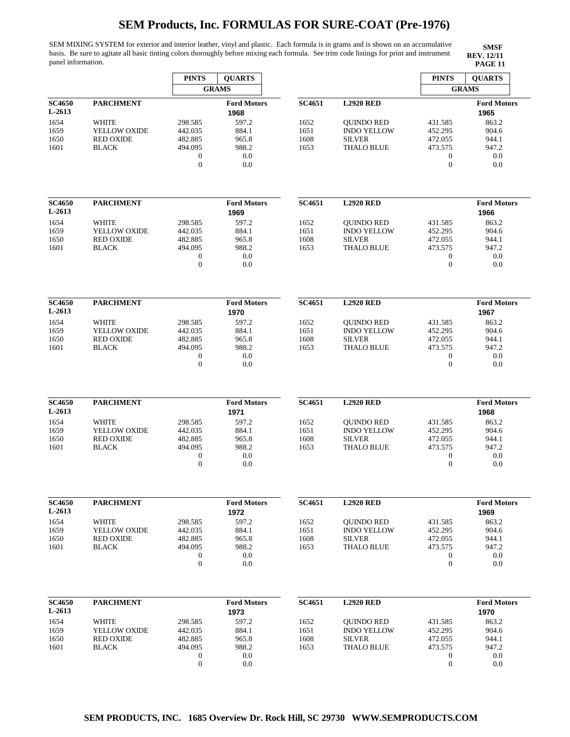# SEM Products, Inc. FORMULAS FOR SURE-COAT (Pre-1976)

SEM MIXING SYSTEM for exterior and interior leather, vinyl and plastic. Each formula is in grams and is shown on an accumulative basis. Be sure to agitate all basic tinting colors thoroughly before mixing each formula. See trim code listings for print and instrument panel information.

**SMSF**
**REV. 12/11**
**PAGE 11**

| | | PINTS | QUARTS |
|---|---|---|---|
| | | GRAMS | |
| **SC4650** **L-2613** | **PARCHMENT** | | **Ford Motors** 1968 |
| 1654 | WHITE | 298.585 | 597.2 |
| 1659 | YELLOW OXIDE | 442.035 | 884.1 |
| 1650 | RED OXIDE | 482.885 | 965.8 |
| 1601 | BLACK | 494.095 | 988.2 |
| | | 0 | 0.0 |
| | | 0 | 0.0 |

| | | PINTS | QUARTS |
|---|---|---|---|
| | | GRAMS | |
| **SC4650** **L-2613** | **PARCHMENT** | | **Ford Motors** 1969 |
| 1654 | WHITE | 298.585 | 597.2 |
| 1659 | YELLOW OXIDE | 442.035 | 884.1 |
| 1650 | RED OXIDE | 482.885 | 965.8 |
| 1601 | BLACK | 494.095 | 988.2 |
| | | 0 | 0.0 |
| | | 0 | 0.0 |

| | | PINTS | QUARTS |
|---|---|---|---|
| | | GRAMS | |
| **SC4650** **L-2613** | **PARCHMENT** | | **Ford Motors** 1970 |
| 1654 | WHITE | 298.585 | 597.2 |
| 1659 | YELLOW OXIDE | 442.035 | 884.1 |
| 1650 | RED OXIDE | 482.885 | 965.8 |
| 1601 | BLACK | 494.095 | 988.2 |
| | | 0 | 0.0 |
| | | 0 | 0.0 |

| | | PINTS | QUARTS |
|---|---|---|---|
| | | GRAMS | |
| **SC4650** **L-2613** | **PARCHMENT** | | **Ford Motors** 1971 |
| 1654 | WHITE | 298.585 | 597.2 |
| 1659 | YELLOW OXIDE | 442.035 | 884.1 |
| 1650 | RED OXIDE | 482.885 | 965.8 |
| 1601 | BLACK | 494.095 | 988.2 |
| | | 0 | 0.0 |
| | | 0 | 0.0 |

| | | PINTS | QUARTS |
|---|---|---|---|
| | | GRAMS | |
| **SC4650** **L-2613** | **PARCHMENT** | | **Ford Motors** 1972 |
| 1654 | WHITE | 298.585 | 597.2 |
| 1659 | YELLOW OXIDE | 442.035 | 884.1 |
| 1650 | RED OXIDE | 482.885 | 965.8 |
| 1601 | BLACK | 494.095 | 988.2 |
| | | 0 | 0.0 |
| | | 0 | 0.0 |

| | | PINTS | QUARTS |
|---|---|---|---|
| | | GRAMS | |
| **SC4650** **L-2613** | **PARCHMENT** | | **Ford Motors** 1973 |
| 1654 | WHITE | 298.585 | 597.2 |
| 1659 | YELLOW OXIDE | 442.035 | 884.1 |
| 1650 | RED OXIDE | 482.885 | 965.8 |
| 1601 | BLACK | 494.095 | 988.2 |
| | | 0 | 0.0 |
| | | 0 | 0.0 |

| | | PINTS | QUARTS |
|---|---|---|---|
| | | GRAMS | |
| **SC4651** | **L2920 RED** | | **Ford Motors** 1965 |
| 1652 | QUINDO RED | 431.585 | 863.2 |
| 1651 | INDO YELLOW | 452.295 | 904.6 |
| 1608 | SILVER | 472.055 | 944.1 |
| 1653 | THALO BLUE | 473.575 | 947.2 |
| | | 0 | 0.0 |
| | | 0 | 0.0 |

| | | PINTS | QUARTS |
|---|---|---|---|
| | | GRAMS | |
| **SC4651** | **L2920 RED** | | **Ford Motors** 1966 |
| 1652 | QUINDO RED | 431.585 | 863.2 |
| 1651 | INDO YELLOW | 452.295 | 904.6 |
| 1608 | SILVER | 472.055 | 944.1 |
| 1653 | THALO BLUE | 473.575 | 947.2 |
| | | 0 | 0.0 |
| | | 0 | 0.0 |

| | | PINTS | QUARTS |
|---|---|---|---|
| | | GRAMS | |
| **SC4651** | **L2920 RED** | | **Ford Motors** 1967 |
| 1652 | QUINDO RED | 431.585 | 863.2 |
| 1651 | INDO YELLOW | 452.295 | 904.6 |
| 1608 | SILVER | 472.055 | 944.1 |
| 1653 | THALO BLUE | 473.575 | 947.2 |
| | | 0 | 0.0 |
| | | 0 | 0.0 |

| | | PINTS | QUARTS |
|---|---|---|---|
| | | GRAMS | |
| **SC4651** | **L2920 RED** | | **Ford Motors** 1968 |
| 1652 | QUINDO RED | 431.585 | 863.2 |
| 1651 | INDO YELLOW | 452.295 | 904.6 |
| 1608 | SILVER | 472.055 | 944.1 |
| 1653 | THALO BLUE | 473.575 | 947.2 |
| | | 0 | 0.0 |
| | | 0 | 0.0 |

| | | PINTS | QUARTS |
|---|---|---|---|
| | | GRAMS | |
| **SC4651** | **L2920 RED** | | **Ford Motors** 1969 |
| 1652 | QUINDO RED | 431.585 | 863.2 |
| 1651 | INDO YELLOW | 452.295 | 904.6 |
| 1608 | SILVER | 472.055 | 944.1 |
| 1653 | THALO BLUE | 473.575 | 947.2 |
| | | 0 | 0.0 |
| | | 0 | 0.0 |

| | | PINTS | QUARTS |
|---|---|---|---|
| | | GRAMS | |
| **SC4651** | **L2920 RED** | | **Ford Motors** 1970 |
| 1652 | QUINDO RED | 431.585 | 863.2 |
| 1651 | INDO YELLOW | 452.295 | 904.6 |
| 1608 | SILVER | 472.055 | 944.1 |
| 1653 | THALO BLUE | 473.575 | 947.2 |
| | | 0 | 0.0 |
| | | 0 | 0.0 |

**SEM PRODUCTS, INC. 1685 Overview Dr. Rock Hill, SC 29730 WWW.SEMPRODUCTS.COM**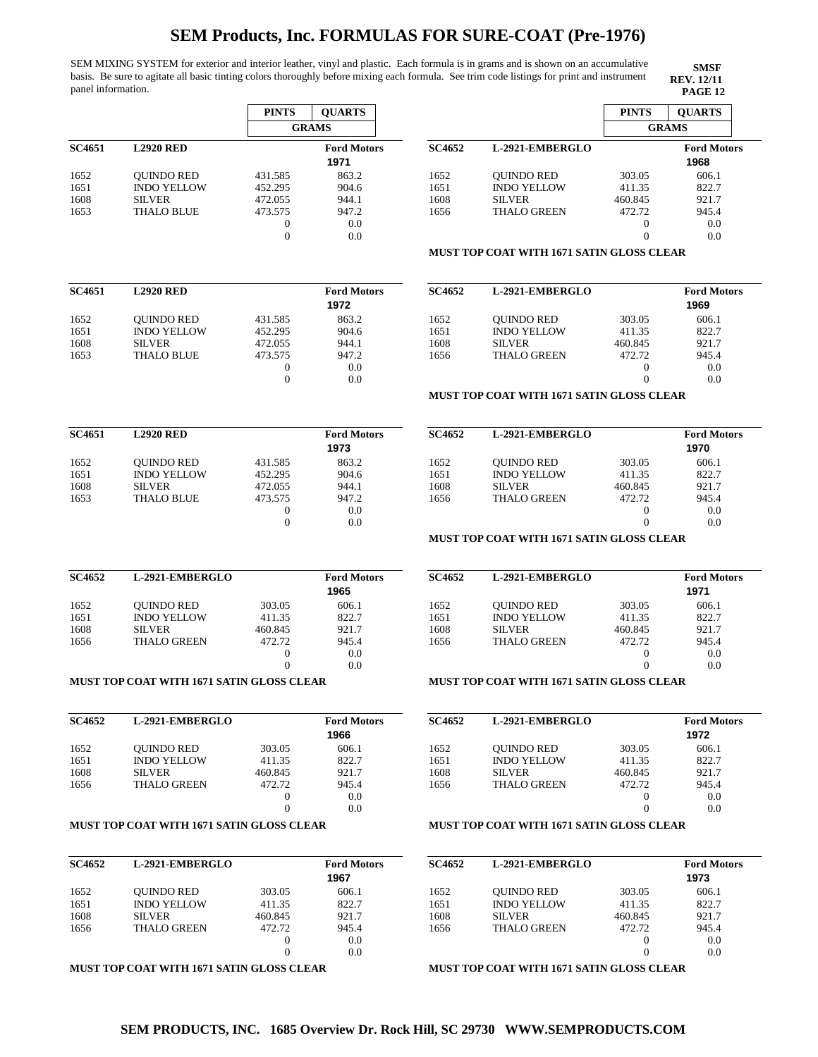# SEM Products, Inc. FORMULAS FOR SURE-COAT (Pre-1976)

SEM MIXING SYSTEM for exterior and interior leather, vinyl and plastic. Each formula is in grams and is shown on an accumulative basis. Be sure to agitate all basic tinting colors thoroughly before mixing each formula. See trim code listings for print and instrument panel information.

**SMSF**
**REV. 12/11**
**PAGE 12**

| | | PINTS | QUARTS |
|---|---|---|---|
| | | GRAMS | |
| **SC4651** | **L2920 RED** | | **Ford Motors** 1971 |
| 1652 | QUINDO RED | 431.585 | 863.2 |
| 1651 | INDO YELLOW | 452.295 | 904.6 |
| 1608 | SILVER | 472.055 | 944.1 |
| 1653 | THALO BLUE | 473.575 | 947.2 |
| | | 0 | 0.0 |
| | | 0 | 0.0 |

| | | PINTS | QUARTS |
|---|---|---|---|
| **SC4651** | **L2920 RED** | | **Ford Motors** 1972 |
| 1652 | QUINDO RED | 431.585 | 863.2 |
| 1651 | INDO YELLOW | 452.295 | 904.6 |
| 1608 | SILVER | 472.055 | 944.1 |
| 1653 | THALO BLUE | 473.575 | 947.2 |
| | | 0 | 0.0 |
| | | 0 | 0.0 |

| | | PINTS | QUARTS |
|---|---|---|---|
| **SC4651** | **L2920 RED** | | **Ford Motors** 1973 |
| 1652 | QUINDO RED | 431.585 | 863.2 |
| 1651 | INDO YELLOW | 452.295 | 904.6 |
| 1608 | SILVER | 472.055 | 944.1 |
| 1653 | THALO BLUE | 473.575 | 947.2 |
| | | 0 | 0.0 |
| | | 0 | 0.0 |

| | | PINTS | QUARTS |
|---|---|---|---|
| **SC4652** | **L-2921-EMBERGLO** | | **Ford Motors** 1965 |
| 1652 | QUINDO RED | 303.05 | 606.1 |
| 1651 | INDO YELLOW | 411.35 | 822.7 |
| 1608 | SILVER | 460.845 | 921.7 |
| 1656 | THALO GREEN | 472.72 | 945.4 |
| | | 0 | 0.0 |
| | | 0 | 0.0 |

**MUST TOP COAT WITH 1671 SATIN GLOSS CLEAR**

| | | PINTS | QUARTS |
|---|---|---|---|
| **SC4652** | **L-2921-EMBERGLO** | | **Ford Motors** 1966 |
| 1652 | QUINDO RED | 303.05 | 606.1 |
| 1651 | INDO YELLOW | 411.35 | 822.7 |
| 1608 | SILVER | 460.845 | 921.7 |
| 1656 | THALO GREEN | 472.72 | 945.4 |
| | | 0 | 0.0 |
| | | 0 | 0.0 |

**MUST TOP COAT WITH 1671 SATIN GLOSS CLEAR**

| | | PINTS | QUARTS |
|---|---|---|---|
| **SC4652** | **L-2921-EMBERGLO** | | **Ford Motors** 1967 |
| 1652 | QUINDO RED | 303.05 | 606.1 |
| 1651 | INDO YELLOW | 411.35 | 822.7 |
| 1608 | SILVER | 460.845 | 921.7 |
| 1656 | THALO GREEN | 472.72 | 945.4 |
| | | 0 | 0.0 |
| | | 0 | 0.0 |

**MUST TOP COAT WITH 1671 SATIN GLOSS CLEAR**

| | | PINTS | QUARTS |
|---|---|---|---|
| | | GRAMS | |
| **SC4652** | **L-2921-EMBERGLO** | | **Ford Motors** 1968 |
| 1652 | QUINDO RED | 303.05 | 606.1 |
| 1651 | INDO YELLOW | 411.35 | 822.7 |
| 1608 | SILVER | 460.845 | 921.7 |
| 1656 | THALO GREEN | 472.72 | 945.4 |
| | | 0 | 0.0 |
| | | 0 | 0.0 |

**MUST TOP COAT WITH 1671 SATIN GLOSS CLEAR**

| | | PINTS | QUARTS |
|---|---|---|---|
| **SC4652** | **L-2921-EMBERGLO** | | **Ford Motors** 1969 |
| 1652 | QUINDO RED | 303.05 | 606.1 |
| 1651 | INDO YELLOW | 411.35 | 822.7 |
| 1608 | SILVER | 460.845 | 921.7 |
| 1656 | THALO GREEN | 472.72 | 945.4 |
| | | 0 | 0.0 |
| | | 0 | 0.0 |

**MUST TOP COAT WITH 1671 SATIN GLOSS CLEAR**

| | | PINTS | QUARTS |
|---|---|---|---|
| **SC4652** | **L-2921-EMBERGLO** | | **Ford Motors** 1970 |
| 1652 | QUINDO RED | 303.05 | 606.1 |
| 1651 | INDO YELLOW | 411.35 | 822.7 |
| 1608 | SILVER | 460.845 | 921.7 |
| 1656 | THALO GREEN | 472.72 | 945.4 |
| | | 0 | 0.0 |
| | | 0 | 0.0 |

**MUST TOP COAT WITH 1671 SATIN GLOSS CLEAR**

| | | PINTS | QUARTS |
|---|---|---|---|
| **SC4652** | **L-2921-EMBERGLO** | | **Ford Motors** 1971 |
| 1652 | QUINDO RED | 303.05 | 606.1 |
| 1651 | INDO YELLOW | 411.35 | 822.7 |
| 1608 | SILVER | 460.845 | 921.7 |
| 1656 | THALO GREEN | 472.72 | 945.4 |
| | | 0 | 0.0 |
| | | 0 | 0.0 |

**MUST TOP COAT WITH 1671 SATIN GLOSS CLEAR**

| | | PINTS | QUARTS |
|---|---|---|---|
| **SC4652** | **L-2921-EMBERGLO** | | **Ford Motors** 1972 |
| 1652 | QUINDO RED | 303.05 | 606.1 |
| 1651 | INDO YELLOW | 411.35 | 822.7 |
| 1608 | SILVER | 460.845 | 921.7 |
| 1656 | THALO GREEN | 472.72 | 945.4 |
| | | 0 | 0.0 |
| | | 0 | 0.0 |

**MUST TOP COAT WITH 1671 SATIN GLOSS CLEAR**

| | | PINTS | QUARTS |
|---|---|---|---|
| **SC4652** | **L-2921-EMBERGLO** | | **Ford Motors** 1973 |
| 1652 | QUINDO RED | 303.05 | 606.1 |
| 1651 | INDO YELLOW | 411.35 | 822.7 |
| 1608 | SILVER | 460.845 | 921.7 |
| 1656 | THALO GREEN | 472.72 | 945.4 |
| | | 0 | 0.0 |
| | | 0 | 0.0 |

**MUST TOP COAT WITH 1671 SATIN GLOSS CLEAR**

**SEM PRODUCTS, INC. 1685 Overview Dr. Rock Hill, SC 29730 WWW.SEMPRODUCTS.COM**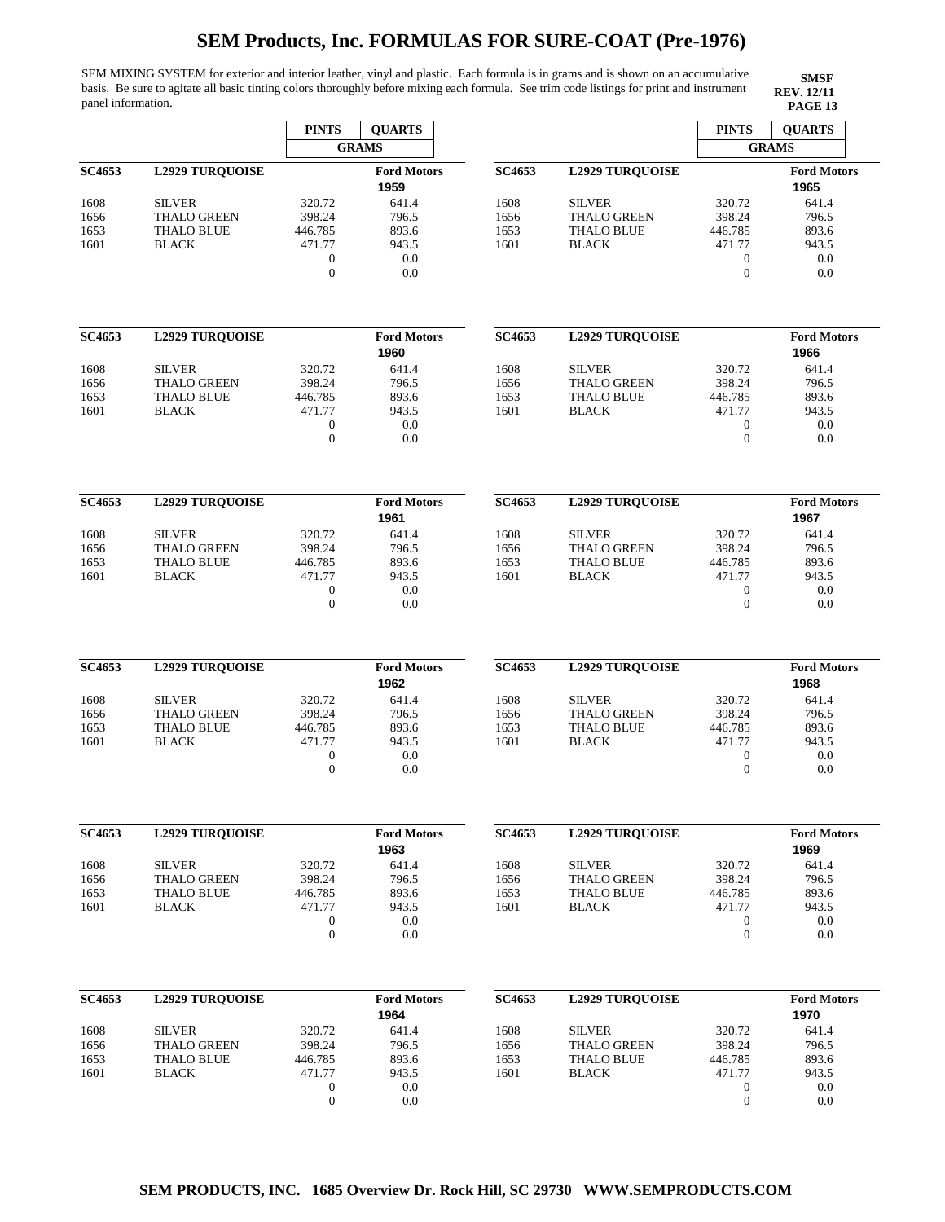# SEM Products, Inc. FORMULAS FOR SURE-COAT (Pre-1976)

SEM MIXING SYSTEM for exterior and interior leather, vinyl and plastic. Each formula is in grams and is shown on an accumulative basis. Be sure to agitate all basic tinting colors thoroughly before mixing each formula. See trim code listings for print and instrument panel information.

**SMSF**
**REV. 12/11**

| SC4653 | L2929 TURQUOISE | PINTS (GRAMS) | QUARTS (GRAMS) |
|---|---|---|---|
| | | | **Ford Motors 1959** |
| 1608 | SILVER | 320.72 | 641.4 |
| 1656 | THALO GREEN | 398.24 | 796.5 |
| 1653 | THALO BLUE | 446.785 | 893.6 |
| 1601 | BLACK | 471.77 | 943.5 |
| | | 0 | 0.0 |
| | | 0 | 0.0 |

| SC4653 | L2929 TURQUOISE | PINTS (GRAMS) | QUARTS (GRAMS) |
|---|---|---|---|
| | | | **Ford Motors 1960** |
| 1608 | SILVER | 320.72 | 641.4 |
| 1656 | THALO GREEN | 398.24 | 796.5 |
| 1653 | THALO BLUE | 446.785 | 893.6 |
| 1601 | BLACK | 471.77 | 943.5 |
| | | 0 | 0.0 |
| | | 0 | 0.0 |

| SC4653 | L2929 TURQUOISE | PINTS (GRAMS) | QUARTS (GRAMS) |
|---|---|---|---|
| | | | **Ford Motors 1961** |
| 1608 | SILVER | 320.72 | 641.4 |
| 1656 | THALO GREEN | 398.24 | 796.5 |
| 1653 | THALO BLUE | 446.785 | 893.6 |
| 1601 | BLACK | 471.77 | 943.5 |
| | | 0 | 0.0 |
| | | 0 | 0.0 |

| SC4653 | L2929 TURQUOISE | PINTS (GRAMS) | QUARTS (GRAMS) |
|---|---|---|---|
| | | | **Ford Motors 1962** |
| 1608 | SILVER | 320.72 | 641.4 |
| 1656 | THALO GREEN | 398.24 | 796.5 |
| 1653 | THALO BLUE | 446.785 | 893.6 |
| 1601 | BLACK | 471.77 | 943.5 |
| | | 0 | 0.0 |
| | | 0 | 0.0 |

| SC4653 | L2929 TURQUOISE | PINTS (GRAMS) | QUARTS (GRAMS) |
|---|---|---|---|
| | | | **Ford Motors 1963** |
| 1608 | SILVER | 320.72 | 641.4 |
| 1656 | THALO GREEN | 398.24 | 796.5 |
| 1653 | THALO BLUE | 446.785 | 893.6 |
| 1601 | BLACK | 471.77 | 943.5 |
| | | 0 | 0.0 |
| | | 0 | 0.0 |

| SC4653 | L2929 TURQUOISE | PINTS (GRAMS) | QUARTS (GRAMS) |
|---|---|---|---|
| | | | **Ford Motors 1964** |
| 1608 | SILVER | 320.72 | 641.4 |
| 1656 | THALO GREEN | 398.24 | 796.5 |
| 1653 | THALO BLUE | 446.785 | 893.6 |
| 1601 | BLACK | 471.77 | 943.5 |
| | | 0 | 0.0 |
| | | 0 | 0.0 |

| SC4653 | L2929 TURQUOISE | PINTS (GRAMS) | QUARTS (GRAMS) |
|---|---|---|---|
| | | | **Ford Motors 1965** |
| 1608 | SILVER | 320.72 | 641.4 |
| 1656 | THALO GREEN | 398.24 | 796.5 |
| 1653 | THALO BLUE | 446.785 | 893.6 |
| 1601 | BLACK | 471.77 | 943.5 |
| | | 0 | 0.0 |
| | | 0 | 0.0 |

| SC4653 | L2929 TURQUOISE | PINTS (GRAMS) | QUARTS (GRAMS) |
|---|---|---|---|
| | | | **Ford Motors 1966** |
| 1608 | SILVER | 320.72 | 641.4 |
| 1656 | THALO GREEN | 398.24 | 796.5 |
| 1653 | THALO BLUE | 446.785 | 893.6 |
| 1601 | BLACK | 471.77 | 943.5 |
| | | 0 | 0.0 |
| | | 0 | 0.0 |

| SC4653 | L2929 TURQUOISE | PINTS (GRAMS) | QUARTS (GRAMS) |
|---|---|---|---|
| | | | **Ford Motors 1967** |
| 1608 | SILVER | 320.72 | 641.4 |
| 1656 | THALO GREEN | 398.24 | 796.5 |
| 1653 | THALO BLUE | 446.785 | 893.6 |
| 1601 | BLACK | 471.77 | 943.5 |
| | | 0 | 0.0 |
| | | 0 | 0.0 |

| SC4653 | L2929 TURQUOISE | PINTS (GRAMS) | QUARTS (GRAMS) |
|---|---|---|---|
| | | | **Ford Motors 1968** |
| 1608 | SILVER | 320.72 | 641.4 |
| 1656 | THALO GREEN | 398.24 | 796.5 |
| 1653 | THALO BLUE | 446.785 | 893.6 |
| 1601 | BLACK | 471.77 | 943.5 |
| | | 0 | 0.0 |
| | | 0 | 0.0 |

| SC4653 | L2929 TURQUOISE | PINTS (GRAMS) | QUARTS (GRAMS) |
|---|---|---|---|
| | | | **Ford Motors 1969** |
| 1608 | SILVER | 320.72 | 641.4 |
| 1656 | THALO GREEN | 398.24 | 796.5 |
| 1653 | THALO BLUE | 446.785 | 893.6 |
| 1601 | BLACK | 471.77 | 943.5 |
| | | 0 | 0.0 |
| | | 0 | 0.0 |

| SC4653 | L2929 TURQUOISE | PINTS (GRAMS) | QUARTS (GRAMS) |
|---|---|---|---|
| | | | **Ford Motors 1970** |
| 1608 | SILVER | 320.72 | 641.4 |
| 1656 | THALO GREEN | 398.24 | 796.5 |
| 1653 | THALO BLUE | 446.785 | 893.6 |
| 1601 | BLACK | 471.77 | 943.5 |
| | | 0 | 0.0 |
| | | 0 | 0.0 |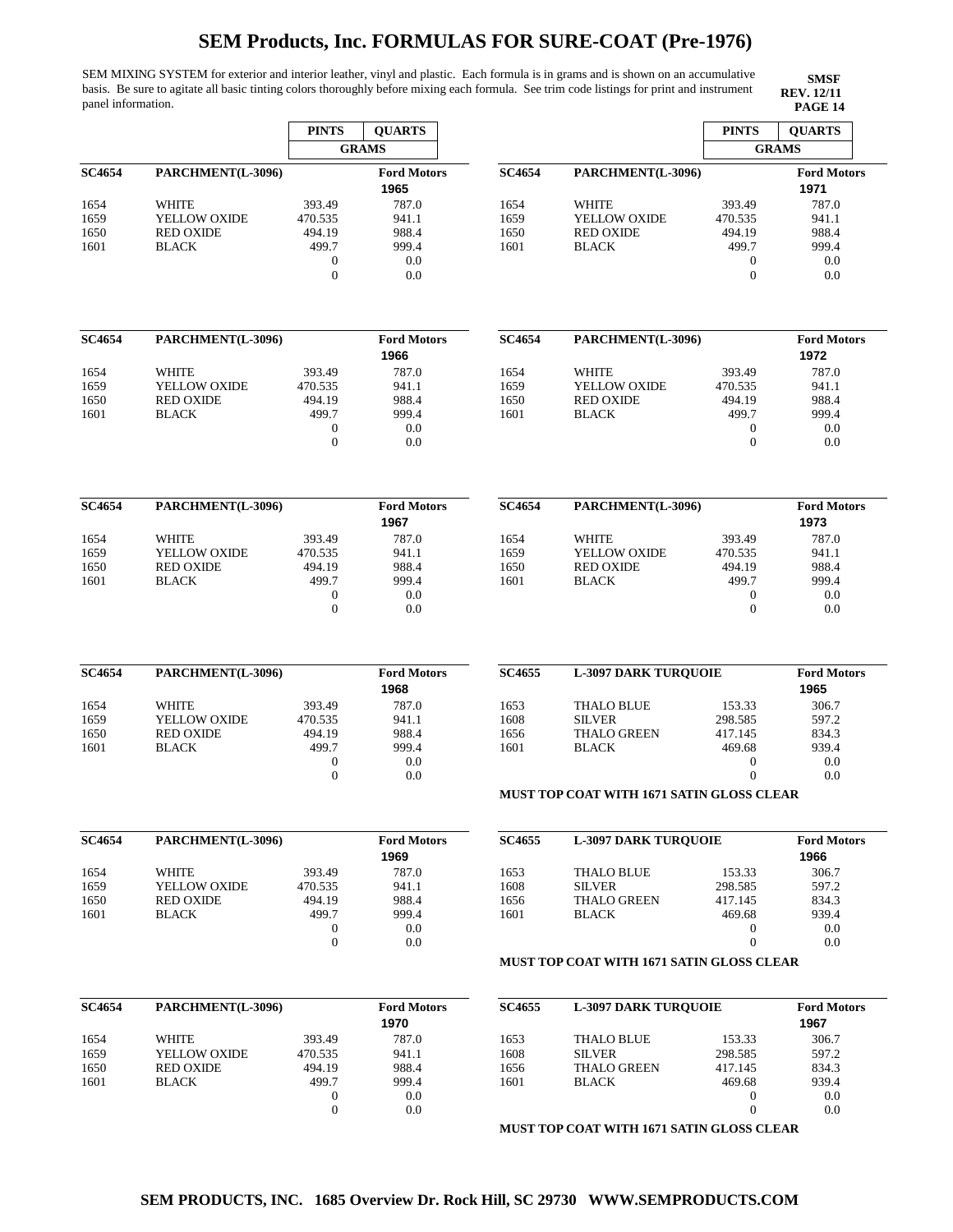# SEM Products, Inc. FORMULAS FOR SURE-COAT (Pre-1976)

SEM MIXING SYSTEM for exterior and interior leather, vinyl and plastic. Each formula is in grams and is shown on an accumulative basis. Be sure to agitate all basic tinting colors thoroughly before mixing each formula. See trim code listings for print and instrument panel information.

**SMSF**
**REV. 12/11**
**PAGE 14**

| SC4654 | PARCHMENT(L-3096) | PINTS (GRAMS) | QUARTS (GRAMS) |
|---|---|---|---|
| | | | **Ford Motors 1965** |
| 1654 | WHITE | 393.49 | 787.0 |
| 1659 | YELLOW OXIDE | 470.535 | 941.1 |
| 1650 | RED OXIDE | 494.19 | 988.4 |
| 1601 | BLACK | 499.7 | 999.4 |
| | | 0 | 0.0 |
| | | 0 | 0.0 |

| SC4654 | PARCHMENT(L-3096) | PINTS (GRAMS) | QUARTS (GRAMS) |
|---|---|---|---|
| | | | **Ford Motors 1966** |
| 1654 | WHITE | 393.49 | 787.0 |
| 1659 | YELLOW OXIDE | 470.535 | 941.1 |
| 1650 | RED OXIDE | 494.19 | 988.4 |
| 1601 | BLACK | 499.7 | 999.4 |
| | | 0 | 0.0 |
| | | 0 | 0.0 |

| SC4654 | PARCHMENT(L-3096) | PINTS (GRAMS) | QUARTS (GRAMS) |
|---|---|---|---|
| | | | **Ford Motors 1967** |
| 1654 | WHITE | 393.49 | 787.0 |
| 1659 | YELLOW OXIDE | 470.535 | 941.1 |
| 1650 | RED OXIDE | 494.19 | 988.4 |
| 1601 | BLACK | 499.7 | 999.4 |
| | | 0 | 0.0 |
| | | 0 | 0.0 |

| SC4654 | PARCHMENT(L-3096) | PINTS (GRAMS) | QUARTS (GRAMS) |
|---|---|---|---|
| | | | **Ford Motors 1968** |
| 1654 | WHITE | 393.49 | 787.0 |
| 1659 | YELLOW OXIDE | 470.535 | 941.1 |
| 1650 | RED OXIDE | 494.19 | 988.4 |
| 1601 | BLACK | 499.7 | 999.4 |
| | | 0 | 0.0 |
| | | 0 | 0.0 |

| SC4654 | PARCHMENT(L-3096) | PINTS (GRAMS) | QUARTS (GRAMS) |
|---|---|---|---|
| | | | **Ford Motors 1969** |
| 1654 | WHITE | 393.49 | 787.0 |
| 1659 | YELLOW OXIDE | 470.535 | 941.1 |
| 1650 | RED OXIDE | 494.19 | 988.4 |
| 1601 | BLACK | 499.7 | 999.4 |
| | | 0 | 0.0 |
| | | 0 | 0.0 |

| SC4654 | PARCHMENT(L-3096) | PINTS (GRAMS) | QUARTS (GRAMS) |
|---|---|---|---|
| | | | **Ford Motors 1970** |
| 1654 | WHITE | 393.49 | 787.0 |
| 1659 | YELLOW OXIDE | 470.535 | 941.1 |
| 1650 | RED OXIDE | 494.19 | 988.4 |
| 1601 | BLACK | 499.7 | 999.4 |
| | | 0 | 0.0 |
| | | 0 | 0.0 |

| SC4654 | PARCHMENT(L-3096) | PINTS (GRAMS) | QUARTS (GRAMS) |
|---|---|---|---|
| | | | **Ford Motors 1971** |
| 1654 | WHITE | 393.49 | 787.0 |
| 1659 | YELLOW OXIDE | 470.535 | 941.1 |
| 1650 | RED OXIDE | 494.19 | 988.4 |
| 1601 | BLACK | 499.7 | 999.4 |
| | | 0 | 0.0 |
| | | 0 | 0.0 |

| SC4654 | PARCHMENT(L-3096) | PINTS (GRAMS) | QUARTS (GRAMS) |
|---|---|---|---|
| | | | **Ford Motors 1972** |
| 1654 | WHITE | 393.49 | 787.0 |
| 1659 | YELLOW OXIDE | 470.535 | 941.1 |
| 1650 | RED OXIDE | 494.19 | 988.4 |
| 1601 | BLACK | 499.7 | 999.4 |
| | | 0 | 0.0 |
| | | 0 | 0.0 |

| SC4654 | PARCHMENT(L-3096) | PINTS (GRAMS) | QUARTS (GRAMS) |
|---|---|---|---|
| | | | **Ford Motors 1973** |
| 1654 | WHITE | 393.49 | 787.0 |
| 1659 | YELLOW OXIDE | 470.535 | 941.1 |
| 1650 | RED OXIDE | 494.19 | 988.4 |
| 1601 | BLACK | 499.7 | 999.4 |
| | | 0 | 0.0 |
| | | 0 | 0.0 |

| SC4655 | L-3097 DARK TURQUOIE | PINTS (GRAMS) | QUARTS (GRAMS) |
|---|---|---|---|
| | | | **Ford Motors 1965** |
| 1653 | THALO BLUE | 153.33 | 306.7 |
| 1608 | SILVER | 298.585 | 597.2 |
| 1656 | THALO GREEN | 417.145 | 834.3 |
| 1601 | BLACK | 469.68 | 939.4 |
| | | 0 | 0.0 |
| | | 0 | 0.0 |

**MUST TOP COAT WITH 1671 SATIN GLOSS CLEAR**

| SC4655 | L-3097 DARK TURQUOIE | PINTS (GRAMS) | QUARTS (GRAMS) |
|---|---|---|---|
| | | | **Ford Motors 1966** |
| 1653 | THALO BLUE | 153.33 | 306.7 |
| 1608 | SILVER | 298.585 | 597.2 |
| 1656 | THALO GREEN | 417.145 | 834.3 |
| 1601 | BLACK | 469.68 | 939.4 |
| | | 0 | 0.0 |
| | | 0 | 0.0 |

**MUST TOP COAT WITH 1671 SATIN GLOSS CLEAR**

| SC4655 | L-3097 DARK TURQUOIE | PINTS (GRAMS) | QUARTS (GRAMS) |
|---|---|---|---|
| | | | **Ford Motors 1967** |
| 1653 | THALO BLUE | 153.33 | 306.7 |
| 1608 | SILVER | 298.585 | 597.2 |
| 1656 | THALO GREEN | 417.145 | 834.3 |
| 1601 | BLACK | 469.68 | 939.4 |
| | | 0 | 0.0 |
| | | 0 | 0.0 |

**MUST TOP COAT WITH 1671 SATIN GLOSS CLEAR**

**SEM PRODUCTS, INC. 1685 Overview Dr. Rock Hill, SC 29730 WWW.SEMPRODUCTS.COM**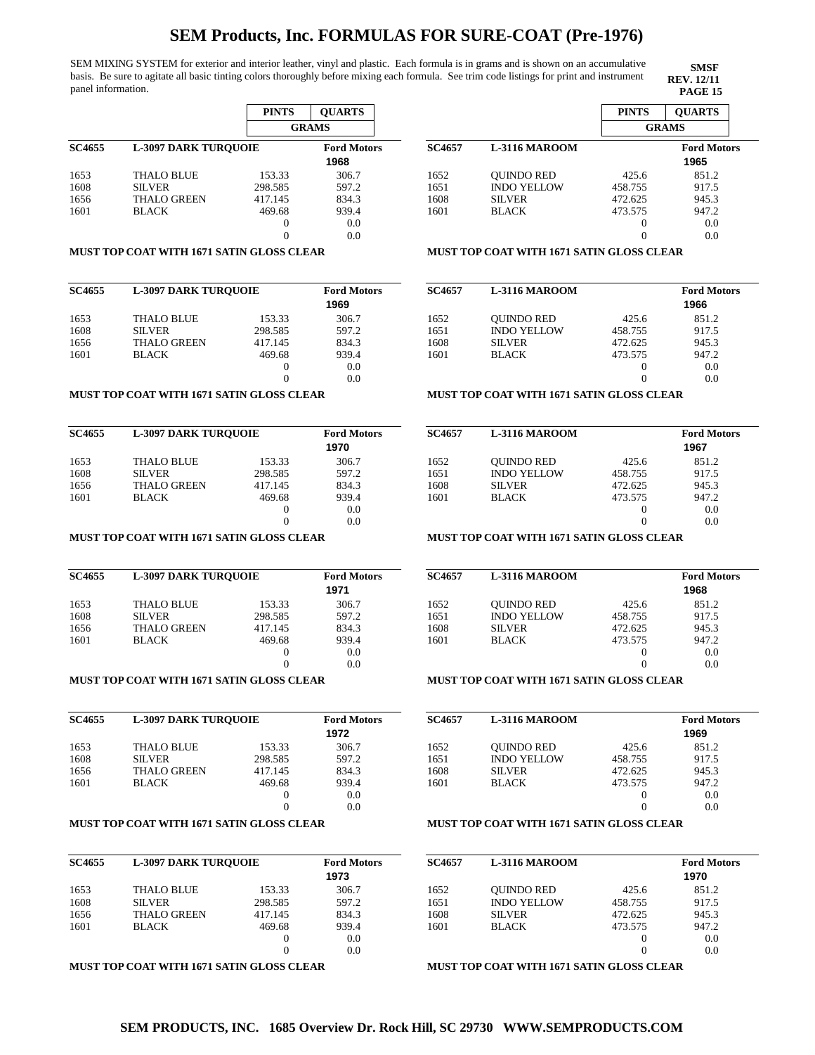# SEM Products, Inc. FORMULAS FOR SURE-COAT (Pre-1976)

SEM MIXING SYSTEM for exterior and interior leather, vinyl and plastic. Each formula is in grams and is shown on an accumulative basis. Be sure to agitate all basic tinting colors thoroughly before mixing each formula. See trim code listings for print and instrument panel information.

**SMSF**
**REV. 12/11**
**PAGE 15**

| **SC4655** | **L-3097 DARK TURQUOIE** | **PINTS (GRAMS)** | **QUARTS (GRAMS)** |
|---|---|---|---|
| | | | **Ford Motors** |
| | | | **1968** |
| 1653 | THALO BLUE | 153.33 | 306.7 |
| 1608 | SILVER | 298.585 | 597.2 |
| 1656 | THALO GREEN | 417.145 | 834.3 |
| 1601 | BLACK | 469.68 | 939.4 |
| | | 0 | 0.0 |
| | | 0 | 0.0 |

**MUST TOP COAT WITH 1671 SATIN GLOSS CLEAR**

| **SC4655** | **L-3097 DARK TURQUOIE** | | **Ford Motors** |
|---|---|---|---|
| | | | **1969** |
| 1653 | THALO BLUE | 153.33 | 306.7 |
| 1608 | SILVER | 298.585 | 597.2 |
| 1656 | THALO GREEN | 417.145 | 834.3 |
| 1601 | BLACK | 469.68 | 939.4 |
| | | 0 | 0.0 |
| | | 0 | 0.0 |

**MUST TOP COAT WITH 1671 SATIN GLOSS CLEAR**

| **SC4655** | **L-3097 DARK TURQUOIE** | | **Ford Motors** |
|---|---|---|---|
| | | | **1970** |
| 1653 | THALO BLUE | 153.33 | 306.7 |
| 1608 | SILVER | 298.585 | 597.2 |
| 1656 | THALO GREEN | 417.145 | 834.3 |
| 1601 | BLACK | 469.68 | 939.4 |
| | | 0 | 0.0 |
| | | 0 | 0.0 |

**MUST TOP COAT WITH 1671 SATIN GLOSS CLEAR**

| **SC4655** | **L-3097 DARK TURQUOIE** | | **Ford Motors** |
|---|---|---|---|
| | | | **1971** |
| 1653 | THALO BLUE | 153.33 | 306.7 |
| 1608 | SILVER | 298.585 | 597.2 |
| 1656 | THALO GREEN | 417.145 | 834.3 |
| 1601 | BLACK | 469.68 | 939.4 |
| | | 0 | 0.0 |
| | | 0 | 0.0 |

**MUST TOP COAT WITH 1671 SATIN GLOSS CLEAR**

| **SC4655** | **L-3097 DARK TURQUOIE** | | **Ford Motors** |
|---|---|---|---|
| | | | **1972** |
| 1653 | THALO BLUE | 153.33 | 306.7 |
| 1608 | SILVER | 298.585 | 597.2 |
| 1656 | THALO GREEN | 417.145 | 834.3 |
| 1601 | BLACK | 469.68 | 939.4 |
| | | 0 | 0.0 |
| | | 0 | 0.0 |

**MUST TOP COAT WITH 1671 SATIN GLOSS CLEAR**

| **SC4655** | **L-3097 DARK TURQUOIE** | | **Ford Motors** |
|---|---|---|---|
| | | | **1973** |
| 1653 | THALO BLUE | 153.33 | 306.7 |
| 1608 | SILVER | 298.585 | 597.2 |
| 1656 | THALO GREEN | 417.145 | 834.3 |
| 1601 | BLACK | 469.68 | 939.4 |
| | | 0 | 0.0 |
| | | 0 | 0.0 |

**MUST TOP COAT WITH 1671 SATIN GLOSS CLEAR**

| **SC4657** | **L-3116 MAROOM** | **PINTS (GRAMS)** | **QUARTS (GRAMS)** |
|---|---|---|---|
| | | | **Ford Motors** |
| | | | **1965** |
| 1652 | QUINDO RED | 425.6 | 851.2 |
| 1651 | INDO YELLOW | 458.755 | 917.5 |
| 1608 | SILVER | 472.625 | 945.3 |
| 1601 | BLACK | 473.575 | 947.2 |
| | | 0 | 0.0 |
| | | 0 | 0.0 |

**MUST TOP COAT WITH 1671 SATIN GLOSS CLEAR**

| **SC4657** | **L-3116 MAROOM** | | **Ford Motors** |
|---|---|---|---|
| | | | **1966** |
| 1652 | QUINDO RED | 425.6 | 851.2 |
| 1651 | INDO YELLOW | 458.755 | 917.5 |
| 1608 | SILVER | 472.625 | 945.3 |
| 1601 | BLACK | 473.575 | 947.2 |
| | | 0 | 0.0 |
| | | 0 | 0.0 |

**MUST TOP COAT WITH 1671 SATIN GLOSS CLEAR**

| **SC4657** | **L-3116 MAROOM** | | **Ford Motors** |
|---|---|---|---|
| | | | **1967** |
| 1652 | QUINDO RED | 425.6 | 851.2 |
| 1651 | INDO YELLOW | 458.755 | 917.5 |
| 1608 | SILVER | 472.625 | 945.3 |
| 1601 | BLACK | 473.575 | 947.2 |
| | | 0 | 0.0 |
| | | 0 | 0.0 |

**MUST TOP COAT WITH 1671 SATIN GLOSS CLEAR**

| **SC4657** | **L-3116 MAROOM** | | **Ford Motors** |
|---|---|---|---|
| | | | **1968** |
| 1652 | QUINDO RED | 425.6 | 851.2 |
| 1651 | INDO YELLOW | 458.755 | 917.5 |
| 1608 | SILVER | 472.625 | 945.3 |
| 1601 | BLACK | 473.575 | 947.2 |
| | | 0 | 0.0 |
| | | 0 | 0.0 |

**MUST TOP COAT WITH 1671 SATIN GLOSS CLEAR**

| **SC4657** | **L-3116 MAROOM** | | **Ford Motors** |
|---|---|---|---|
| | | | **1969** |
| 1652 | QUINDO RED | 425.6 | 851.2 |
| 1651 | INDO YELLOW | 458.755 | 917.5 |
| 1608 | SILVER | 472.625 | 945.3 |
| 1601 | BLACK | 473.575 | 947.2 |
| | | 0 | 0.0 |
| | | 0 | 0.0 |

**MUST TOP COAT WITH 1671 SATIN GLOSS CLEAR**

| **SC4657** | **L-3116 MAROOM** | | **Ford Motors** |
|---|---|---|---|
| | | | **1970** |
| 1652 | QUINDO RED | 425.6 | 851.2 |
| 1651 | INDO YELLOW | 458.755 | 917.5 |
| 1608 | SILVER | 472.625 | 945.3 |
| 1601 | BLACK | 473.575 | 947.2 |
| | | 0 | 0.0 |
| | | 0 | 0.0 |

**MUST TOP COAT WITH 1671 SATIN GLOSS CLEAR**

**SEM PRODUCTS, INC. 1685 Overview Dr. Rock Hill, SC 29730 WWW.SEMPRODUCTS.COM**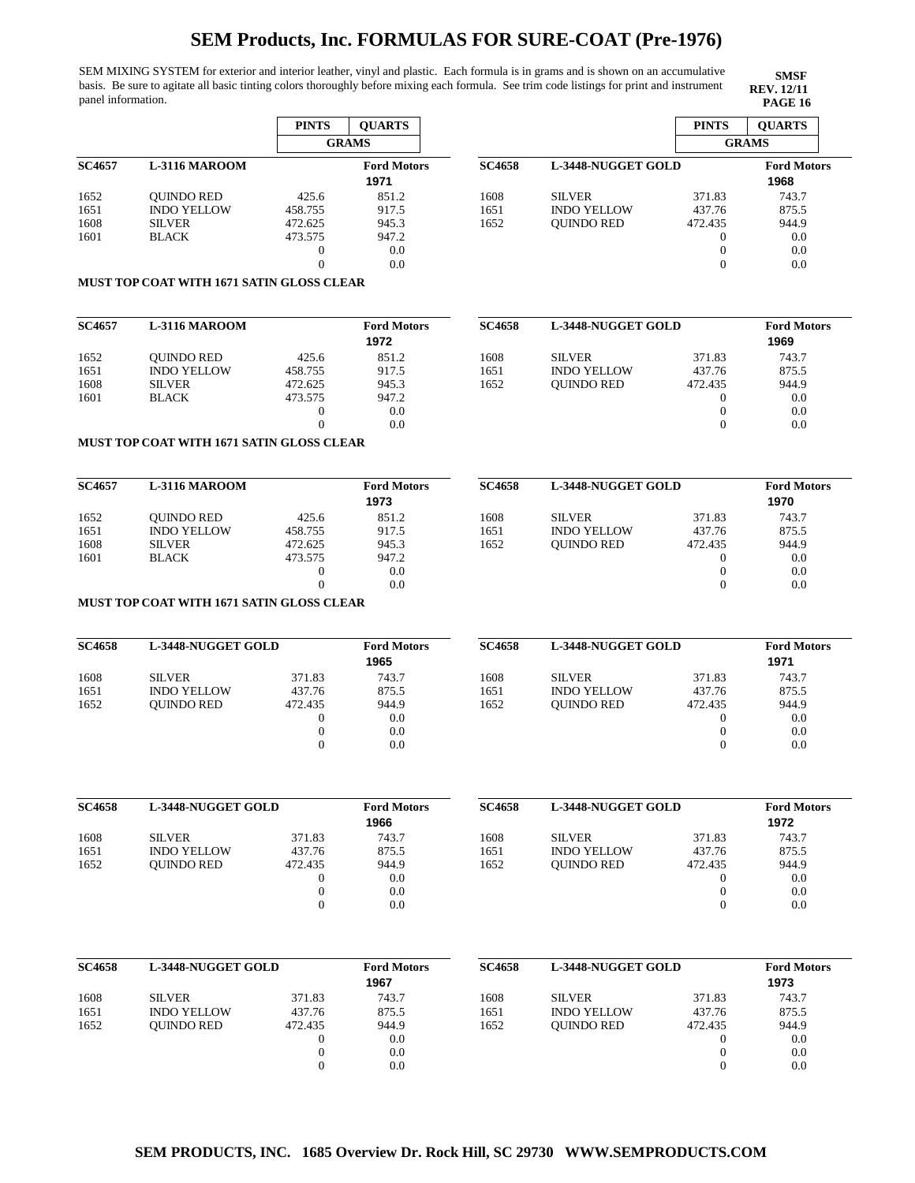# SEM Products, Inc. FORMULAS FOR SURE-COAT (Pre-1976)

SEM MIXING SYSTEM for exterior and interior leather, vinyl and plastic. Each formula is in grams and is shown on an accumulative basis. Be sure to agitate all basic tinting colors thoroughly before mixing each formula. See trim code listings for print and instrument panel information.

**SMSF**
**REV. 12/11**
**PAGE 16**

| **SC4657** | **L-3116 MAROOM** | **PINTS (GRAMS)** | **QUARTS (GRAMS)** |
|---|---|---|---|
| | | | **Ford Motors 1971** |
| 1652 | QUINDO RED | 425.6 | 851.2 |
| 1651 | INDO YELLOW | 458.755 | 917.5 |
| 1608 | SILVER | 472.625 | 945.3 |
| 1601 | BLACK | 473.575 | 947.2 |
| | | 0 | 0.0 |
| | | 0 | 0.0 |

**MUST TOP COAT WITH 1671 SATIN GLOSS CLEAR**

| **SC4657** | **L-3116 MAROOM** | **PINTS (GRAMS)** | **QUARTS (GRAMS)** |
|---|---|---|---|
| | | | **Ford Motors 1972** |
| 1652 | QUINDO RED | 425.6 | 851.2 |
| 1651 | INDO YELLOW | 458.755 | 917.5 |
| 1608 | SILVER | 472.625 | 945.3 |
| 1601 | BLACK | 473.575 | 947.2 |
| | | 0 | 0.0 |
| | | 0 | 0.0 |

**MUST TOP COAT WITH 1671 SATIN GLOSS CLEAR**

| **SC4657** | **L-3116 MAROOM** | **PINTS (GRAMS)** | **QUARTS (GRAMS)** |
|---|---|---|---|
| | | | **Ford Motors 1973** |
| 1652 | QUINDO RED | 425.6 | 851.2 |
| 1651 | INDO YELLOW | 458.755 | 917.5 |
| 1608 | SILVER | 472.625 | 945.3 |
| 1601 | BLACK | 473.575 | 947.2 |
| | | 0 | 0.0 |
| | | 0 | 0.0 |

**MUST TOP COAT WITH 1671 SATIN GLOSS CLEAR**

| **SC4658** | **L-3448-NUGGET GOLD** | **PINTS (GRAMS)** | **QUARTS (GRAMS)** |
|---|---|---|---|
| | | | **Ford Motors 1965** |
| 1608 | SILVER | 371.83 | 743.7 |
| 1651 | INDO YELLOW | 437.76 | 875.5 |
| 1652 | QUINDO RED | 472.435 | 944.9 |
| | | 0 | 0.0 |
| | | 0 | 0.0 |
| | | 0 | 0.0 |

| **SC4658** | **L-3448-NUGGET GOLD** | **PINTS (GRAMS)** | **QUARTS (GRAMS)** |
|---|---|---|---|
| | | | **Ford Motors 1966** |
| 1608 | SILVER | 371.83 | 743.7 |
| 1651 | INDO YELLOW | 437.76 | 875.5 |
| 1652 | QUINDO RED | 472.435 | 944.9 |
| | | 0 | 0.0 |
| | | 0 | 0.0 |
| | | 0 | 0.0 |

| **SC4658** | **L-3448-NUGGET GOLD** | **PINTS (GRAMS)** | **QUARTS (GRAMS)** |
|---|---|---|---|
| | | | **Ford Motors 1967** |
| 1608 | SILVER | 371.83 | 743.7 |
| 1651 | INDO YELLOW | 437.76 | 875.5 |
| 1652 | QUINDO RED | 472.435 | 944.9 |
| | | 0 | 0.0 |
| | | 0 | 0.0 |
| | | 0 | 0.0 |

| **SC4658** | **L-3448-NUGGET GOLD** | **PINTS (GRAMS)** | **QUARTS (GRAMS)** |
|---|---|---|---|
| | | | **Ford Motors 1968** |
| 1608 | SILVER | 371.83 | 743.7 |
| 1651 | INDO YELLOW | 437.76 | 875.5 |
| 1652 | QUINDO RED | 472.435 | 944.9 |
| | | 0 | 0.0 |
| | | 0 | 0.0 |
| | | 0 | 0.0 |

| **SC4658** | **L-3448-NUGGET GOLD** | **PINTS (GRAMS)** | **QUARTS (GRAMS)** |
|---|---|---|---|
| | | | **Ford Motors 1969** |
| 1608 | SILVER | 371.83 | 743.7 |
| 1651 | INDO YELLOW | 437.76 | 875.5 |
| 1652 | QUINDO RED | 472.435 | 944.9 |
| | | 0 | 0.0 |
| | | 0 | 0.0 |
| | | 0 | 0.0 |

| **SC4658** | **L-3448-NUGGET GOLD** | **PINTS (GRAMS)** | **QUARTS (GRAMS)** |
|---|---|---|---|
| | | | **Ford Motors 1970** |
| 1608 | SILVER | 371.83 | 743.7 |
| 1651 | INDO YELLOW | 437.76 | 875.5 |
| 1652 | QUINDO RED | 472.435 | 944.9 |
| | | 0 | 0.0 |
| | | 0 | 0.0 |
| | | 0 | 0.0 |

| **SC4658** | **L-3448-NUGGET GOLD** | **PINTS (GRAMS)** | **QUARTS (GRAMS)** |
|---|---|---|---|
| | | | **Ford Motors 1971** |
| 1608 | SILVER | 371.83 | 743.7 |
| 1651 | INDO YELLOW | 437.76 | 875.5 |
| 1652 | QUINDO RED | 472.435 | 944.9 |
| | | 0 | 0.0 |
| | | 0 | 0.0 |
| | | 0 | 0.0 |

| **SC4658** | **L-3448-NUGGET GOLD** | **PINTS (GRAMS)** | **QUARTS (GRAMS)** |
|---|---|---|---|
| | | | **Ford Motors 1972** |
| 1608 | SILVER | 371.83 | 743.7 |
| 1651 | INDO YELLOW | 437.76 | 875.5 |
| 1652 | QUINDO RED | 472.435 | 944.9 |
| | | 0 | 0.0 |
| | | 0 | 0.0 |
| | | 0 | 0.0 |

| **SC4658** | **L-3448-NUGGET GOLD** | **PINTS (GRAMS)** | **QUARTS (GRAMS)** |
|---|---|---|---|
| | | | **Ford Motors 1973** |
| 1608 | SILVER | 371.83 | 743.7 |
| 1651 | INDO YELLOW | 437.76 | 875.5 |
| 1652 | QUINDO RED | 472.435 | 944.9 |
| | | 0 | 0.0 |
| | | 0 | 0.0 |
| | | 0 | 0.0 |

**SEM PRODUCTS, INC. 1685 Overview Dr. Rock Hill, SC 29730 WWW.SEMPRODUCTS.COM**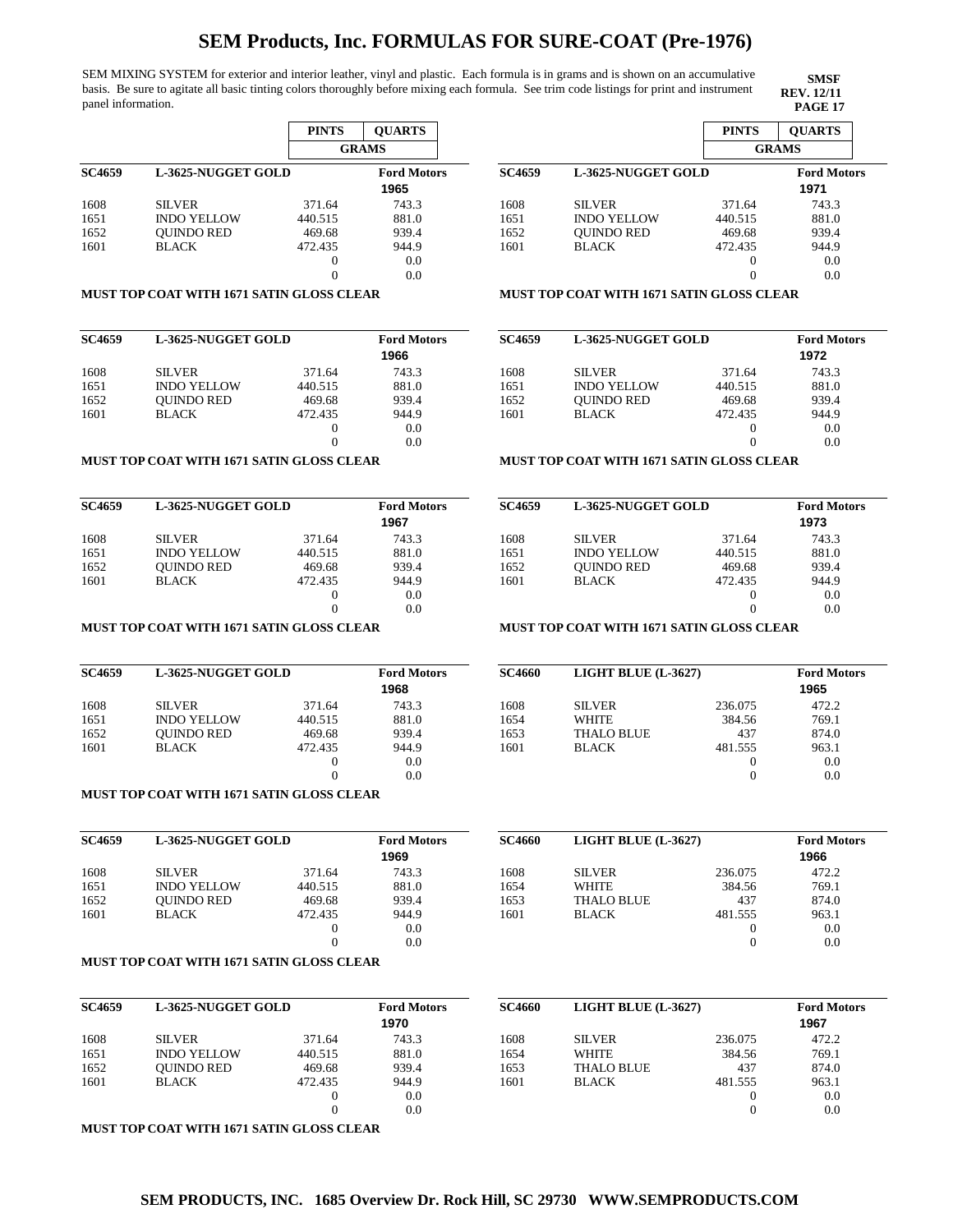# SEM Products, Inc. FORMULAS FOR SURE-COAT (Pre-1976)

SEM MIXING SYSTEM for exterior and interior leather, vinyl and plastic. Each formula is in grams and is shown on an accumulative basis. Be sure to agitate all basic tinting colors thoroughly before mixing each formula. See trim code listings for print and instrument panel information.

**SMSF**
**REV. 12/11**
**PAGE 17**

| | | PINTS | QUARTS |
|---|---|---|---|
| | | GRAMS | |
| **SC4659** | **L-3625-NUGGET GOLD** | | **Ford Motors 1965** |
| 1608 | SILVER | 371.64 | 743.3 |
| 1651 | INDO YELLOW | 440.515 | 881.0 |
| 1652 | QUINDO RED | 469.68 | 939.4 |
| 1601 | BLACK | 472.435 | 944.9 |
| | | 0 | 0.0 |
| | | 0 | 0.0 |

**MUST TOP COAT WITH 1671 SATIN GLOSS CLEAR**

| **SC4659** | **L-3625-NUGGET GOLD** | | **Ford Motors 1966** |
|---|---|---|---|
| 1608 | SILVER | 371.64 | 743.3 |
| 1651 | INDO YELLOW | 440.515 | 881.0 |
| 1652 | QUINDO RED | 469.68 | 939.4 |
| 1601 | BLACK | 472.435 | 944.9 |
| | | 0 | 0.0 |
| | | 0 | 0.0 |

**MUST TOP COAT WITH 1671 SATIN GLOSS CLEAR**

| **SC4659** | **L-3625-NUGGET GOLD** | | **Ford Motors 1967** |
|---|---|---|---|
| 1608 | SILVER | 371.64 | 743.3 |
| 1651 | INDO YELLOW | 440.515 | 881.0 |
| 1652 | QUINDO RED | 469.68 | 939.4 |
| 1601 | BLACK | 472.435 | 944.9 |
| | | 0 | 0.0 |
| | | 0 | 0.0 |

**MUST TOP COAT WITH 1671 SATIN GLOSS CLEAR**

| **SC4659** | **L-3625-NUGGET GOLD** | | **Ford Motors 1968** |
|---|---|---|---|
| 1608 | SILVER | 371.64 | 743.3 |
| 1651 | INDO YELLOW | 440.515 | 881.0 |
| 1652 | QUINDO RED | 469.68 | 939.4 |
| 1601 | BLACK | 472.435 | 944.9 |
| | | 0 | 0.0 |
| | | 0 | 0.0 |

**MUST TOP COAT WITH 1671 SATIN GLOSS CLEAR**

| **SC4659** | **L-3625-NUGGET GOLD** | | **Ford Motors 1969** |
|---|---|---|---|
| 1608 | SILVER | 371.64 | 743.3 |
| 1651 | INDO YELLOW | 440.515 | 881.0 |
| 1652 | QUINDO RED | 469.68 | 939.4 |
| 1601 | BLACK | 472.435 | 944.9 |
| | | 0 | 0.0 |
| | | 0 | 0.0 |

**MUST TOP COAT WITH 1671 SATIN GLOSS CLEAR**

| **SC4659** | **L-3625-NUGGET GOLD** | | **Ford Motors 1970** |
|---|---|---|---|
| 1608 | SILVER | 371.64 | 743.3 |
| 1651 | INDO YELLOW | 440.515 | 881.0 |
| 1652 | QUINDO RED | 469.68 | 939.4 |
| 1601 | BLACK | 472.435 | 944.9 |
| | | 0 | 0.0 |
| | | 0 | 0.0 |

**MUST TOP COAT WITH 1671 SATIN GLOSS CLEAR**

| | | PINTS | QUARTS |
|---|---|---|---|
| | | GRAMS | |
| **SC4659** | **L-3625-NUGGET GOLD** | | **Ford Motors 1971** |
| 1608 | SILVER | 371.64 | 743.3 |
| 1651 | INDO YELLOW | 440.515 | 881.0 |
| 1652 | QUINDO RED | 469.68 | 939.4 |
| 1601 | BLACK | 472.435 | 944.9 |
| | | 0 | 0.0 |
| | | 0 | 0.0 |

**MUST TOP COAT WITH 1671 SATIN GLOSS CLEAR**

| **SC4659** | **L-3625-NUGGET GOLD** | | **Ford Motors 1972** |
|---|---|---|---|
| 1608 | SILVER | 371.64 | 743.3 |
| 1651 | INDO YELLOW | 440.515 | 881.0 |
| 1652 | QUINDO RED | 469.68 | 939.4 |
| 1601 | BLACK | 472.435 | 944.9 |
| | | 0 | 0.0 |
| | | 0 | 0.0 |

**MUST TOP COAT WITH 1671 SATIN GLOSS CLEAR**

| **SC4659** | **L-3625-NUGGET GOLD** | | **Ford Motors 1973** |
|---|---|---|---|
| 1608 | SILVER | 371.64 | 743.3 |
| 1651 | INDO YELLOW | 440.515 | 881.0 |
| 1652 | QUINDO RED | 469.68 | 939.4 |
| 1601 | BLACK | 472.435 | 944.9 |
| | | 0 | 0.0 |
| | | 0 | 0.0 |

**MUST TOP COAT WITH 1671 SATIN GLOSS CLEAR**

| **SC4660** | **LIGHT BLUE (L-3627)** | | **Ford Motors 1965** |
|---|---|---|---|
| 1608 | SILVER | 236.075 | 472.2 |
| 1654 | WHITE | 384.56 | 769.1 |
| 1653 | THALO BLUE | 437 | 874.0 |
| 1601 | BLACK | 481.555 | 963.1 |
| | | 0 | 0.0 |
| | | 0 | 0.0 |

| **SC4660** | **LIGHT BLUE (L-3627)** | | **Ford Motors 1966** |
|---|---|---|---|
| 1608 | SILVER | 236.075 | 472.2 |
| 1654 | WHITE | 384.56 | 769.1 |
| 1653 | THALO BLUE | 437 | 874.0 |
| 1601 | BLACK | 481.555 | 963.1 |
| | | 0 | 0.0 |
| | | 0 | 0.0 |

| **SC4660** | **LIGHT BLUE (L-3627)** | | **Ford Motors 1967** |
|---|---|---|---|
| 1608 | SILVER | 236.075 | 472.2 |
| 1654 | WHITE | 384.56 | 769.1 |
| 1653 | THALO BLUE | 437 | 874.0 |
| 1601 | BLACK | 481.555 | 963.1 |
| | | 0 | 0.0 |
| | | 0 | 0.0 |

**SEM PRODUCTS, INC. 1685 Overview Dr. Rock Hill, SC 29730 WWW.SEMPRODUCTS.COM**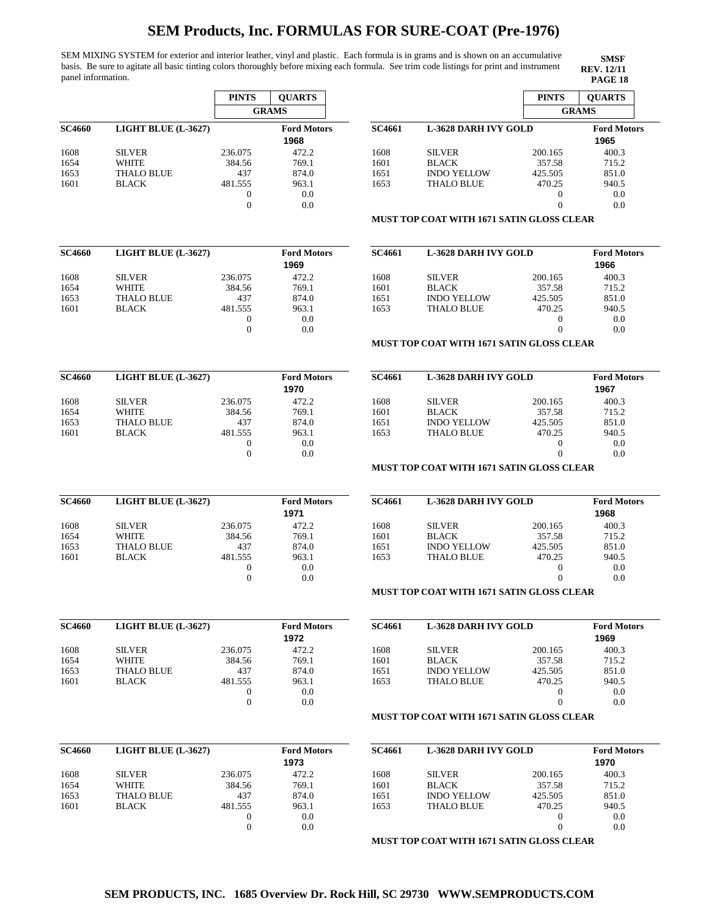# SEM Products, Inc. FORMULAS FOR SURE-COAT (Pre-1976)

SEM MIXING SYSTEM for exterior and interior leather, vinyl and plastic. Each formula is in grams and is shown on an accumulative basis. Be sure to agitate all basic tinting colors thoroughly before mixing each formula. See trim code listings for print and instrument panel information.

**SMSF**
**REV. 12/11**
**PAGE 18**

| | | PINTS | QUARTS |
|---|---|---|---|
| | | GRAMS | |
| **SC4660** | **LIGHT BLUE (L-3627)** | | **Ford Motors** 1968 |
| 1608 | SILVER | 236.075 | 472.2 |
| 1654 | WHITE | 384.56 | 769.1 |
| 1653 | THALO BLUE | 437 | 874.0 |
| 1601 | BLACK | 481.555 | 963.1 |
| | | 0 | 0.0 |
| | | 0 | 0.0 |

| | | PINTS | QUARTS |
|---|---|---|---|
| **SC4660** | **LIGHT BLUE (L-3627)** | | **Ford Motors** 1969 |
| 1608 | SILVER | 236.075 | 472.2 |
| 1654 | WHITE | 384.56 | 769.1 |
| 1653 | THALO BLUE | 437 | 874.0 |
| 1601 | BLACK | 481.555 | 963.1 |
| | | 0 | 0.0 |
| | | 0 | 0.0 |

| | | PINTS | QUARTS |
|---|---|---|---|
| **SC4660** | **LIGHT BLUE (L-3627)** | | **Ford Motors** 1970 |
| 1608 | SILVER | 236.075 | 472.2 |
| 1654 | WHITE | 384.56 | 769.1 |
| 1653 | THALO BLUE | 437 | 874.0 |
| 1601 | BLACK | 481.555 | 963.1 |
| | | 0 | 0.0 |
| | | 0 | 0.0 |

| | | PINTS | QUARTS |
|---|---|---|---|
| **SC4660** | **LIGHT BLUE (L-3627)** | | **Ford Motors** 1971 |
| 1608 | SILVER | 236.075 | 472.2 |
| 1654 | WHITE | 384.56 | 769.1 |
| 1653 | THALO BLUE | 437 | 874.0 |
| 1601 | BLACK | 481.555 | 963.1 |
| | | 0 | 0.0 |
| | | 0 | 0.0 |

| | | PINTS | QUARTS |
|---|---|---|---|
| **SC4660** | **LIGHT BLUE (L-3627)** | | **Ford Motors** 1972 |
| 1608 | SILVER | 236.075 | 472.2 |
| 1654 | WHITE | 384.56 | 769.1 |
| 1653 | THALO BLUE | 437 | 874.0 |
| 1601 | BLACK | 481.555 | 963.1 |
| | | 0 | 0.0 |
| | | 0 | 0.0 |

| | | PINTS | QUARTS |
|---|---|---|---|
| **SC4660** | **LIGHT BLUE (L-3627)** | | **Ford Motors** 1973 |
| 1608 | SILVER | 236.075 | 472.2 |
| 1654 | WHITE | 384.56 | 769.1 |
| 1653 | THALO BLUE | 437 | 874.0 |
| 1601 | BLACK | 481.555 | 963.1 |
| | | 0 | 0.0 |
| | | 0 | 0.0 |

| | | PINTS | QUARTS |
|---|---|---|---|
| | | GRAMS | |
| **SC4661** | **L-3628 DARH IVY GOLD** | | **Ford Motors** 1965 |
| 1608 | SILVER | 200.165 | 400.3 |
| 1601 | BLACK | 357.58 | 715.2 |
| 1651 | INDO YELLOW | 425.505 | 851.0 |
| 1653 | THALO BLUE | 470.25 | 940.5 |
| | | 0 | 0.0 |
| | | 0 | 0.0 |

**MUST TOP COAT WITH 1671 SATIN GLOSS CLEAR**

| | | PINTS | QUARTS |
|---|---|---|---|
| **SC4661** | **L-3628 DARH IVY GOLD** | | **Ford Motors** 1966 |
| 1608 | SILVER | 200.165 | 400.3 |
| 1601 | BLACK | 357.58 | 715.2 |
| 1651 | INDO YELLOW | 425.505 | 851.0 |
| 1653 | THALO BLUE | 470.25 | 940.5 |
| | | 0 | 0.0 |
| | | 0 | 0.0 |

**MUST TOP COAT WITH 1671 SATIN GLOSS CLEAR**

| | | PINTS | QUARTS |
|---|---|---|---|
| **SC4661** | **L-3628 DARH IVY GOLD** | | **Ford Motors** 1967 |
| 1608 | SILVER | 200.165 | 400.3 |
| 1601 | BLACK | 357.58 | 715.2 |
| 1651 | INDO YELLOW | 425.505 | 851.0 |
| 1653 | THALO BLUE | 470.25 | 940.5 |
| | | 0 | 0.0 |
| | | 0 | 0.0 |

**MUST TOP COAT WITH 1671 SATIN GLOSS CLEAR**

| | | PINTS | QUARTS |
|---|---|---|---|
| **SC4661** | **L-3628 DARH IVY GOLD** | | **Ford Motors** 1968 |
| 1608 | SILVER | 200.165 | 400.3 |
| 1601 | BLACK | 357.58 | 715.2 |
| 1651 | INDO YELLOW | 425.505 | 851.0 |
| 1653 | THALO BLUE | 470.25 | 940.5 |
| | | 0 | 0.0 |
| | | 0 | 0.0 |

**MUST TOP COAT WITH 1671 SATIN GLOSS CLEAR**

| | | PINTS | QUARTS |
|---|---|---|---|
| **SC4661** | **L-3628 DARH IVY GOLD** | | **Ford Motors** 1969 |
| 1608 | SILVER | 200.165 | 400.3 |
| 1601 | BLACK | 357.58 | 715.2 |
| 1651 | INDO YELLOW | 425.505 | 851.0 |
| 1653 | THALO BLUE | 470.25 | 940.5 |
| | | 0 | 0.0 |
| | | 0 | 0.0 |

**MUST TOP COAT WITH 1671 SATIN GLOSS CLEAR**

| | | PINTS | QUARTS |
|---|---|---|---|
| **SC4661** | **L-3628 DARH IVY GOLD** | | **Ford Motors** 1970 |
| 1608 | SILVER | 200.165 | 400.3 |
| 1601 | BLACK | 357.58 | 715.2 |
| 1651 | INDO YELLOW | 425.505 | 851.0 |
| 1653 | THALO BLUE | 470.25 | 940.5 |
| | | 0 | 0.0 |
| | | 0 | 0.0 |

**MUST TOP COAT WITH 1671 SATIN GLOSS CLEAR**

**SEM PRODUCTS, INC. 1685 Overview Dr. Rock Hill, SC 29730 WWW.SEMPRODUCTS.COM**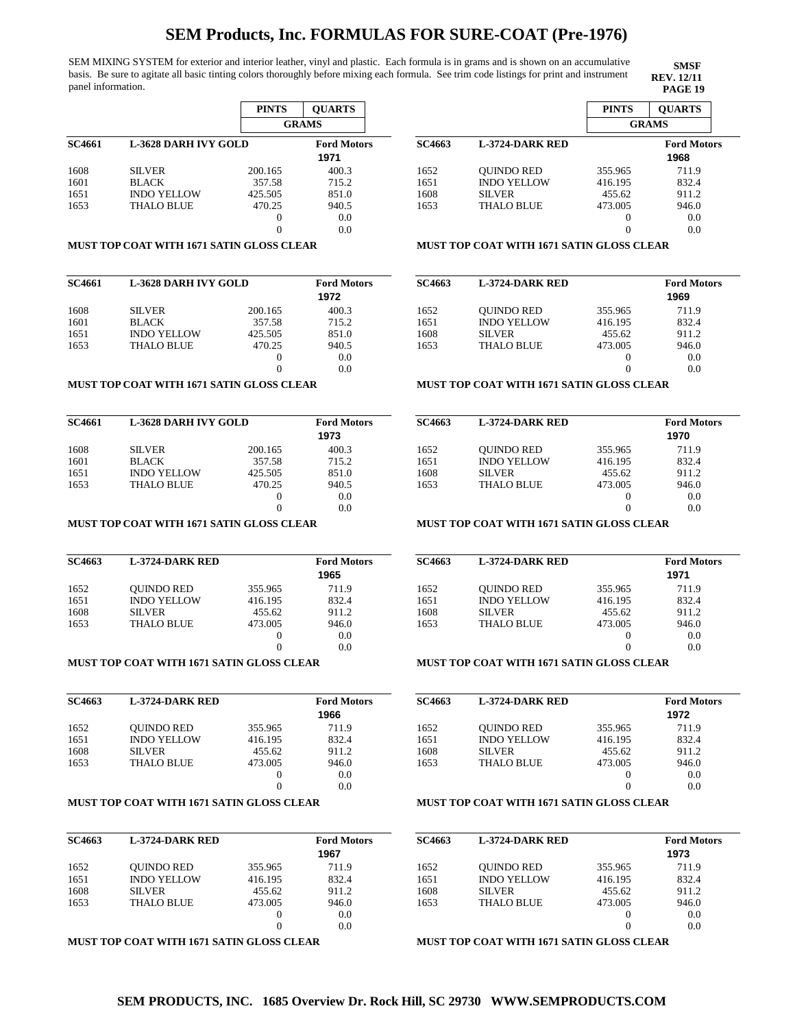# SEM Products, Inc. FORMULAS FOR SURE-COAT (Pre-1976)

SEM MIXING SYSTEM for exterior and interior leather, vinyl and plastic. Each formula is in grams and is shown on an accumulative basis. Be sure to agitate all basic tinting colors thoroughly before mixing each formula. See trim code listings for print and instrument panel information.

**SMSF**
**REV. 12/11**
**PAGE 19**

| | | PINTS | QUARTS |
|---|---|---|---|
| | | GRAMS | |

| SC4661 | L-3628 DARH IVY GOLD | | Ford Motors 1971 |
|---|---|---|---|
| 1608 | SILVER | 200.165 | 400.3 |
| 1601 | BLACK | 357.58 | 715.2 |
| 1651 | INDO YELLOW | 425.505 | 851.0 |
| 1653 | THALO BLUE | 470.25 | 940.5 |
| | | 0 | 0.0 |
| | | 0 | 0.0 |

**MUST TOP COAT WITH 1671 SATIN GLOSS CLEAR**

| SC4661 | L-3628 DARH IVY GOLD | | Ford Motors 1972 |
|---|---|---|---|
| 1608 | SILVER | 200.165 | 400.3 |
| 1601 | BLACK | 357.58 | 715.2 |
| 1651 | INDO YELLOW | 425.505 | 851.0 |
| 1653 | THALO BLUE | 470.25 | 940.5 |
| | | 0 | 0.0 |
| | | 0 | 0.0 |

**MUST TOP COAT WITH 1671 SATIN GLOSS CLEAR**

| SC4661 | L-3628 DARH IVY GOLD | | Ford Motors 1973 |
|---|---|---|---|
| 1608 | SILVER | 200.165 | 400.3 |
| 1601 | BLACK | 357.58 | 715.2 |
| 1651 | INDO YELLOW | 425.505 | 851.0 |
| 1653 | THALO BLUE | 470.25 | 940.5 |
| | | 0 | 0.0 |
| | | 0 | 0.0 |

**MUST TOP COAT WITH 1671 SATIN GLOSS CLEAR**

| SC4663 | L-3724-DARK RED | | Ford Motors 1965 |
|---|---|---|---|
| 1652 | QUINDO RED | 355.965 | 711.9 |
| 1651 | INDO YELLOW | 416.195 | 832.4 |
| 1608 | SILVER | 455.62 | 911.2 |
| 1653 | THALO BLUE | 473.005 | 946.0 |
| | | 0 | 0.0 |
| | | 0 | 0.0 |

**MUST TOP COAT WITH 1671 SATIN GLOSS CLEAR**

| SC4663 | L-3724-DARK RED | | Ford Motors 1966 |
|---|---|---|---|
| 1652 | QUINDO RED | 355.965 | 711.9 |
| 1651 | INDO YELLOW | 416.195 | 832.4 |
| 1608 | SILVER | 455.62 | 911.2 |
| 1653 | THALO BLUE | 473.005 | 946.0 |
| | | 0 | 0.0 |
| | | 0 | 0.0 |

**MUST TOP COAT WITH 1671 SATIN GLOSS CLEAR**

| SC4663 | L-3724-DARK RED | | Ford Motors 1967 |
|---|---|---|---|
| 1652 | QUINDO RED | 355.965 | 711.9 |
| 1651 | INDO YELLOW | 416.195 | 832.4 |
| 1608 | SILVER | 455.62 | 911.2 |
| 1653 | THALO BLUE | 473.005 | 946.0 |
| | | 0 | 0.0 |
| | | 0 | 0.0 |

**MUST TOP COAT WITH 1671 SATIN GLOSS CLEAR**

| | | PINTS | QUARTS |
|---|---|---|---|
| | | GRAMS | |

| SC4663 | L-3724-DARK RED | | Ford Motors 1968 |
|---|---|---|---|
| 1652 | QUINDO RED | 355.965 | 711.9 |
| 1651 | INDO YELLOW | 416.195 | 832.4 |
| 1608 | SILVER | 455.62 | 911.2 |
| 1653 | THALO BLUE | 473.005 | 946.0 |
| | | 0 | 0.0 |
| | | 0 | 0.0 |

**MUST TOP COAT WITH 1671 SATIN GLOSS CLEAR**

| SC4663 | L-3724-DARK RED | | Ford Motors 1969 |
|---|---|---|---|
| 1652 | QUINDO RED | 355.965 | 711.9 |
| 1651 | INDO YELLOW | 416.195 | 832.4 |
| 1608 | SILVER | 455.62 | 911.2 |
| 1653 | THALO BLUE | 473.005 | 946.0 |
| | | 0 | 0.0 |
| | | 0 | 0.0 |

**MUST TOP COAT WITH 1671 SATIN GLOSS CLEAR**

| SC4663 | L-3724-DARK RED | | Ford Motors 1970 |
|---|---|---|---|
| 1652 | QUINDO RED | 355.965 | 711.9 |
| 1651 | INDO YELLOW | 416.195 | 832.4 |
| 1608 | SILVER | 455.62 | 911.2 |
| 1653 | THALO BLUE | 473.005 | 946.0 |
| | | 0 | 0.0 |
| | | 0 | 0.0 |

**MUST TOP COAT WITH 1671 SATIN GLOSS CLEAR**

| SC4663 | L-3724-DARK RED | | Ford Motors 1971 |
|---|---|---|---|
| 1652 | QUINDO RED | 355.965 | 711.9 |
| 1651 | INDO YELLOW | 416.195 | 832.4 |
| 1608 | SILVER | 455.62 | 911.2 |
| 1653 | THALO BLUE | 473.005 | 946.0 |
| | | 0 | 0.0 |
| | | 0 | 0.0 |

**MUST TOP COAT WITH 1671 SATIN GLOSS CLEAR**

| SC4663 | L-3724-DARK RED | | Ford Motors 1972 |
|---|---|---|---|
| 1652 | QUINDO RED | 355.965 | 711.9 |
| 1651 | INDO YELLOW | 416.195 | 832.4 |
| 1608 | SILVER | 455.62 | 911.2 |
| 1653 | THALO BLUE | 473.005 | 946.0 |
| | | 0 | 0.0 |
| | | 0 | 0.0 |

**MUST TOP COAT WITH 1671 SATIN GLOSS CLEAR**

| SC4663 | L-3724-DARK RED | | Ford Motors 1973 |
|---|---|---|---|
| 1652 | QUINDO RED | 355.965 | 711.9 |
| 1651 | INDO YELLOW | 416.195 | 832.4 |
| 1608 | SILVER | 455.62 | 911.2 |
| 1653 | THALO BLUE | 473.005 | 946.0 |
| | | 0 | 0.0 |
| | | 0 | 0.0 |

**MUST TOP COAT WITH 1671 SATIN GLOSS CLEAR**

**SEM PRODUCTS, INC. 1685 Overview Dr. Rock Hill, SC 29730 WWW.SEMPRODUCTS.COM**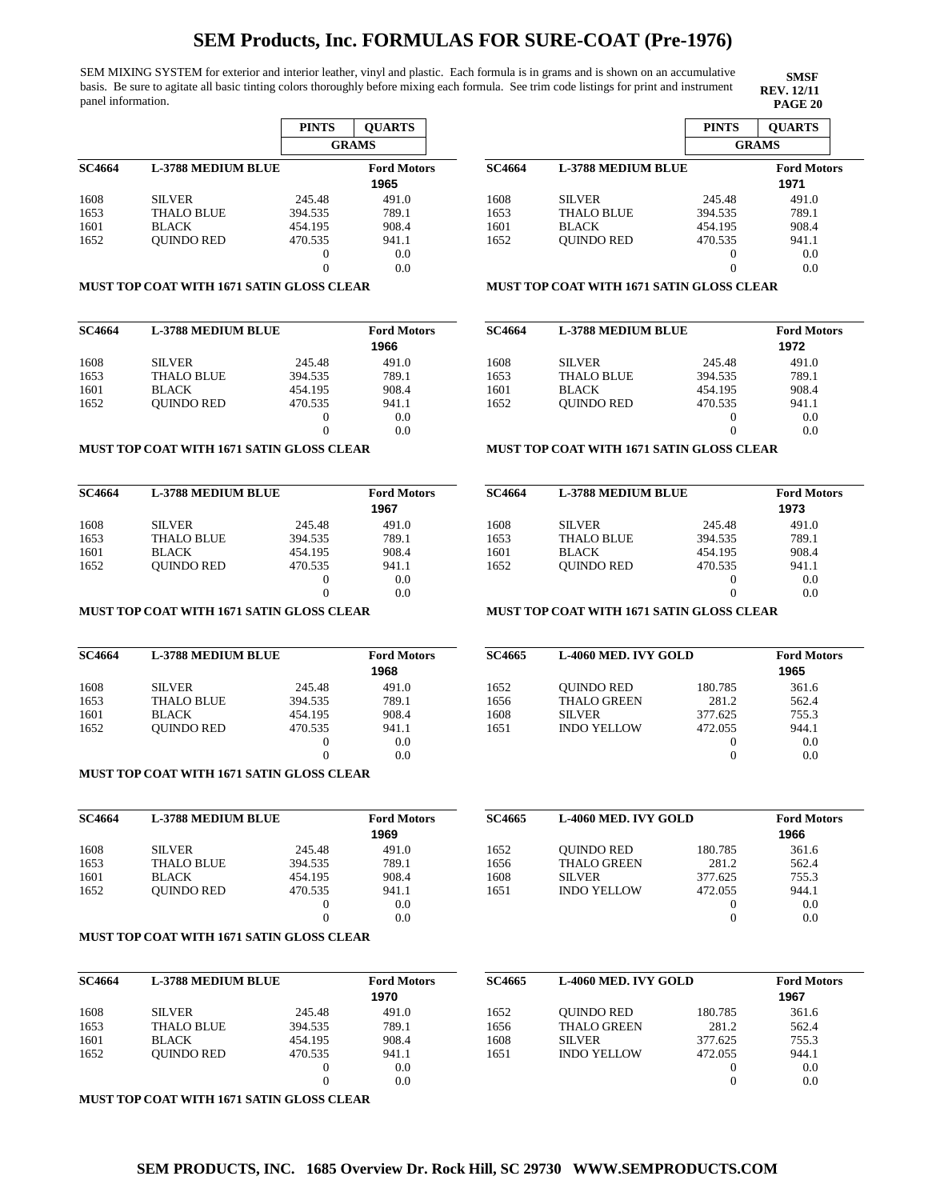# SEM Products, Inc. FORMULAS FOR SURE-COAT (Pre-1976)

SEM MIXING SYSTEM for exterior and interior leather, vinyl and plastic. Each formula is in grams and is shown on an accumulative basis. Be sure to agitate all basic tinting colors thoroughly before mixing each formula. See trim code listings for print and instrument panel information.

**SMSF**
**REV. 12/11**
**PAGE 20**

| | | PINTS | QUARTS |
|---|---|---|---|
| | | GRAMS | |
| **SC4664** | **L-3788 MEDIUM BLUE** | | **Ford Motors 1965** |
| 1608 | SILVER | 245.48 | 491.0 |
| 1653 | THALO BLUE | 394.535 | 789.1 |
| 1601 | BLACK | 454.195 | 908.4 |
| 1652 | QUINDO RED | 470.535 | 941.1 |
| | | 0 | 0.0 |
| | | 0 | 0.0 |

**MUST TOP COAT WITH 1671 SATIN GLOSS CLEAR**

| **SC4664** | **L-3788 MEDIUM BLUE** | | **Ford Motors 1966** |
|---|---|---|---|
| 1608 | SILVER | 245.48 | 491.0 |
| 1653 | THALO BLUE | 394.535 | 789.1 |
| 1601 | BLACK | 454.195 | 908.4 |
| 1652 | QUINDO RED | 470.535 | 941.1 |
| | | 0 | 0.0 |
| | | 0 | 0.0 |

**MUST TOP COAT WITH 1671 SATIN GLOSS CLEAR**

| **SC4664** | **L-3788 MEDIUM BLUE** | | **Ford Motors 1967** |
|---|---|---|---|
| 1608 | SILVER | 245.48 | 491.0 |
| 1653 | THALO BLUE | 394.535 | 789.1 |
| 1601 | BLACK | 454.195 | 908.4 |
| 1652 | QUINDO RED | 470.535 | 941.1 |
| | | 0 | 0.0 |
| | | 0 | 0.0 |

**MUST TOP COAT WITH 1671 SATIN GLOSS CLEAR**

| **SC4664** | **L-3788 MEDIUM BLUE** | | **Ford Motors 1968** |
|---|---|---|---|
| 1608 | SILVER | 245.48 | 491.0 |
| 1653 | THALO BLUE | 394.535 | 789.1 |
| 1601 | BLACK | 454.195 | 908.4 |
| 1652 | QUINDO RED | 470.535 | 941.1 |
| | | 0 | 0.0 |
| | | 0 | 0.0 |

**MUST TOP COAT WITH 1671 SATIN GLOSS CLEAR**

| **SC4664** | **L-3788 MEDIUM BLUE** | | **Ford Motors 1969** |
|---|---|---|---|
| 1608 | SILVER | 245.48 | 491.0 |
| 1653 | THALO BLUE | 394.535 | 789.1 |
| 1601 | BLACK | 454.195 | 908.4 |
| 1652 | QUINDO RED | 470.535 | 941.1 |
| | | 0 | 0.0 |
| | | 0 | 0.0 |

**MUST TOP COAT WITH 1671 SATIN GLOSS CLEAR**

| **SC4664** | **L-3788 MEDIUM BLUE** | | **Ford Motors 1970** |
|---|---|---|---|
| 1608 | SILVER | 245.48 | 491.0 |
| 1653 | THALO BLUE | 394.535 | 789.1 |
| 1601 | BLACK | 454.195 | 908.4 |
| 1652 | QUINDO RED | 470.535 | 941.1 |
| | | 0 | 0.0 |
| | | 0 | 0.0 |

**MUST TOP COAT WITH 1671 SATIN GLOSS CLEAR**

| | | PINTS | QUARTS |
|---|---|---|---|
| | | GRAMS | |
| **SC4664** | **L-3788 MEDIUM BLUE** | | **Ford Motors 1971** |
| 1608 | SILVER | 245.48 | 491.0 |
| 1653 | THALO BLUE | 394.535 | 789.1 |
| 1601 | BLACK | 454.195 | 908.4 |
| 1652 | QUINDO RED | 470.535 | 941.1 |
| | | 0 | 0.0 |
| | | 0 | 0.0 |

**MUST TOP COAT WITH 1671 SATIN GLOSS CLEAR**

| **SC4664** | **L-3788 MEDIUM BLUE** | | **Ford Motors 1972** |
|---|---|---|---|
| 1608 | SILVER | 245.48 | 491.0 |
| 1653 | THALO BLUE | 394.535 | 789.1 |
| 1601 | BLACK | 454.195 | 908.4 |
| 1652 | QUINDO RED | 470.535 | 941.1 |
| | | 0 | 0.0 |
| | | 0 | 0.0 |

**MUST TOP COAT WITH 1671 SATIN GLOSS CLEAR**

| **SC4664** | **L-3788 MEDIUM BLUE** | | **Ford Motors 1973** |
|---|---|---|---|
| 1608 | SILVER | 245.48 | 491.0 |
| 1653 | THALO BLUE | 394.535 | 789.1 |
| 1601 | BLACK | 454.195 | 908.4 |
| 1652 | QUINDO RED | 470.535 | 941.1 |
| | | 0 | 0.0 |
| | | 0 | 0.0 |

**MUST TOP COAT WITH 1671 SATIN GLOSS CLEAR**

| **SC4665** | **L-4060 MED. IVY GOLD** | | **Ford Motors 1965** |
|---|---|---|---|
| 1652 | QUINDO RED | 180.785 | 361.6 |
| 1656 | THALO GREEN | 281.2 | 562.4 |
| 1608 | SILVER | 377.625 | 755.3 |
| 1651 | INDO YELLOW | 472.055 | 944.1 |
| | | 0 | 0.0 |
| | | 0 | 0.0 |

| **SC4665** | **L-4060 MED. IVY GOLD** | | **Ford Motors 1966** |
|---|---|---|---|
| 1652 | QUINDO RED | 180.785 | 361.6 |
| 1656 | THALO GREEN | 281.2 | 562.4 |
| 1608 | SILVER | 377.625 | 755.3 |
| 1651 | INDO YELLOW | 472.055 | 944.1 |
| | | 0 | 0.0 |
| | | 0 | 0.0 |

| **SC4665** | **L-4060 MED. IVY GOLD** | | **Ford Motors 1967** |
|---|---|---|---|
| 1652 | QUINDO RED | 180.785 | 361.6 |
| 1656 | THALO GREEN | 281.2 | 562.4 |
| 1608 | SILVER | 377.625 | 755.3 |
| 1651 | INDO YELLOW | 472.055 | 944.1 |
| | | 0 | 0.0 |
| | | 0 | 0.0 |

**SEM PRODUCTS, INC. 1685 Overview Dr. Rock Hill, SC 29730 WWW.SEMPRODUCTS.COM**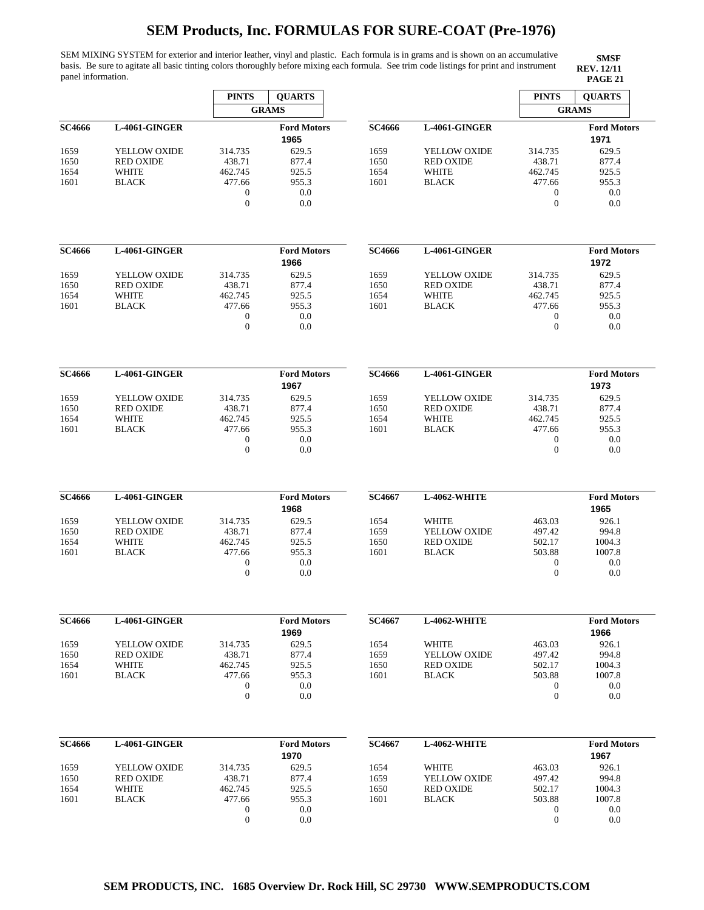# SEM Products, Inc. FORMULAS FOR SURE-COAT (Pre-1976)

SEM MIXING SYSTEM for exterior and interior leather, vinyl and plastic. Each formula is in grams and is shown on an accumulative basis. Be sure to agitate all basic tinting colors thoroughly before mixing each formula. See trim code listings for print and instrument panel information.

**SMSF**
**REV. 12/11**
**PAGE 21**

| SC4666 | L-4061-GINGER | PINTS (GRAMS) | QUARTS (GRAMS) |
|---|---|---|---|
| | | | **Ford Motors** 1965 |
| 1659 | YELLOW OXIDE | 314.735 | 629.5 |
| 1650 | RED OXIDE | 438.71 | 877.4 |
| 1654 | WHITE | 462.745 | 925.5 |
| 1601 | BLACK | 477.66 | 955.3 |
| | | 0 | 0.0 |
| | | 0 | 0.0 |

| SC4666 | L-4061-GINGER | PINTS (GRAMS) | QUARTS (GRAMS) |
|---|---|---|---|
| | | | **Ford Motors** 1966 |
| 1659 | YELLOW OXIDE | 314.735 | 629.5 |
| 1650 | RED OXIDE | 438.71 | 877.4 |
| 1654 | WHITE | 462.745 | 925.5 |
| 1601 | BLACK | 477.66 | 955.3 |
| | | 0 | 0.0 |
| | | 0 | 0.0 |

| SC4666 | L-4061-GINGER | PINTS (GRAMS) | QUARTS (GRAMS) |
|---|---|---|---|
| | | | **Ford Motors** 1967 |
| 1659 | YELLOW OXIDE | 314.735 | 629.5 |
| 1650 | RED OXIDE | 438.71 | 877.4 |
| 1654 | WHITE | 462.745 | 925.5 |
| 1601 | BLACK | 477.66 | 955.3 |
| | | 0 | 0.0 |
| | | 0 | 0.0 |

| SC4666 | L-4061-GINGER | PINTS (GRAMS) | QUARTS (GRAMS) |
|---|---|---|---|
| | | | **Ford Motors** 1968 |
| 1659 | YELLOW OXIDE | 314.735 | 629.5 |
| 1650 | RED OXIDE | 438.71 | 877.4 |
| 1654 | WHITE | 462.745 | 925.5 |
| 1601 | BLACK | 477.66 | 955.3 |
| | | 0 | 0.0 |
| | | 0 | 0.0 |

| SC4666 | L-4061-GINGER | PINTS (GRAMS) | QUARTS (GRAMS) |
|---|---|---|---|
| | | | **Ford Motors** 1969 |
| 1659 | YELLOW OXIDE | 314.735 | 629.5 |
| 1650 | RED OXIDE | 438.71 | 877.4 |
| 1654 | WHITE | 462.745 | 925.5 |
| 1601 | BLACK | 477.66 | 955.3 |
| | | 0 | 0.0 |
| | | 0 | 0.0 |

| SC4666 | L-4061-GINGER | PINTS (GRAMS) | QUARTS (GRAMS) |
|---|---|---|---|
| | | | **Ford Motors** 1970 |
| 1659 | YELLOW OXIDE | 314.735 | 629.5 |
| 1650 | RED OXIDE | 438.71 | 877.4 |
| 1654 | WHITE | 462.745 | 925.5 |
| 1601 | BLACK | 477.66 | 955.3 |
| | | 0 | 0.0 |
| | | 0 | 0.0 |

| SC4666 | L-4061-GINGER | PINTS (GRAMS) | QUARTS (GRAMS) |
|---|---|---|---|
| | | | **Ford Motors** 1971 |
| 1659 | YELLOW OXIDE | 314.735 | 629.5 |
| 1650 | RED OXIDE | 438.71 | 877.4 |
| 1654 | WHITE | 462.745 | 925.5 |
| 1601 | BLACK | 477.66 | 955.3 |
| | | 0 | 0.0 |
| | | 0 | 0.0 |

| SC4666 | L-4061-GINGER | PINTS (GRAMS) | QUARTS (GRAMS) |
|---|---|---|---|
| | | | **Ford Motors** 1972 |
| 1659 | YELLOW OXIDE | 314.735 | 629.5 |
| 1650 | RED OXIDE | 438.71 | 877.4 |
| 1654 | WHITE | 462.745 | 925.5 |
| 1601 | BLACK | 477.66 | 955.3 |
| | | 0 | 0.0 |
| | | 0 | 0.0 |

| SC4666 | L-4061-GINGER | PINTS (GRAMS) | QUARTS (GRAMS) |
|---|---|---|---|
| | | | **Ford Motors** 1973 |
| 1659 | YELLOW OXIDE | 314.735 | 629.5 |
| 1650 | RED OXIDE | 438.71 | 877.4 |
| 1654 | WHITE | 462.745 | 925.5 |
| 1601 | BLACK | 477.66 | 955.3 |
| | | 0 | 0.0 |
| | | 0 | 0.0 |

| SC4667 | L-4062-WHITE | PINTS (GRAMS) | QUARTS (GRAMS) |
|---|---|---|---|
| | | | **Ford Motors** 1965 |
| 1654 | WHITE | 463.03 | 926.1 |
| 1659 | YELLOW OXIDE | 497.42 | 994.8 |
| 1650 | RED OXIDE | 502.17 | 1004.3 |
| 1601 | BLACK | 503.88 | 1007.8 |
| | | 0 | 0.0 |
| | | 0 | 0.0 |

| SC4667 | L-4062-WHITE | PINTS (GRAMS) | QUARTS (GRAMS) |
|---|---|---|---|
| | | | **Ford Motors** 1966 |
| 1654 | WHITE | 463.03 | 926.1 |
| 1659 | YELLOW OXIDE | 497.42 | 994.8 |
| 1650 | RED OXIDE | 502.17 | 1004.3 |
| 1601 | BLACK | 503.88 | 1007.8 |
| | | 0 | 0.0 |
| | | 0 | 0.0 |

| SC4667 | L-4062-WHITE | PINTS (GRAMS) | QUARTS (GRAMS) |
|---|---|---|---|
| | | | **Ford Motors** 1967 |
| 1654 | WHITE | 463.03 | 926.1 |
| 1659 | YELLOW OXIDE | 497.42 | 994.8 |
| 1650 | RED OXIDE | 502.17 | 1004.3 |
| 1601 | BLACK | 503.88 | 1007.8 |
| | | 0 | 0.0 |
| | | 0 | 0.0 |

**SEM PRODUCTS, INC. 1685 Overview Dr. Rock Hill, SC 29730 WWW.SEMPRODUCTS.COM**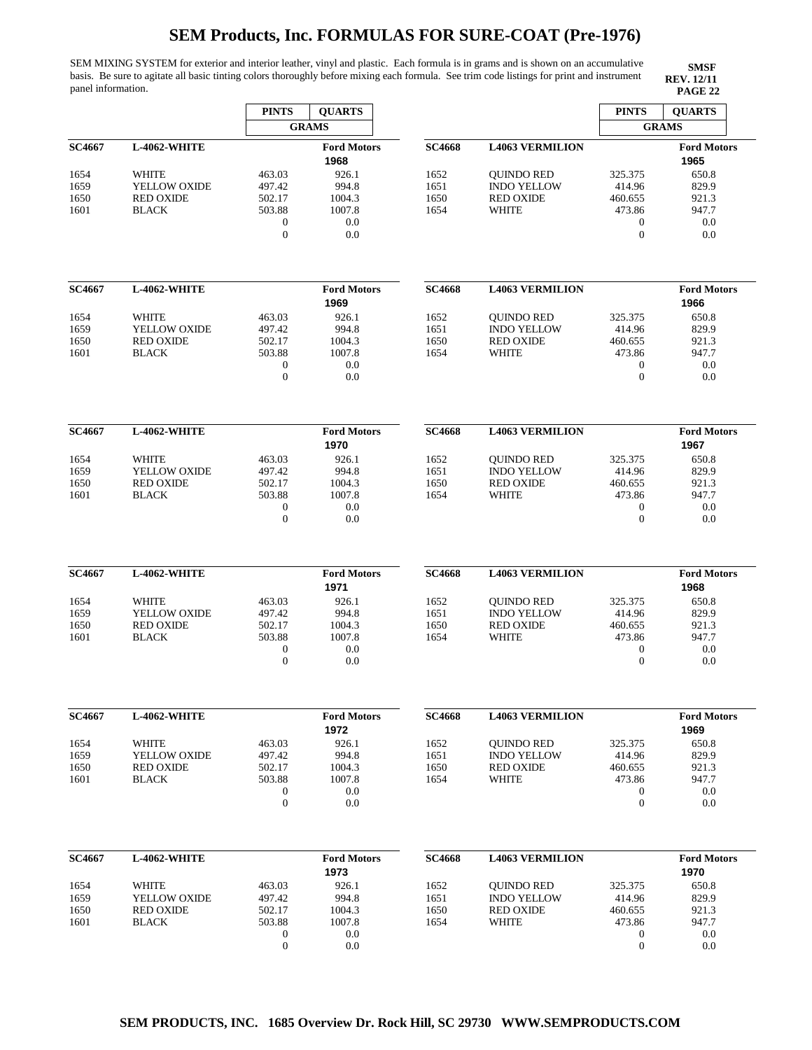# SEM Products, Inc. FORMULAS FOR SURE-COAT (Pre-1976)

SEM MIXING SYSTEM for exterior and interior leather, vinyl and plastic. Each formula is in grams and is shown on an accumulative basis. Be sure to agitate all basic tinting colors thoroughly before mixing each formula. See trim code listings for print and instrument panel information.

**SMSF**
**REV. 12/11**
**PAGE 22**

| | | PINTS | QUARTS |
|---|---|---|---|
| | | GRAMS | |
| **SC4667** | **L-4062-WHITE** | | **Ford Motors** 1968 |
| 1654 | WHITE | 463.03 | 926.1 |
| 1659 | YELLOW OXIDE | 497.42 | 994.8 |
| 1650 | RED OXIDE | 502.17 | 1004.3 |
| 1601 | BLACK | 503.88 | 1007.8 |
| | | 0 | 0.0 |
| | | 0 | 0.0 |

| | | PINTS | QUARTS |
|---|---|---|---|
| **SC4667** | **L-4062-WHITE** | | **Ford Motors** 1969 |
| 1654 | WHITE | 463.03 | 926.1 |
| 1659 | YELLOW OXIDE | 497.42 | 994.8 |
| 1650 | RED OXIDE | 502.17 | 1004.3 |
| 1601 | BLACK | 503.88 | 1007.8 |
| | | 0 | 0.0 |
| | | 0 | 0.0 |

| | | PINTS | QUARTS |
|---|---|---|---|
| **SC4667** | **L-4062-WHITE** | | **Ford Motors** 1970 |
| 1654 | WHITE | 463.03 | 926.1 |
| 1659 | YELLOW OXIDE | 497.42 | 994.8 |
| 1650 | RED OXIDE | 502.17 | 1004.3 |
| 1601 | BLACK | 503.88 | 1007.8 |
| | | 0 | 0.0 |
| | | 0 | 0.0 |

| | | PINTS | QUARTS |
|---|---|---|---|
| **SC4667** | **L-4062-WHITE** | | **Ford Motors** 1971 |
| 1654 | WHITE | 463.03 | 926.1 |
| 1659 | YELLOW OXIDE | 497.42 | 994.8 |
| 1650 | RED OXIDE | 502.17 | 1004.3 |
| 1601 | BLACK | 503.88 | 1007.8 |
| | | 0 | 0.0 |
| | | 0 | 0.0 |

| | | PINTS | QUARTS |
|---|---|---|---|
| **SC4667** | **L-4062-WHITE** | | **Ford Motors** 1972 |
| 1654 | WHITE | 463.03 | 926.1 |
| 1659 | YELLOW OXIDE | 497.42 | 994.8 |
| 1650 | RED OXIDE | 502.17 | 1004.3 |
| 1601 | BLACK | 503.88 | 1007.8 |
| | | 0 | 0.0 |
| | | 0 | 0.0 |

| | | PINTS | QUARTS |
|---|---|---|---|
| **SC4667** | **L-4062-WHITE** | | **Ford Motors** 1973 |
| 1654 | WHITE | 463.03 | 926.1 |
| 1659 | YELLOW OXIDE | 497.42 | 994.8 |
| 1650 | RED OXIDE | 502.17 | 1004.3 |
| 1601 | BLACK | 503.88 | 1007.8 |
| | | 0 | 0.0 |
| | | 0 | 0.0 |

| | | PINTS | QUARTS |
|---|---|---|---|
| | | GRAMS | |
| **SC4668** | **L4063 VERMILION** | | **Ford Motors** 1965 |
| 1652 | QUINDO RED | 325.375 | 650.8 |
| 1651 | INDO YELLOW | 414.96 | 829.9 |
| 1650 | RED OXIDE | 460.655 | 921.3 |
| 1654 | WHITE | 473.86 | 947.7 |
| | | 0 | 0.0 |
| | | 0 | 0.0 |

| | | PINTS | QUARTS |
|---|---|---|---|
| **SC4668** | **L4063 VERMILION** | | **Ford Motors** 1966 |
| 1652 | QUINDO RED | 325.375 | 650.8 |
| 1651 | INDO YELLOW | 414.96 | 829.9 |
| 1650 | RED OXIDE | 460.655 | 921.3 |
| 1654 | WHITE | 473.86 | 947.7 |
| | | 0 | 0.0 |
| | | 0 | 0.0 |

| | | PINTS | QUARTS |
|---|---|---|---|
| **SC4668** | **L4063 VERMILION** | | **Ford Motors** 1967 |
| 1652 | QUINDO RED | 325.375 | 650.8 |
| 1651 | INDO YELLOW | 414.96 | 829.9 |
| 1650 | RED OXIDE | 460.655 | 921.3 |
| 1654 | WHITE | 473.86 | 947.7 |
| | | 0 | 0.0 |
| | | 0 | 0.0 |

| | | PINTS | QUARTS |
|---|---|---|---|
| **SC4668** | **L4063 VERMILION** | | **Ford Motors** 1968 |
| 1652 | QUINDO RED | 325.375 | 650.8 |
| 1651 | INDO YELLOW | 414.96 | 829.9 |
| 1650 | RED OXIDE | 460.655 | 921.3 |
| 1654 | WHITE | 473.86 | 947.7 |
| | | 0 | 0.0 |
| | | 0 | 0.0 |

| | | PINTS | QUARTS |
|---|---|---|---|
| **SC4668** | **L4063 VERMILION** | | **Ford Motors** 1969 |
| 1652 | QUINDO RED | 325.375 | 650.8 |
| 1651 | INDO YELLOW | 414.96 | 829.9 |
| 1650 | RED OXIDE | 460.655 | 921.3 |
| 1654 | WHITE | 473.86 | 947.7 |
| | | 0 | 0.0 |
| | | 0 | 0.0 |

| | | PINTS | QUARTS |
|---|---|---|---|
| **SC4668** | **L4063 VERMILION** | | **Ford Motors** 1970 |
| 1652 | QUINDO RED | 325.375 | 650.8 |
| 1651 | INDO YELLOW | 414.96 | 829.9 |
| 1650 | RED OXIDE | 460.655 | 921.3 |
| 1654 | WHITE | 473.86 | 947.7 |
| | | 0 | 0.0 |
| | | 0 | 0.0 |

**SEM PRODUCTS, INC. 1685 Overview Dr. Rock Hill, SC 29730 WWW.SEMPRODUCTS.COM**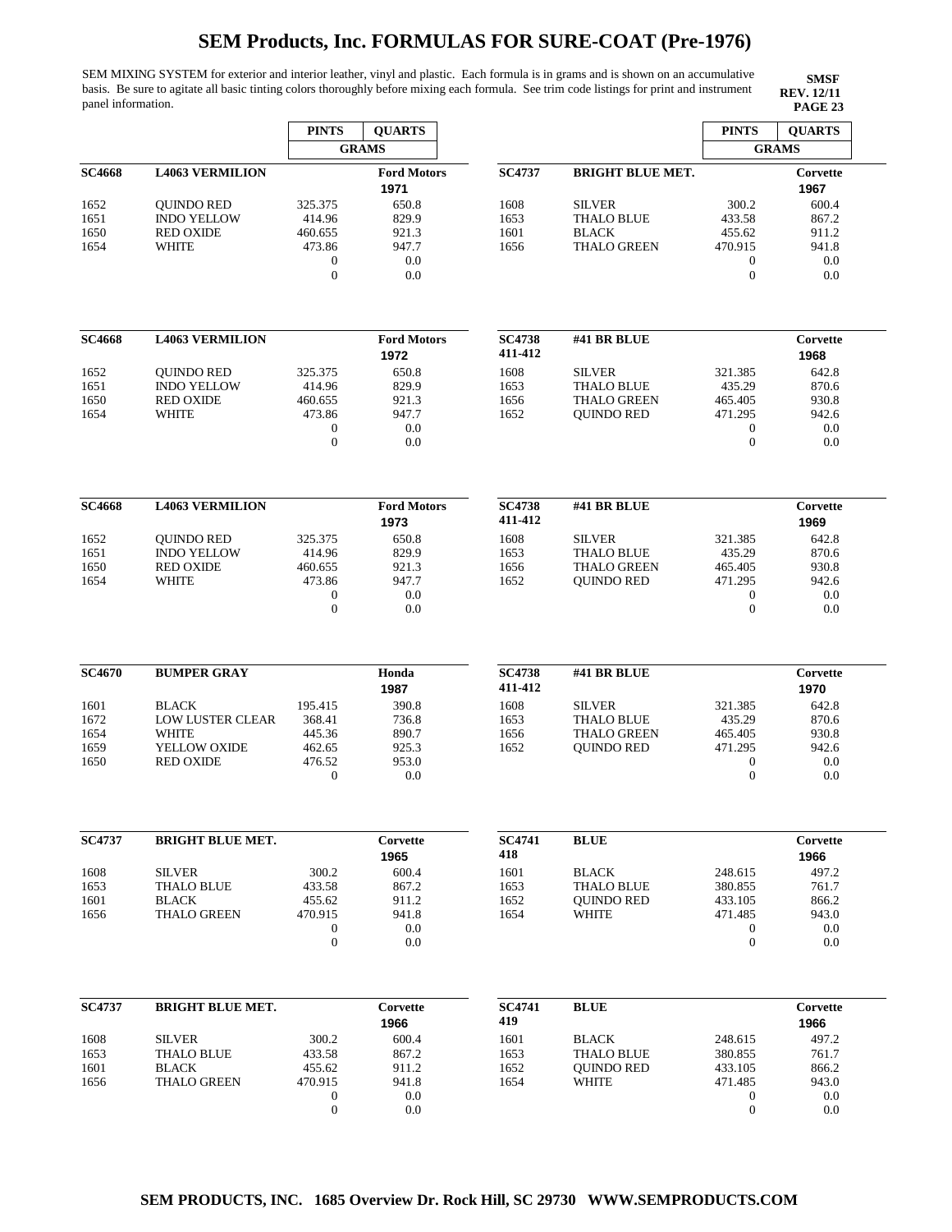# SEM Products, Inc. FORMULAS FOR SURE-COAT (Pre-1976)

SEM MIXING SYSTEM for exterior and interior leather, vinyl and plastic. Each formula is in grams and is shown on an accumulative basis. Be sure to agitate all basic tinting colors thoroughly before mixing each formula. See trim code listings for print and instrument panel information.

**SMSF**
**REV. 12/11**
**PAGE 23**

| **SC4668** | **L4063 VERMILION** | PINTS (GRAMS) | **Ford Motors** QUARTS (GRAMS) 1971 |
|---|---|---|---|
| 1652 | QUINDO RED | 325.375 | 650.8 |
| 1651 | INDO YELLOW | 414.96 | 829.9 |
| 1650 | RED OXIDE | 460.655 | 921.3 |
| 1654 | WHITE | 473.86 | 947.7 |
| | | 0 | 0.0 |
| | | 0 | 0.0 |

| **SC4668** | **L4063 VERMILION** | PINTS (GRAMS) | **Ford Motors** QUARTS (GRAMS) 1972 |
|---|---|---|---|
| 1652 | QUINDO RED | 325.375 | 650.8 |
| 1651 | INDO YELLOW | 414.96 | 829.9 |
| 1650 | RED OXIDE | 460.655 | 921.3 |
| 1654 | WHITE | 473.86 | 947.7 |
| | | 0 | 0.0 |
| | | 0 | 0.0 |

| **SC4668** | **L4063 VERMILION** | PINTS (GRAMS) | **Ford Motors** QUARTS (GRAMS) 1973 |
|---|---|---|---|
| 1652 | QUINDO RED | 325.375 | 650.8 |
| 1651 | INDO YELLOW | 414.96 | 829.9 |
| 1650 | RED OXIDE | 460.655 | 921.3 |
| 1654 | WHITE | 473.86 | 947.7 |
| | | 0 | 0.0 |
| | | 0 | 0.0 |

| **SC4670** | **BUMPER GRAY** | PINTS (GRAMS) | **Honda** QUARTS (GRAMS) 1987 |
|---|---|---|---|
| 1601 | BLACK | 195.415 | 390.8 |
| 1672 | LOW LUSTER CLEAR | 368.41 | 736.8 |
| 1654 | WHITE | 445.36 | 890.7 |
| 1659 | YELLOW OXIDE | 462.65 | 925.3 |
| 1650 | RED OXIDE | 476.52 | 953.0 |
| | | 0 | 0.0 |

| **SC4737** | **BRIGHT BLUE MET.** | PINTS (GRAMS) | **Corvette** QUARTS (GRAMS) 1965 |
|---|---|---|---|
| 1608 | SILVER | 300.2 | 600.4 |
| 1653 | THALO BLUE | 433.58 | 867.2 |
| 1601 | BLACK | 455.62 | 911.2 |
| 1656 | THALO GREEN | 470.915 | 941.8 |
| | | 0 | 0.0 |
| | | 0 | 0.0 |

| **SC4737** | **BRIGHT BLUE MET.** | PINTS (GRAMS) | **Corvette** QUARTS (GRAMS) 1966 |
|---|---|---|---|
| 1608 | SILVER | 300.2 | 600.4 |
| 1653 | THALO BLUE | 433.58 | 867.2 |
| 1601 | BLACK | 455.62 | 911.2 |
| 1656 | THALO GREEN | 470.915 | 941.8 |
| | | 0 | 0.0 |
| | | 0 | 0.0 |

| **SC4737** | **BRIGHT BLUE MET.** | PINTS (GRAMS) | **Corvette** QUARTS (GRAMS) 1967 |
|---|---|---|---|
| 1608 | SILVER | 300.2 | 600.4 |
| 1653 | THALO BLUE | 433.58 | 867.2 |
| 1601 | BLACK | 455.62 | 911.2 |
| 1656 | THALO GREEN | 470.915 | 941.8 |
| | | 0 | 0.0 |
| | | 0 | 0.0 |

| **SC4738 411-412** | **#41 BR BLUE** | PINTS (GRAMS) | **Corvette** QUARTS (GRAMS) 1968 |
|---|---|---|---|
| 1608 | SILVER | 321.385 | 642.8 |
| 1653 | THALO BLUE | 435.29 | 870.6 |
| 1656 | THALO GREEN | 465.405 | 930.8 |
| 1652 | QUINDO RED | 471.295 | 942.6 |
| | | 0 | 0.0 |
| | | 0 | 0.0 |

| **SC4738 411-412** | **#41 BR BLUE** | PINTS (GRAMS) | **Corvette** QUARTS (GRAMS) 1969 |
|---|---|---|---|
| 1608 | SILVER | 321.385 | 642.8 |
| 1653 | THALO BLUE | 435.29 | 870.6 |
| 1656 | THALO GREEN | 465.405 | 930.8 |
| 1652 | QUINDO RED | 471.295 | 942.6 |
| | | 0 | 0.0 |
| | | 0 | 0.0 |

| **SC4738 411-412** | **#41 BR BLUE** | PINTS (GRAMS) | **Corvette** QUARTS (GRAMS) 1970 |
|---|---|---|---|
| 1608 | SILVER | 321.385 | 642.8 |
| 1653 | THALO BLUE | 435.29 | 870.6 |
| 1656 | THALO GREEN | 465.405 | 930.8 |
| 1652 | QUINDO RED | 471.295 | 942.6 |
| | | 0 | 0.0 |
| | | 0 | 0.0 |

| **SC4741 418** | **BLUE** | PINTS (GRAMS) | **Corvette** QUARTS (GRAMS) 1966 |
|---|---|---|---|
| 1601 | BLACK | 248.615 | 497.2 |
| 1653 | THALO BLUE | 380.855 | 761.7 |
| 1652 | QUINDO RED | 433.105 | 866.2 |
| 1654 | WHITE | 471.485 | 943.0 |
| | | 0 | 0.0 |
| | | 0 | 0.0 |

| **SC4741 419** | **BLUE** | PINTS (GRAMS) | **Corvette** QUARTS (GRAMS) 1966 |
|---|---|---|---|
| 1601 | BLACK | 248.615 | 497.2 |
| 1653 | THALO BLUE | 380.855 | 761.7 |
| 1652 | QUINDO RED | 433.105 | 866.2 |
| 1654 | WHITE | 471.485 | 943.0 |
| | | 0 | 0.0 |
| | | 0 | 0.0 |

**SEM PRODUCTS, INC. 1685 Overview Dr. Rock Hill, SC 29730 WWW.SEMPRODUCTS.COM**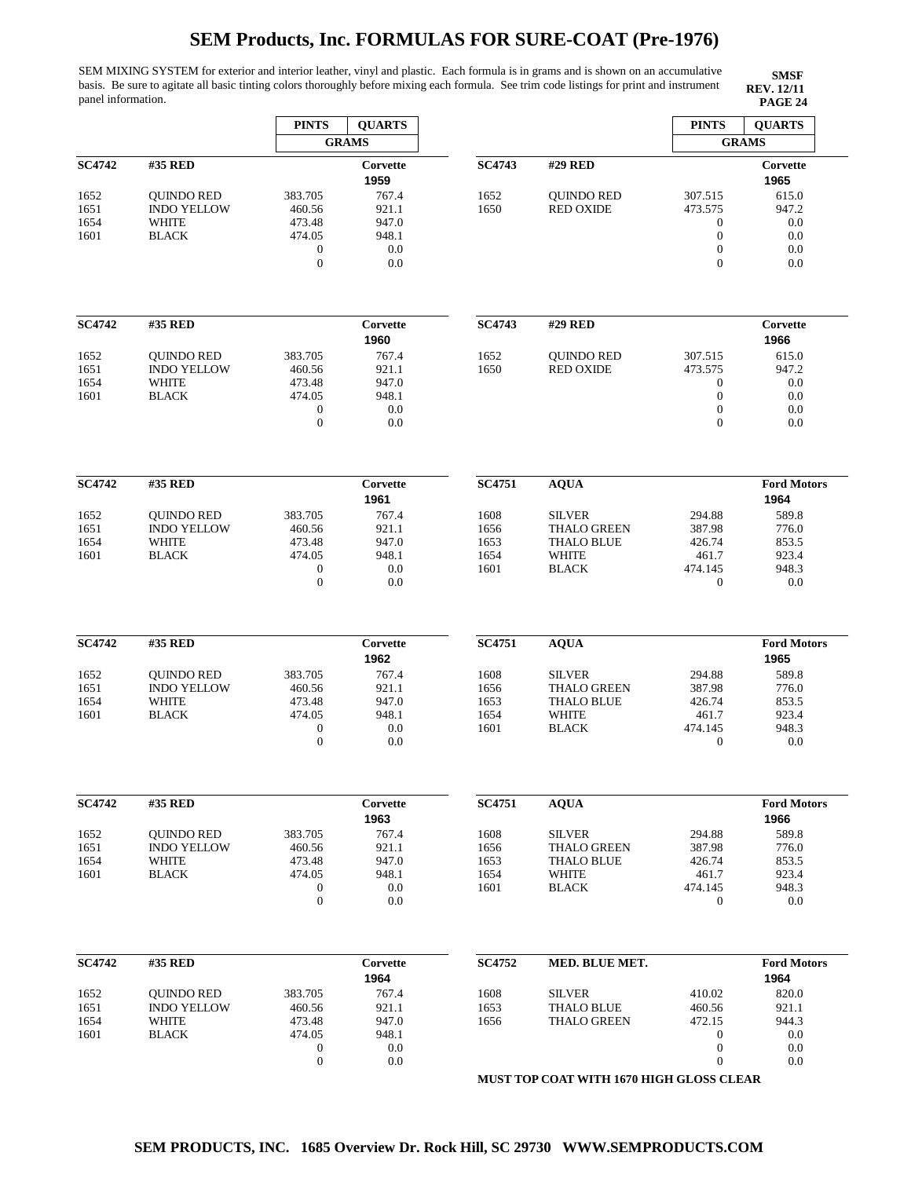# SEM Products, Inc. FORMULAS FOR SURE-COAT (Pre-1976)

SEM MIXING SYSTEM for exterior and interior leather, vinyl and plastic. Each formula is in grams and is shown on an accumulative basis. Be sure to agitate all basic tinting colors thoroughly before mixing each formula. See trim code listings for print and instrument panel information.

**SMSF**
**REV. 12/11**
**PAGE 24**

| | | PINTS | QUARTS |
|---|---|---|---|
| | | GRAMS | |
| **SC4742** | **#35 RED** | | **Corvette** 1959 |
| 1652 | QUINDO RED | 383.705 | 767.4 |
| 1651 | INDO YELLOW | 460.56 | 921.1 |
| 1654 | WHITE | 473.48 | 947.0 |
| 1601 | BLACK | 474.05 | 948.1 |
| | | 0 | 0.0 |
| | | 0 | 0.0 |

| | | PINTS | QUARTS |
|---|---|---|---|
| **SC4742** | **#35 RED** | | **Corvette** 1960 |
| 1652 | QUINDO RED | 383.705 | 767.4 |
| 1651 | INDO YELLOW | 460.56 | 921.1 |
| 1654 | WHITE | 473.48 | 947.0 |
| 1601 | BLACK | 474.05 | 948.1 |
| | | 0 | 0.0 |
| | | 0 | 0.0 |

| | | PINTS | QUARTS |
|---|---|---|---|
| **SC4742** | **#35 RED** | | **Corvette** 1961 |
| 1652 | QUINDO RED | 383.705 | 767.4 |
| 1651 | INDO YELLOW | 460.56 | 921.1 |
| 1654 | WHITE | 473.48 | 947.0 |
| 1601 | BLACK | 474.05 | 948.1 |
| | | 0 | 0.0 |
| | | 0 | 0.0 |

| | | PINTS | QUARTS |
|---|---|---|---|
| **SC4742** | **#35 RED** | | **Corvette** 1962 |
| 1652 | QUINDO RED | 383.705 | 767.4 |
| 1651 | INDO YELLOW | 460.56 | 921.1 |
| 1654 | WHITE | 473.48 | 947.0 |
| 1601 | BLACK | 474.05 | 948.1 |
| | | 0 | 0.0 |
| | | 0 | 0.0 |

| | | PINTS | QUARTS |
|---|---|---|---|
| **SC4742** | **#35 RED** | | **Corvette** 1963 |
| 1652 | QUINDO RED | 383.705 | 767.4 |
| 1651 | INDO YELLOW | 460.56 | 921.1 |
| 1654 | WHITE | 473.48 | 947.0 |
| 1601 | BLACK | 474.05 | 948.1 |
| | | 0 | 0.0 |
| | | 0 | 0.0 |

| | | PINTS | QUARTS |
|---|---|---|---|
| **SC4742** | **#35 RED** | | **Corvette** 1964 |
| 1652 | QUINDO RED | 383.705 | 767.4 |
| 1651 | INDO YELLOW | 460.56 | 921.1 |
| 1654 | WHITE | 473.48 | 947.0 |
| 1601 | BLACK | 474.05 | 948.1 |
| | | 0 | 0.0 |
| | | 0 | 0.0 |

| | | PINTS | QUARTS |
|---|---|---|---|
| | | GRAMS | |
| **SC4743** | **#29 RED** | | **Corvette** 1965 |
| 1652 | QUINDO RED | 307.515 | 615.0 |
| 1650 | RED OXIDE | 473.575 | 947.2 |
| | | 0 | 0.0 |
| | | 0 | 0.0 |
| | | 0 | 0.0 |
| | | 0 | 0.0 |

| | | PINTS | QUARTS |
|---|---|---|---|
| **SC4743** | **#29 RED** | | **Corvette** 1966 |
| 1652 | QUINDO RED | 307.515 | 615.0 |
| 1650 | RED OXIDE | 473.575 | 947.2 |
| | | 0 | 0.0 |
| | | 0 | 0.0 |
| | | 0 | 0.0 |
| | | 0 | 0.0 |

| | | PINTS | QUARTS |
|---|---|---|---|
| **SC4751** | **AQUA** | | **Ford Motors** 1964 |
| 1608 | SILVER | 294.88 | 589.8 |
| 1656 | THALO GREEN | 387.98 | 776.0 |
| 1653 | THALO BLUE | 426.74 | 853.5 |
| 1654 | WHITE | 461.7 | 923.4 |
| 1601 | BLACK | 474.145 | 948.3 |
| | | 0 | 0.0 |

| | | PINTS | QUARTS |
|---|---|---|---|
| **SC4751** | **AQUA** | | **Ford Motors** 1965 |
| 1608 | SILVER | 294.88 | 589.8 |
| 1656 | THALO GREEN | 387.98 | 776.0 |
| 1653 | THALO BLUE | 426.74 | 853.5 |
| 1654 | WHITE | 461.7 | 923.4 |
| 1601 | BLACK | 474.145 | 948.3 |
| | | 0 | 0.0 |

| | | PINTS | QUARTS |
|---|---|---|---|
| **SC4751** | **AQUA** | | **Ford Motors** 1966 |
| 1608 | SILVER | 294.88 | 589.8 |
| 1656 | THALO GREEN | 387.98 | 776.0 |
| 1653 | THALO BLUE | 426.74 | 853.5 |
| 1654 | WHITE | 461.7 | 923.4 |
| 1601 | BLACK | 474.145 | 948.3 |
| | | 0 | 0.0 |

| | | PINTS | QUARTS |
|---|---|---|---|
| **SC4752** | **MED. BLUE MET.** | | **Ford Motors** 1964 |
| 1608 | SILVER | 410.02 | 820.0 |
| 1653 | THALO BLUE | 460.56 | 921.1 |
| 1656 | THALO GREEN | 472.15 | 944.3 |
| | | 0 | 0.0 |
| | | 0 | 0.0 |
| | | 0 | 0.0 |

**MUST TOP COAT WITH 1670 HIGH GLOSS CLEAR**

**SEM PRODUCTS, INC. 1685 Overview Dr. Rock Hill, SC 29730 WWW.SEMPRODUCTS.COM**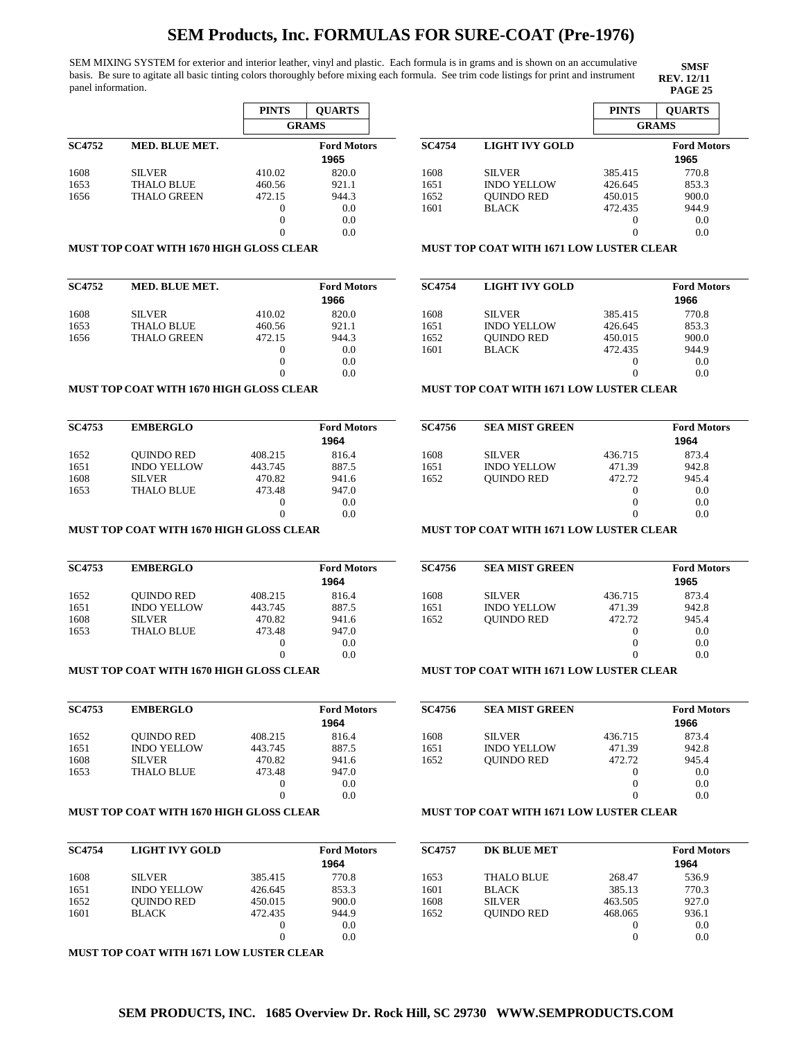# SEM Products, Inc. FORMULAS FOR SURE-COAT (Pre-1976)

SEM MIXING SYSTEM for exterior and interior leather, vinyl and plastic. Each formula is in grams and is shown on an accumulative basis. Be sure to agitate all basic tinting colors thoroughly before mixing each formula. See trim code listings for print and instrument panel information.

**SMSF**
**REV. 12/11**

| SC4752 | MED. BLUE MET. | PINTS (GRAMS) | QUARTS (GRAMS) |
|---|---|---|---|
| | | | **Ford Motors 1965** |
| 1608 | SILVER | 410.02 | 820.0 |
| 1653 | THALO BLUE | 460.56 | 921.1 |
| 1656 | THALO GREEN | 472.15 | 944.3 |
| | | 0 | 0.0 |
| | | 0 | 0.0 |
| | | 0 | 0.0 |

**MUST TOP COAT WITH 1670 HIGH GLOSS CLEAR**

| SC4752 | MED. BLUE MET. | PINTS (GRAMS) | QUARTS (GRAMS) |
|---|---|---|---|
| | | | **Ford Motors 1966** |
| 1608 | SILVER | 410.02 | 820.0 |
| 1653 | THALO BLUE | 460.56 | 921.1 |
| 1656 | THALO GREEN | 472.15 | 944.3 |
| | | 0 | 0.0 |
| | | 0 | 0.0 |
| | | 0 | 0.0 |

**MUST TOP COAT WITH 1670 HIGH GLOSS CLEAR**

| SC4753 | EMBERGLO | PINTS (GRAMS) | QUARTS (GRAMS) |
|---|---|---|---|
| | | | **Ford Motors 1964** |
| 1652 | QUINDO RED | 408.215 | 816.4 |
| 1651 | INDO YELLOW | 443.745 | 887.5 |
| 1608 | SILVER | 470.82 | 941.6 |
| 1653 | THALO BLUE | 473.48 | 947.0 |
| | | 0 | 0.0 |
| | | 0 | 0.0 |

**MUST TOP COAT WITH 1670 HIGH GLOSS CLEAR**

| SC4753 | EMBERGLO | PINTS (GRAMS) | QUARTS (GRAMS) |
|---|---|---|---|
| | | | **Ford Motors 1964** |
| 1652 | QUINDO RED | 408.215 | 816.4 |
| 1651 | INDO YELLOW | 443.745 | 887.5 |
| 1608 | SILVER | 470.82 | 941.6 |
| 1653 | THALO BLUE | 473.48 | 947.0 |
| | | 0 | 0.0 |
| | | 0 | 0.0 |

**MUST TOP COAT WITH 1670 HIGH GLOSS CLEAR**

| SC4753 | EMBERGLO | PINTS (GRAMS) | QUARTS (GRAMS) |
|---|---|---|---|
| | | | **Ford Motors 1964** |
| 1652 | QUINDO RED | 408.215 | 816.4 |
| 1651 | INDO YELLOW | 443.745 | 887.5 |
| 1608 | SILVER | 470.82 | 941.6 |
| 1653 | THALO BLUE | 473.48 | 947.0 |
| | | 0 | 0.0 |
| | | 0 | 0.0 |

**MUST TOP COAT WITH 1670 HIGH GLOSS CLEAR**

| SC4754 | LIGHT IVY GOLD | PINTS (GRAMS) | QUARTS (GRAMS) |
|---|---|---|---|
| | | | **Ford Motors 1964** |
| 1608 | SILVER | 385.415 | 770.8 |
| 1651 | INDO YELLOW | 426.645 | 853.3 |
| 1652 | QUINDO RED | 450.015 | 900.0 |
| 1601 | BLACK | 472.435 | 944.9 |
| | | 0 | 0.0 |
| | | 0 | 0.0 |

**MUST TOP COAT WITH 1671 LOW LUSTER CLEAR**

| SC4754 | LIGHT IVY GOLD | PINTS (GRAMS) | QUARTS (GRAMS) |
|---|---|---|---|
| | | | **Ford Motors 1965** |
| 1608 | SILVER | 385.415 | 770.8 |
| 1651 | INDO YELLOW | 426.645 | 853.3 |
| 1652 | QUINDO RED | 450.015 | 900.0 |
| 1601 | BLACK | 472.435 | 944.9 |
| | | 0 | 0.0 |
| | | 0 | 0.0 |

**MUST TOP COAT WITH 1671 LOW LUSTER CLEAR**

| SC4754 | LIGHT IVY GOLD | PINTS (GRAMS) | QUARTS (GRAMS) |
|---|---|---|---|
| | | | **Ford Motors 1966** |
| 1608 | SILVER | 385.415 | 770.8 |
| 1651 | INDO YELLOW | 426.645 | 853.3 |
| 1652 | QUINDO RED | 450.015 | 900.0 |
| 1601 | BLACK | 472.435 | 944.9 |
| | | 0 | 0.0 |
| | | 0 | 0.0 |

**MUST TOP COAT WITH 1671 LOW LUSTER CLEAR**

| SC4756 | SEA MIST GREEN | PINTS (GRAMS) | QUARTS (GRAMS) |
|---|---|---|---|
| | | | **Ford Motors 1964** |
| 1608 | SILVER | 436.715 | 873.4 |
| 1651 | INDO YELLOW | 471.39 | 942.8 |
| 1652 | QUINDO RED | 472.72 | 945.4 |
| | | 0 | 0.0 |
| | | 0 | 0.0 |
| | | 0 | 0.0 |

**MUST TOP COAT WITH 1671 LOW LUSTER CLEAR**

| SC4756 | SEA MIST GREEN | PINTS (GRAMS) | QUARTS (GRAMS) |
|---|---|---|---|
| | | | **Ford Motors 1965** |
| 1608 | SILVER | 436.715 | 873.4 |
| 1651 | INDO YELLOW | 471.39 | 942.8 |
| 1652 | QUINDO RED | 472.72 | 945.4 |
| | | 0 | 0.0 |
| | | 0 | 0.0 |
| | | 0 | 0.0 |

**MUST TOP COAT WITH 1671 LOW LUSTER CLEAR**

| SC4756 | SEA MIST GREEN | PINTS (GRAMS) | QUARTS (GRAMS) |
|---|---|---|---|
| | | | **Ford Motors 1966** |
| 1608 | SILVER | 436.715 | 873.4 |
| 1651 | INDO YELLOW | 471.39 | 942.8 |
| 1652 | QUINDO RED | 472.72 | 945.4 |
| | | 0 | 0.0 |
| | | 0 | 0.0 |
| | | 0 | 0.0 |

**MUST TOP COAT WITH 1671 LOW LUSTER CLEAR**

| SC4757 | DK BLUE MET | PINTS (GRAMS) | QUARTS (GRAMS) |
|---|---|---|---|
| | | | **Ford Motors 1964** |
| 1653 | THALO BLUE | 268.47 | 536.9 |
| 1601 | BLACK | 385.13 | 770.3 |
| 1608 | SILVER | 463.505 | 927.0 |
| 1652 | QUINDO RED | 468.065 | 936.1 |
| | | 0 | 0.0 |
| | | 0 | 0.0 |

**SEM PRODUCTS, INC. 1685 Overview Dr. Rock Hill, SC 29730 WWW.SEMPRODUCTS.COM**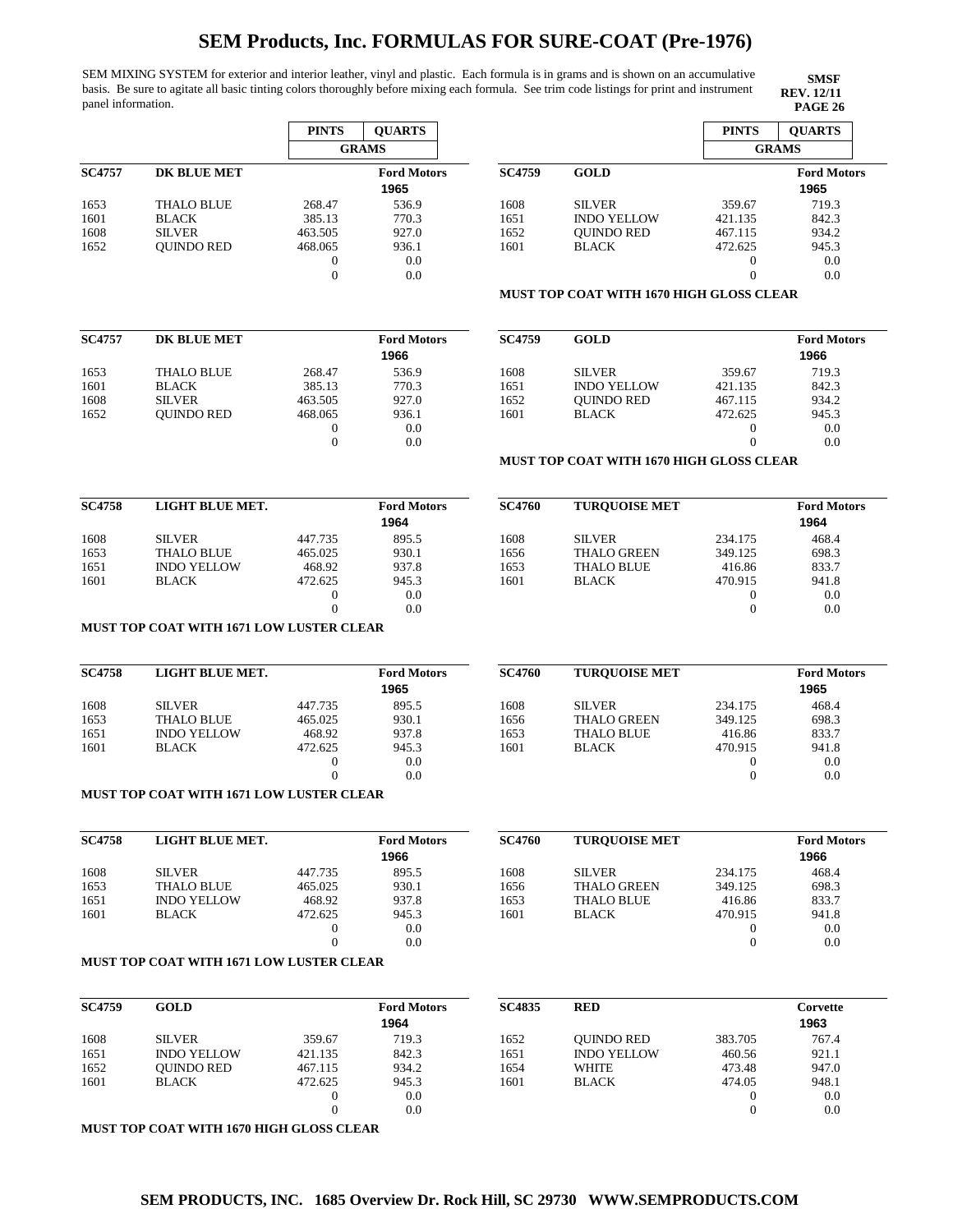# SEM Products, Inc. FORMULAS FOR SURE-COAT (Pre-1976)

SEM MIXING SYSTEM for exterior and interior leather, vinyl and plastic. Each formula is in grams and is shown on an accumulative basis. Be sure to agitate all basic tinting colors thoroughly before mixing each formula. See trim code listings for print and instrument panel information.

**SMSF**
**REV. 12/11**
**PAGE 26**

| SC4757 | DK BLUE MET | PINTS (GRAMS) | QUARTS (GRAMS) |
|---|---|---|---|
| | | | **Ford Motors 1965** |
| 1653 | THALO BLUE | 268.47 | 536.9 |
| 1601 | BLACK | 385.13 | 770.3 |
| 1608 | SILVER | 463.505 | 927.0 |
| 1652 | QUINDO RED | 468.065 | 936.1 |
| | | 0 | 0.0 |
| | | 0 | 0.0 |

| SC4757 | DK BLUE MET | PINTS (GRAMS) | QUARTS (GRAMS) |
|---|---|---|---|
| | | | **Ford Motors 1966** |
| 1653 | THALO BLUE | 268.47 | 536.9 |
| 1601 | BLACK | 385.13 | 770.3 |
| 1608 | SILVER | 463.505 | 927.0 |
| 1652 | QUINDO RED | 468.065 | 936.1 |
| | | 0 | 0.0 |
| | | 0 | 0.0 |

| SC4758 | LIGHT BLUE MET. | PINTS (GRAMS) | QUARTS (GRAMS) |
|---|---|---|---|
| | | | **Ford Motors 1964** |
| 1608 | SILVER | 447.735 | 895.5 |
| 1653 | THALO BLUE | 465.025 | 930.1 |
| 1651 | INDO YELLOW | 468.92 | 937.8 |
| 1601 | BLACK | 472.625 | 945.3 |
| | | 0 | 0.0 |
| | | 0 | 0.0 |

**MUST TOP COAT WITH 1671 LOW LUSTER CLEAR**

| SC4758 | LIGHT BLUE MET. | PINTS (GRAMS) | QUARTS (GRAMS) |
|---|---|---|---|
| | | | **Ford Motors 1965** |
| 1608 | SILVER | 447.735 | 895.5 |
| 1653 | THALO BLUE | 465.025 | 930.1 |
| 1651 | INDO YELLOW | 468.92 | 937.8 |
| 1601 | BLACK | 472.625 | 945.3 |
| | | 0 | 0.0 |
| | | 0 | 0.0 |

**MUST TOP COAT WITH 1671 LOW LUSTER CLEAR**

| SC4758 | LIGHT BLUE MET. | PINTS (GRAMS) | QUARTS (GRAMS) |
|---|---|---|---|
| | | | **Ford Motors 1966** |
| 1608 | SILVER | 447.735 | 895.5 |
| 1653 | THALO BLUE | 465.025 | 930.1 |
| 1651 | INDO YELLOW | 468.92 | 937.8 |
| 1601 | BLACK | 472.625 | 945.3 |
| | | 0 | 0.0 |
| | | 0 | 0.0 |

**MUST TOP COAT WITH 1671 LOW LUSTER CLEAR**

| SC4759 | GOLD | PINTS (GRAMS) | QUARTS (GRAMS) |
|---|---|---|---|
| | | | **Ford Motors 1964** |
| 1608 | SILVER | 359.67 | 719.3 |
| 1651 | INDO YELLOW | 421.135 | 842.3 |
| 1652 | QUINDO RED | 467.115 | 934.2 |
| 1601 | BLACK | 472.625 | 945.3 |
| | | 0 | 0.0 |
| | | 0 | 0.0 |

**MUST TOP COAT WITH 1670 HIGH GLOSS CLEAR**

| SC4759 | GOLD | PINTS (GRAMS) | QUARTS (GRAMS) |
|---|---|---|---|
| | | | **Ford Motors 1965** |
| 1608 | SILVER | 359.67 | 719.3 |
| 1651 | INDO YELLOW | 421.135 | 842.3 |
| 1652 | QUINDO RED | 467.115 | 934.2 |
| 1601 | BLACK | 472.625 | 945.3 |
| | | 0 | 0.0 |
| | | 0 | 0.0 |

**MUST TOP COAT WITH 1670 HIGH GLOSS CLEAR**

| SC4759 | GOLD | PINTS (GRAMS) | QUARTS (GRAMS) |
|---|---|---|---|
| | | | **Ford Motors 1966** |
| 1608 | SILVER | 359.67 | 719.3 |
| 1651 | INDO YELLOW | 421.135 | 842.3 |
| 1652 | QUINDO RED | 467.115 | 934.2 |
| 1601 | BLACK | 472.625 | 945.3 |
| | | 0 | 0.0 |
| | | 0 | 0.0 |

**MUST TOP COAT WITH 1670 HIGH GLOSS CLEAR**

| SC4760 | TURQUOISE MET | PINTS (GRAMS) | QUARTS (GRAMS) |
|---|---|---|---|
| | | | **Ford Motors 1964** |
| 1608 | SILVER | 234.175 | 468.4 |
| 1656 | THALO GREEN | 349.125 | 698.3 |
| 1653 | THALO BLUE | 416.86 | 833.7 |
| 1601 | BLACK | 470.915 | 941.8 |
| | | 0 | 0.0 |
| | | 0 | 0.0 |

| SC4760 | TURQUOISE MET | PINTS (GRAMS) | QUARTS (GRAMS) |
|---|---|---|---|
| | | | **Ford Motors 1965** |
| 1608 | SILVER | 234.175 | 468.4 |
| 1656 | THALO GREEN | 349.125 | 698.3 |
| 1653 | THALO BLUE | 416.86 | 833.7 |
| 1601 | BLACK | 470.915 | 941.8 |
| | | 0 | 0.0 |
| | | 0 | 0.0 |

| SC4760 | TURQUOISE MET | PINTS (GRAMS) | QUARTS (GRAMS) |
|---|---|---|---|
| | | | **Ford Motors 1966** |
| 1608 | SILVER | 234.175 | 468.4 |
| 1656 | THALO GREEN | 349.125 | 698.3 |
| 1653 | THALO BLUE | 416.86 | 833.7 |
| 1601 | BLACK | 470.915 | 941.8 |
| | | 0 | 0.0 |
| | | 0 | 0.0 |

| SC4835 | RED | PINTS (GRAMS) | QUARTS (GRAMS) |
|---|---|---|---|
| | | | **Corvette 1963** |
| 1652 | QUINDO RED | 383.705 | 767.4 |
| 1651 | INDO YELLOW | 460.56 | 921.1 |
| 1654 | WHITE | 473.48 | 947.0 |
| 1601 | BLACK | 474.05 | 948.1 |
| | | 0 | 0.0 |
| | | 0 | 0.0 |

**SEM PRODUCTS, INC. 1685 Overview Dr. Rock Hill, SC 29730 WWW.SEMPRODUCTS.COM**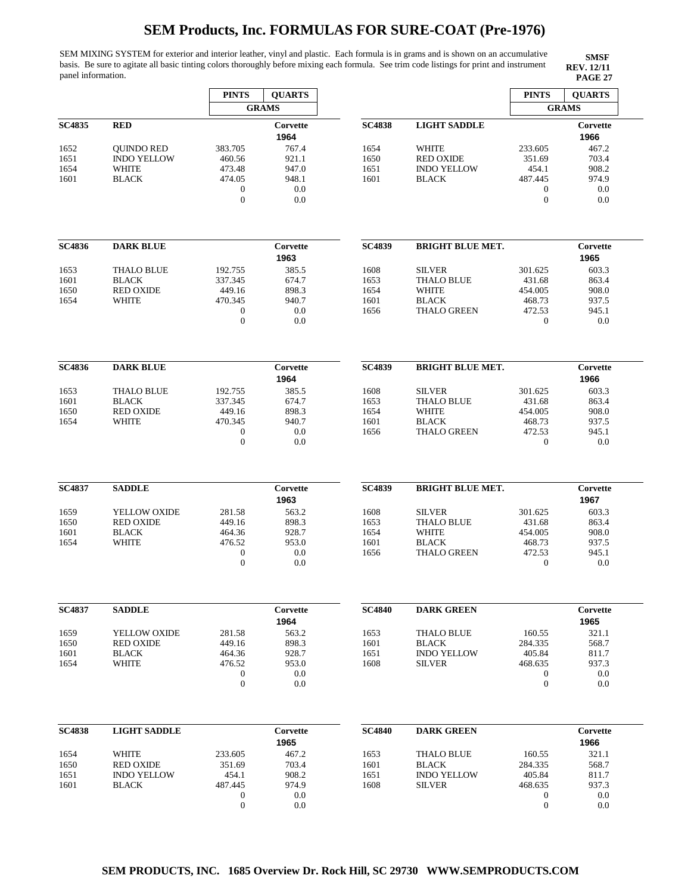# SEM Products, Inc. FORMULAS FOR SURE-COAT (Pre-1976)

SEM MIXING SYSTEM for exterior and interior leather, vinyl and plastic. Each formula is in grams and is shown on an accumulative basis. Be sure to agitate all basic tinting colors thoroughly before mixing each formula. See trim code listings for print and instrument panel information.

**SMSF**
**REV. 12/11**
**PAGE 27**

| | | PINTS | QUARTS |
|---|---|---|---|
| | | GRAMS | |
| **SC4835** | **RED** | | **Corvette 1964** |
| 1652 | QUINDO RED | 383.705 | 767.4 |
| 1651 | INDO YELLOW | 460.56 | 921.1 |
| 1654 | WHITE | 473.48 | 947.0 |
| 1601 | BLACK | 474.05 | 948.1 |
| | | 0 | 0.0 |
| | | 0 | 0.0 |

| | | PINTS | QUARTS |
|---|---|---|---|
| **SC4836** | **DARK BLUE** | | **Corvette 1963** |
| 1653 | THALO BLUE | 192.755 | 385.5 |
| 1601 | BLACK | 337.345 | 674.7 |
| 1650 | RED OXIDE | 449.16 | 898.3 |
| 1654 | WHITE | 470.345 | 940.7 |
| | | 0 | 0.0 |
| | | 0 | 0.0 |

| | | PINTS | QUARTS |
|---|---|---|---|
| **SC4836** | **DARK BLUE** | | **Corvette 1964** |
| 1653 | THALO BLUE | 192.755 | 385.5 |
| 1601 | BLACK | 337.345 | 674.7 |
| 1650 | RED OXIDE | 449.16 | 898.3 |
| 1654 | WHITE | 470.345 | 940.7 |
| | | 0 | 0.0 |
| | | 0 | 0.0 |

| | | PINTS | QUARTS |
|---|---|---|---|
| **SC4837** | **SADDLE** | | **Corvette 1963** |
| 1659 | YELLOW OXIDE | 281.58 | 563.2 |
| 1650 | RED OXIDE | 449.16 | 898.3 |
| 1601 | BLACK | 464.36 | 928.7 |
| 1654 | WHITE | 476.52 | 953.0 |
| | | 0 | 0.0 |
| | | 0 | 0.0 |

| | | PINTS | QUARTS |
|---|---|---|---|
| **SC4837** | **SADDLE** | | **Corvette 1964** |
| 1659 | YELLOW OXIDE | 281.58 | 563.2 |
| 1650 | RED OXIDE | 449.16 | 898.3 |
| 1601 | BLACK | 464.36 | 928.7 |
| 1654 | WHITE | 476.52 | 953.0 |
| | | 0 | 0.0 |
| | | 0 | 0.0 |

| | | PINTS | QUARTS |
|---|---|---|---|
| **SC4838** | **LIGHT SADDLE** | | **Corvette 1965** |
| 1654 | WHITE | 233.605 | 467.2 |
| 1650 | RED OXIDE | 351.69 | 703.4 |
| 1651 | INDO YELLOW | 454.1 | 908.2 |
| 1601 | BLACK | 487.445 | 974.9 |
| | | 0 | 0.0 |
| | | 0 | 0.0 |

| | | PINTS | QUARTS |
|---|---|---|---|
| | | GRAMS | |
| **SC4838** | **LIGHT SADDLE** | | **Corvette 1966** |
| 1654 | WHITE | 233.605 | 467.2 |
| 1650 | RED OXIDE | 351.69 | 703.4 |
| 1651 | INDO YELLOW | 454.1 | 908.2 |
| 1601 | BLACK | 487.445 | 974.9 |
| | | 0 | 0.0 |
| | | 0 | 0.0 |

| | | PINTS | QUARTS |
|---|---|---|---|
| **SC4839** | **BRIGHT BLUE MET.** | | **Corvette 1965** |
| 1608 | SILVER | 301.625 | 603.3 |
| 1653 | THALO BLUE | 431.68 | 863.4 |
| 1654 | WHITE | 454.005 | 908.0 |
| 1601 | BLACK | 468.73 | 937.5 |
| 1656 | THALO GREEN | 472.53 | 945.1 |
| | | 0 | 0.0 |

| | | PINTS | QUARTS |
|---|---|---|---|
| **SC4839** | **BRIGHT BLUE MET.** | | **Corvette 1966** |
| 1608 | SILVER | 301.625 | 603.3 |
| 1653 | THALO BLUE | 431.68 | 863.4 |
| 1654 | WHITE | 454.005 | 908.0 |
| 1601 | BLACK | 468.73 | 937.5 |
| 1656 | THALO GREEN | 472.53 | 945.1 |
| | | 0 | 0.0 |

| | | PINTS | QUARTS |
|---|---|---|---|
| **SC4839** | **BRIGHT BLUE MET.** | | **Corvette 1967** |
| 1608 | SILVER | 301.625 | 603.3 |
| 1653 | THALO BLUE | 431.68 | 863.4 |
| 1654 | WHITE | 454.005 | 908.0 |
| 1601 | BLACK | 468.73 | 937.5 |
| 1656 | THALO GREEN | 472.53 | 945.1 |
| | | 0 | 0.0 |

| | | PINTS | QUARTS |
|---|---|---|---|
| **SC4840** | **DARK GREEN** | | **Corvette 1965** |
| 1653 | THALO BLUE | 160.55 | 321.1 |
| 1601 | BLACK | 284.335 | 568.7 |
| 1651 | INDO YELLOW | 405.84 | 811.7 |
| 1608 | SILVER | 468.635 | 937.3 |
| | | 0 | 0.0 |
| | | 0 | 0.0 |

| | | PINTS | QUARTS |
|---|---|---|---|
| **SC4840** | **DARK GREEN** | | **Corvette 1966** |
| 1653 | THALO BLUE | 160.55 | 321.1 |
| 1601 | BLACK | 284.335 | 568.7 |
| 1651 | INDO YELLOW | 405.84 | 811.7 |
| 1608 | SILVER | 468.635 | 937.3 |
| | | 0 | 0.0 |
| | | 0 | 0.0 |

**SEM PRODUCTS, INC. 1685 Overview Dr. Rock Hill, SC 29730 WWW.SEMPRODUCTS.COM**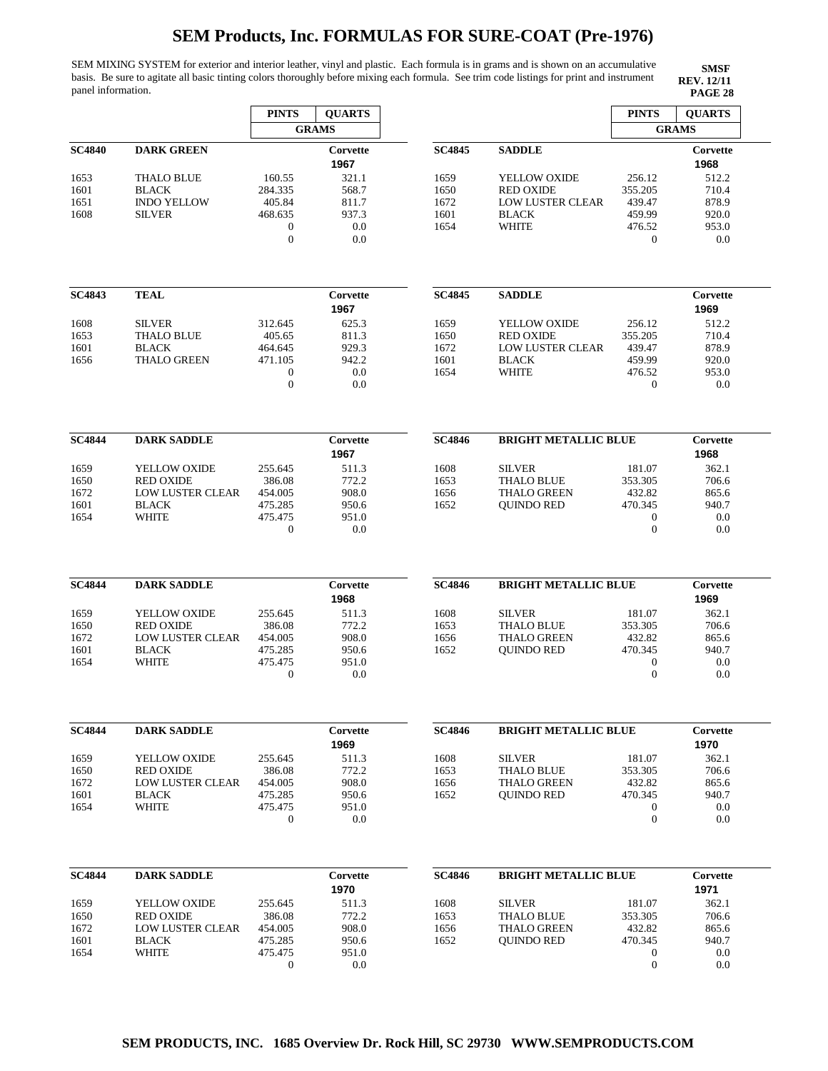# SEM Products, Inc. FORMULAS FOR SURE-COAT (Pre-1976)

SEM MIXING SYSTEM for exterior and interior leather, vinyl and plastic. Each formula is in grams and is shown on an accumulative basis. Be sure to agitate all basic tinting colors thoroughly before mixing each formula. See trim code listings for print and instrument panel information.

**SMSF**
**REV. 12/11**
**PAGE 28**

| SC4840 | DARK GREEN | PINTS (GRAMS) | QUARTS (GRAMS) Corvette 1967 |
|---|---|---|---|
| 1653 | THALO BLUE | 160.55 | 321.1 |
| 1601 | BLACK | 284.335 | 568.7 |
| 1651 | INDO YELLOW | 405.84 | 811.7 |
| 1608 | SILVER | 468.635 | 937.3 |
| | | 0 | 0.0 |
| | | 0 | 0.0 |

| SC4843 | TEAL | PINTS (GRAMS) | QUARTS (GRAMS) Corvette 1967 |
|---|---|---|---|
| 1608 | SILVER | 312.645 | 625.3 |
| 1653 | THALO BLUE | 405.65 | 811.3 |
| 1601 | BLACK | 464.645 | 929.3 |
| 1656 | THALO GREEN | 471.105 | 942.2 |
| | | 0 | 0.0 |
| | | 0 | 0.0 |

| SC4844 | DARK SADDLE | PINTS (GRAMS) | QUARTS (GRAMS) Corvette 1967 |
|---|---|---|---|
| 1659 | YELLOW OXIDE | 255.645 | 511.3 |
| 1650 | RED OXIDE | 386.08 | 772.2 |
| 1672 | LOW LUSTER CLEAR | 454.005 | 908.0 |
| 1601 | BLACK | 475.285 | 950.6 |
| 1654 | WHITE | 475.475 | 951.0 |
| | | 0 | 0.0 |

| SC4844 | DARK SADDLE | PINTS (GRAMS) | QUARTS (GRAMS) Corvette 1968 |
|---|---|---|---|
| 1659 | YELLOW OXIDE | 255.645 | 511.3 |
| 1650 | RED OXIDE | 386.08 | 772.2 |
| 1672 | LOW LUSTER CLEAR | 454.005 | 908.0 |
| 1601 | BLACK | 475.285 | 950.6 |
| 1654 | WHITE | 475.475 | 951.0 |
| | | 0 | 0.0 |

| SC4844 | DARK SADDLE | PINTS (GRAMS) | QUARTS (GRAMS) Corvette 1969 |
|---|---|---|---|
| 1659 | YELLOW OXIDE | 255.645 | 511.3 |
| 1650 | RED OXIDE | 386.08 | 772.2 |
| 1672 | LOW LUSTER CLEAR | 454.005 | 908.0 |
| 1601 | BLACK | 475.285 | 950.6 |
| 1654 | WHITE | 475.475 | 951.0 |
| | | 0 | 0.0 |

| SC4844 | DARK SADDLE | PINTS (GRAMS) | QUARTS (GRAMS) Corvette 1970 |
|---|---|---|---|
| 1659 | YELLOW OXIDE | 255.645 | 511.3 |
| 1650 | RED OXIDE | 386.08 | 772.2 |
| 1672 | LOW LUSTER CLEAR | 454.005 | 908.0 |
| 1601 | BLACK | 475.285 | 950.6 |
| 1654 | WHITE | 475.475 | 951.0 |
| | | 0 | 0.0 |

| SC4845 | SADDLE | PINTS (GRAMS) | QUARTS (GRAMS) Corvette 1968 |
|---|---|---|---|
| 1659 | YELLOW OXIDE | 256.12 | 512.2 |
| 1650 | RED OXIDE | 355.205 | 710.4 |
| 1672 | LOW LUSTER CLEAR | 439.47 | 878.9 |
| 1601 | BLACK | 459.99 | 920.0 |
| 1654 | WHITE | 476.52 | 953.0 |
| | | 0 | 0.0 |

| SC4845 | SADDLE | PINTS (GRAMS) | QUARTS (GRAMS) Corvette 1969 |
|---|---|---|---|
| 1659 | YELLOW OXIDE | 256.12 | 512.2 |
| 1650 | RED OXIDE | 355.205 | 710.4 |
| 1672 | LOW LUSTER CLEAR | 439.47 | 878.9 |
| 1601 | BLACK | 459.99 | 920.0 |
| 1654 | WHITE | 476.52 | 953.0 |
| | | 0 | 0.0 |

| SC4846 | BRIGHT METALLIC BLUE | PINTS (GRAMS) | QUARTS (GRAMS) Corvette 1968 |
|---|---|---|---|
| 1608 | SILVER | 181.07 | 362.1 |
| 1653 | THALO BLUE | 353.305 | 706.6 |
| 1656 | THALO GREEN | 432.82 | 865.6 |
| 1652 | QUINDO RED | 470.345 | 940.7 |
| | | 0 | 0.0 |
| | | 0 | 0.0 |

| SC4846 | BRIGHT METALLIC BLUE | PINTS (GRAMS) | QUARTS (GRAMS) Corvette 1969 |
|---|---|---|---|
| 1608 | SILVER | 181.07 | 362.1 |
| 1653 | THALO BLUE | 353.305 | 706.6 |
| 1656 | THALO GREEN | 432.82 | 865.6 |
| 1652 | QUINDO RED | 470.345 | 940.7 |
| | | 0 | 0.0 |
| | | 0 | 0.0 |

| SC4846 | BRIGHT METALLIC BLUE | PINTS (GRAMS) | QUARTS (GRAMS) Corvette 1970 |
|---|---|---|---|
| 1608 | SILVER | 181.07 | 362.1 |
| 1653 | THALO BLUE | 353.305 | 706.6 |
| 1656 | THALO GREEN | 432.82 | 865.6 |
| 1652 | QUINDO RED | 470.345 | 940.7 |
| | | 0 | 0.0 |
| | | 0 | 0.0 |

| SC4846 | BRIGHT METALLIC BLUE | PINTS (GRAMS) | QUARTS (GRAMS) Corvette 1971 |
|---|---|---|---|
| 1608 | SILVER | 181.07 | 362.1 |
| 1653 | THALO BLUE | 353.305 | 706.6 |
| 1656 | THALO GREEN | 432.82 | 865.6 |
| 1652 | QUINDO RED | 470.345 | 940.7 |
| | | 0 | 0.0 |
| | | 0 | 0.0 |

**SEM PRODUCTS, INC. 1685 Overview Dr. Rock Hill, SC 29730 WWW.SEMPRODUCTS.COM**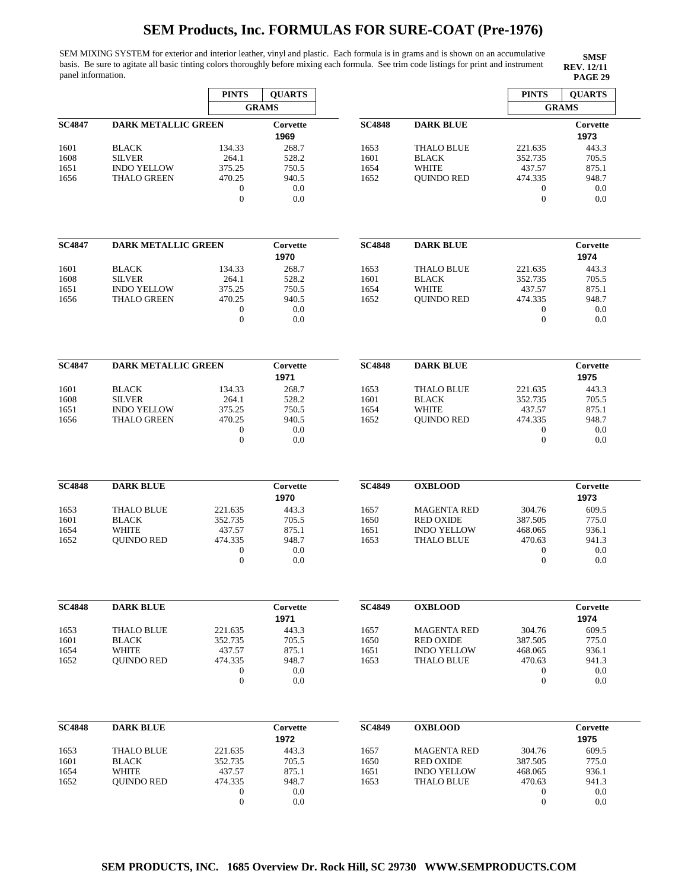# SEM Products, Inc. FORMULAS FOR SURE-COAT (Pre-1976)

SEM MIXING SYSTEM for exterior and interior leather, vinyl and plastic. Each formula is in grams and is shown on an accumulative basis. Be sure to agitate all basic tinting colors thoroughly before mixing each formula. See trim code listings for print and instrument panel information.

**SMSF**
**REV. 12/11**
**PAGE 29**

| | | PINTS | QUARTS |
|---|---|---|---|
| | | GRAMS | |
| **SC4847** | **DARK METALLIC GREEN** | | **Corvette 1969** |
| 1601 | BLACK | 134.33 | 268.7 |
| 1608 | SILVER | 264.1 | 528.2 |
| 1651 | INDO YELLOW | 375.25 | 750.5 |
| 1656 | THALO GREEN | 470.25 | 940.5 |
| | | 0 | 0.0 |
| | | 0 | 0.0 |

| | | PINTS | QUARTS |
|---|---|---|---|
| **SC4847** | **DARK METALLIC GREEN** | | **Corvette 1970** |
| 1601 | BLACK | 134.33 | 268.7 |
| 1608 | SILVER | 264.1 | 528.2 |
| 1651 | INDO YELLOW | 375.25 | 750.5 |
| 1656 | THALO GREEN | 470.25 | 940.5 |
| | | 0 | 0.0 |
| | | 0 | 0.0 |

| | | PINTS | QUARTS |
|---|---|---|---|
| **SC4847** | **DARK METALLIC GREEN** | | **Corvette 1971** |
| 1601 | BLACK | 134.33 | 268.7 |
| 1608 | SILVER | 264.1 | 528.2 |
| 1651 | INDO YELLOW | 375.25 | 750.5 |
| 1656 | THALO GREEN | 470.25 | 940.5 |
| | | 0 | 0.0 |
| | | 0 | 0.0 |

| | | PINTS | QUARTS |
|---|---|---|---|
| **SC4848** | **DARK BLUE** | | **Corvette 1970** |
| 1653 | THALO BLUE | 221.635 | 443.3 |
| 1601 | BLACK | 352.735 | 705.5 |
| 1654 | WHITE | 437.57 | 875.1 |
| 1652 | QUINDO RED | 474.335 | 948.7 |
| | | 0 | 0.0 |
| | | 0 | 0.0 |

| | | PINTS | QUARTS |
|---|---|---|---|
| **SC4848** | **DARK BLUE** | | **Corvette 1971** |
| 1653 | THALO BLUE | 221.635 | 443.3 |
| 1601 | BLACK | 352.735 | 705.5 |
| 1654 | WHITE | 437.57 | 875.1 |
| 1652 | QUINDO RED | 474.335 | 948.7 |
| | | 0 | 0.0 |
| | | 0 | 0.0 |

| | | PINTS | QUARTS |
|---|---|---|---|
| **SC4848** | **DARK BLUE** | | **Corvette 1972** |
| 1653 | THALO BLUE | 221.635 | 443.3 |
| 1601 | BLACK | 352.735 | 705.5 |
| 1654 | WHITE | 437.57 | 875.1 |
| 1652 | QUINDO RED | 474.335 | 948.7 |
| | | 0 | 0.0 |
| | | 0 | 0.0 |

| | | PINTS | QUARTS |
|---|---|---|---|
| | | GRAMS | |
| **SC4848** | **DARK BLUE** | | **Corvette 1973** |
| 1653 | THALO BLUE | 221.635 | 443.3 |
| 1601 | BLACK | 352.735 | 705.5 |
| 1654 | WHITE | 437.57 | 875.1 |
| 1652 | QUINDO RED | 474.335 | 948.7 |
| | | 0 | 0.0 |
| | | 0 | 0.0 |

| | | PINTS | QUARTS |
|---|---|---|---|
| **SC4848** | **DARK BLUE** | | **Corvette 1974** |
| 1653 | THALO BLUE | 221.635 | 443.3 |
| 1601 | BLACK | 352.735 | 705.5 |
| 1654 | WHITE | 437.57 | 875.1 |
| 1652 | QUINDO RED | 474.335 | 948.7 |
| | | 0 | 0.0 |
| | | 0 | 0.0 |

| | | PINTS | QUARTS |
|---|---|---|---|
| **SC4848** | **DARK BLUE** | | **Corvette 1975** |
| 1653 | THALO BLUE | 221.635 | 443.3 |
| 1601 | BLACK | 352.735 | 705.5 |
| 1654 | WHITE | 437.57 | 875.1 |
| 1652 | QUINDO RED | 474.335 | 948.7 |
| | | 0 | 0.0 |
| | | 0 | 0.0 |

| | | PINTS | QUARTS |
|---|---|---|---|
| **SC4849** | **OXBLOOD** | | **Corvette 1973** |
| 1657 | MAGENTA RED | 304.76 | 609.5 |
| 1650 | RED OXIDE | 387.505 | 775.0 |
| 1651 | INDO YELLOW | 468.065 | 936.1 |
| 1653 | THALO BLUE | 470.63 | 941.3 |
| | | 0 | 0.0 |
| | | 0 | 0.0 |

| | | PINTS | QUARTS |
|---|---|---|---|
| **SC4849** | **OXBLOOD** | | **Corvette 1974** |
| 1657 | MAGENTA RED | 304.76 | 609.5 |
| 1650 | RED OXIDE | 387.505 | 775.0 |
| 1651 | INDO YELLOW | 468.065 | 936.1 |
| 1653 | THALO BLUE | 470.63 | 941.3 |
| | | 0 | 0.0 |
| | | 0 | 0.0 |

| | | PINTS | QUARTS |
|---|---|---|---|
| **SC4849** | **OXBLOOD** | | **Corvette 1975** |
| 1657 | MAGENTA RED | 304.76 | 609.5 |
| 1650 | RED OXIDE | 387.505 | 775.0 |
| 1651 | INDO YELLOW | 468.065 | 936.1 |
| 1653 | THALO BLUE | 470.63 | 941.3 |
| | | 0 | 0.0 |
| | | 0 | 0.0 |

**SEM PRODUCTS, INC. 1685 Overview Dr. Rock Hill, SC 29730 WWW.SEMPRODUCTS.COM**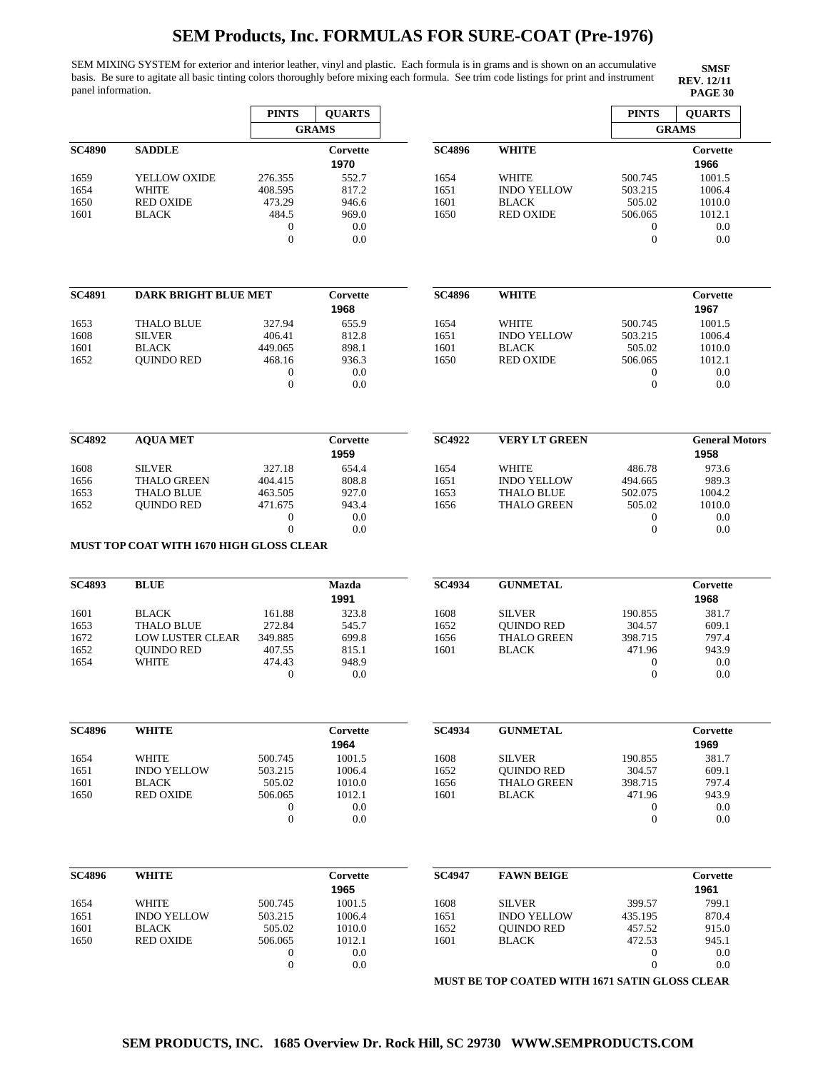# SEM Products, Inc. FORMULAS FOR SURE-COAT (Pre-1976)

SEM MIXING SYSTEM for exterior and interior leather, vinyl and plastic. Each formula is in grams and is shown on an accumulative basis. Be sure to agitate all basic tinting colors thoroughly before mixing each formula. See trim code listings for print and instrument panel information.

**SMSF**
**REV. 12/11**
**PAGE 30**

| **SC4890** | **SADDLE** | PINTS (GRAMS) | QUARTS (GRAMS) |
|---|---|---|---|
| | | | **Corvette** |
| | | | **1970** |
| 1659 | YELLOW OXIDE | 276.355 | 552.7 |
| 1654 | WHITE | 408.595 | 817.2 |
| 1650 | RED OXIDE | 473.29 | 946.6 |
| 1601 | BLACK | 484.5 | 969.0 |
| | | 0 | 0.0 |
| | | 0 | 0.0 |

| **SC4891** | **DARK BRIGHT BLUE MET** | PINTS (GRAMS) | QUARTS (GRAMS) |
|---|---|---|---|
| | | | **Corvette** |
| | | | **1968** |
| 1653 | THALO BLUE | 327.94 | 655.9 |
| 1608 | SILVER | 406.41 | 812.8 |
| 1601 | BLACK | 449.065 | 898.1 |
| 1652 | QUINDO RED | 468.16 | 936.3 |
| | | 0 | 0.0 |
| | | 0 | 0.0 |

| **SC4892** | **AQUA MET** | PINTS (GRAMS) | QUARTS (GRAMS) |
|---|---|---|---|
| | | | **Corvette** |
| | | | **1959** |
| 1608 | SILVER | 327.18 | 654.4 |
| 1656 | THALO GREEN | 404.415 | 808.8 |
| 1653 | THALO BLUE | 463.505 | 927.0 |
| 1652 | QUINDO RED | 471.675 | 943.4 |
| | | 0 | 0.0 |
| | | 0 | 0.0 |

**MUST TOP COAT WITH 1670 HIGH GLOSS CLEAR**

| **SC4893** | **BLUE** | PINTS (GRAMS) | QUARTS (GRAMS) |
|---|---|---|---|
| | | | **Mazda** |
| | | | **1991** |
| 1601 | BLACK | 161.88 | 323.8 |
| 1653 | THALO BLUE | 272.84 | 545.7 |
| 1672 | LOW LUSTER CLEAR | 349.885 | 699.8 |
| 1652 | QUINDO RED | 407.55 | 815.1 |
| 1654 | WHITE | 474.43 | 948.9 |
| | | 0 | 0.0 |

| **SC4896** | **WHITE** | PINTS (GRAMS) | QUARTS (GRAMS) |
|---|---|---|---|
| | | | **Corvette** |
| | | | **1964** |
| 1654 | WHITE | 500.745 | 1001.5 |
| 1651 | INDO YELLOW | 503.215 | 1006.4 |
| 1601 | BLACK | 505.02 | 1010.0 |
| 1650 | RED OXIDE | 506.065 | 1012.1 |
| | | 0 | 0.0 |
| | | 0 | 0.0 |

| **SC4896** | **WHITE** | PINTS (GRAMS) | QUARTS (GRAMS) |
|---|---|---|---|
| | | | **Corvette** |
| | | | **1965** |
| 1654 | WHITE | 500.745 | 1001.5 |
| 1651 | INDO YELLOW | 503.215 | 1006.4 |
| 1601 | BLACK | 505.02 | 1010.0 |
| 1650 | RED OXIDE | 506.065 | 1012.1 |
| | | 0 | 0.0 |
| | | 0 | 0.0 |

| **SC4896** | **WHITE** | PINTS (GRAMS) | QUARTS (GRAMS) |
|---|---|---|---|
| | | | **Corvette** |
| | | | **1966** |
| 1654 | WHITE | 500.745 | 1001.5 |
| 1651 | INDO YELLOW | 503.215 | 1006.4 |
| 1601 | BLACK | 505.02 | 1010.0 |
| 1650 | RED OXIDE | 506.065 | 1012.1 |
| | | 0 | 0.0 |
| | | 0 | 0.0 |

| **SC4896** | **WHITE** | PINTS (GRAMS) | QUARTS (GRAMS) |
|---|---|---|---|
| | | | **Corvette** |
| | | | **1967** |
| 1654 | WHITE | 500.745 | 1001.5 |
| 1651 | INDO YELLOW | 503.215 | 1006.4 |
| 1601 | BLACK | 505.02 | 1010.0 |
| 1650 | RED OXIDE | 506.065 | 1012.1 |
| | | 0 | 0.0 |
| | | 0 | 0.0 |

| **SC4922** | **VERY LT GREEN** | PINTS (GRAMS) | QUARTS (GRAMS) |
|---|---|---|---|
| | | | **General Motors** |
| | | | **1958** |
| 1654 | WHITE | 486.78 | 973.6 |
| 1651 | INDO YELLOW | 494.665 | 989.3 |
| 1653 | THALO BLUE | 502.075 | 1004.2 |
| 1656 | THALO GREEN | 505.02 | 1010.0 |
| | | 0 | 0.0 |
| | | 0 | 0.0 |

| **SC4934** | **GUNMETAL** | PINTS (GRAMS) | QUARTS (GRAMS) |
|---|---|---|---|
| | | | **Corvette** |
| | | | **1968** |
| 1608 | SILVER | 190.855 | 381.7 |
| 1652 | QUINDO RED | 304.57 | 609.1 |
| 1656 | THALO GREEN | 398.715 | 797.4 |
| 1601 | BLACK | 471.96 | 943.9 |
| | | 0 | 0.0 |
| | | 0 | 0.0 |

| **SC4934** | **GUNMETAL** | PINTS (GRAMS) | QUARTS (GRAMS) |
|---|---|---|---|
| | | | **Corvette** |
| | | | **1969** |
| 1608 | SILVER | 190.855 | 381.7 |
| 1652 | QUINDO RED | 304.57 | 609.1 |
| 1656 | THALO GREEN | 398.715 | 797.4 |
| 1601 | BLACK | 471.96 | 943.9 |
| | | 0 | 0.0 |
| | | 0 | 0.0 |

| **SC4947** | **FAWN BEIGE** | PINTS (GRAMS) | QUARTS (GRAMS) |
|---|---|---|---|
| | | | **Corvette** |
| | | | **1961** |
| 1608 | SILVER | 399.57 | 799.1 |
| 1651 | INDO YELLOW | 435.195 | 870.4 |
| 1652 | QUINDO RED | 457.52 | 915.0 |
| 1601 | BLACK | 472.53 | 945.1 |
| | | 0 | 0.0 |
| | | 0 | 0.0 |

**MUST BE TOP COATED WITH 1671 SATIN GLOSS CLEAR**

**SEM PRODUCTS, INC. 1685 Overview Dr. Rock Hill, SC 29730 WWW.SEMPRODUCTS.COM**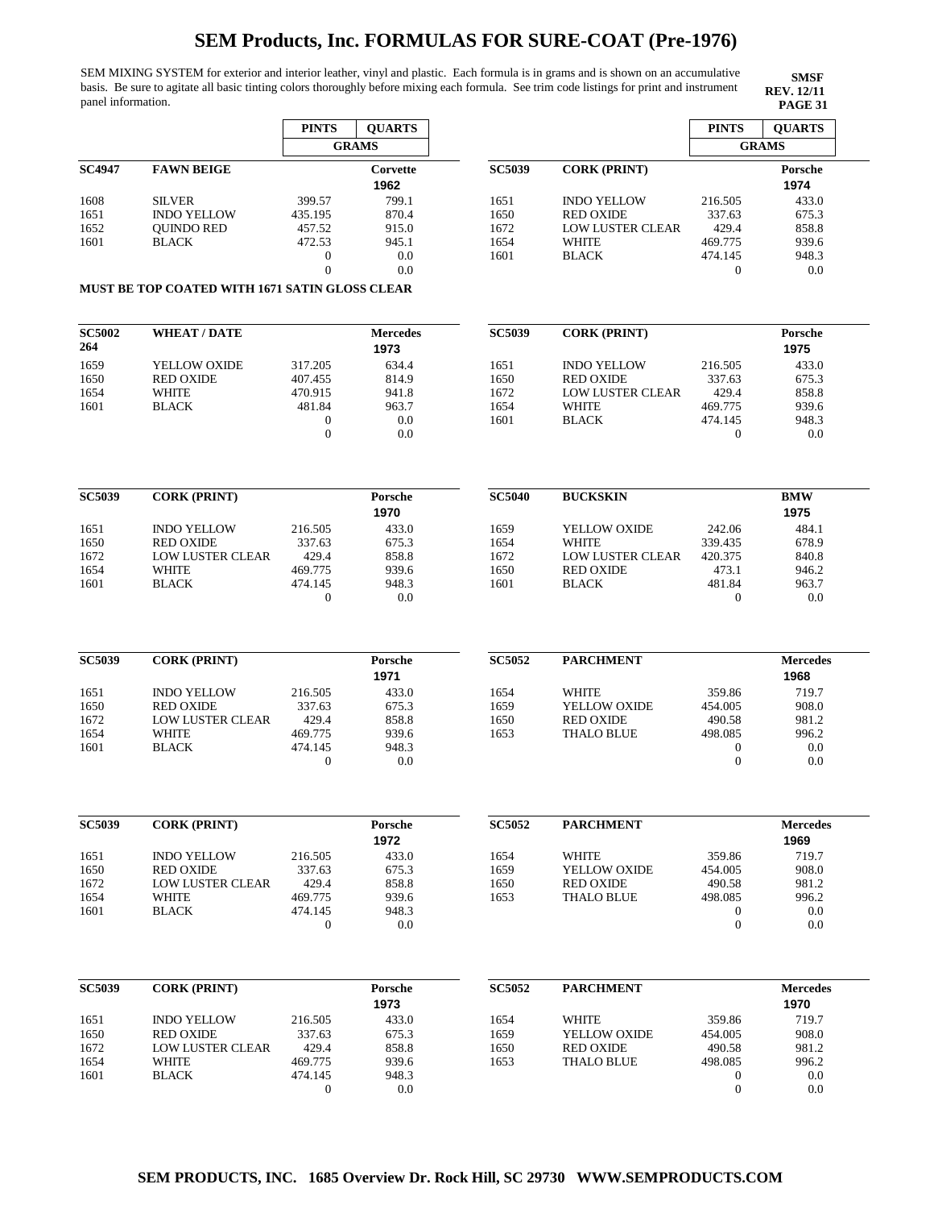# SEM Products, Inc. FORMULAS FOR SURE-COAT (Pre-1976)

SEM MIXING SYSTEM for exterior and interior leather, vinyl and plastic. Each formula is in grams and is shown on an accumulative basis. Be sure to agitate all basic tinting colors thoroughly before mixing each formula. See trim code listings for print and instrument panel information.

**SMSF**
**REV. 12/11**
**PAGE 31**

| SC4947 | FAWN BEIGE | PINTS (GRAMS) | QUARTS (GRAMS) |
|---|---|---|---|
| | | | Corvette 1962 |
| 1608 | SILVER | 399.57 | 799.1 |
| 1651 | INDO YELLOW | 435.195 | 870.4 |
| 1652 | QUINDO RED | 457.52 | 915.0 |
| 1601 | BLACK | 472.53 | 945.1 |
| | | 0 | 0.0 |
| | | 0 | 0.0 |

**MUST BE TOP COATED WITH 1671 SATIN GLOSS CLEAR**

| SC5002 264 | WHEAT / DATE | | Mercedes 1973 |
|---|---|---|---|
| 1659 | YELLOW OXIDE | 317.205 | 634.4 |
| 1650 | RED OXIDE | 407.455 | 814.9 |
| 1654 | WHITE | 470.915 | 941.8 |
| 1601 | BLACK | 481.84 | 963.7 |
| | | 0 | 0.0 |
| | | 0 | 0.0 |

| SC5039 | CORK (PRINT) | | Porsche 1970 |
|---|---|---|---|
| 1651 | INDO YELLOW | 216.505 | 433.0 |
| 1650 | RED OXIDE | 337.63 | 675.3 |
| 1672 | LOW LUSTER CLEAR | 429.4 | 858.8 |
| 1654 | WHITE | 469.775 | 939.6 |
| 1601 | BLACK | 474.145 | 948.3 |
| | | 0 | 0.0 |

| SC5039 | CORK (PRINT) | | Porsche 1971 |
|---|---|---|---|
| 1651 | INDO YELLOW | 216.505 | 433.0 |
| 1650 | RED OXIDE | 337.63 | 675.3 |
| 1672 | LOW LUSTER CLEAR | 429.4 | 858.8 |
| 1654 | WHITE | 469.775 | 939.6 |
| 1601 | BLACK | 474.145 | 948.3 |
| | | 0 | 0.0 |

| SC5039 | CORK (PRINT) | | Porsche 1972 |
|---|---|---|---|
| 1651 | INDO YELLOW | 216.505 | 433.0 |
| 1650 | RED OXIDE | 337.63 | 675.3 |
| 1672 | LOW LUSTER CLEAR | 429.4 | 858.8 |
| 1654 | WHITE | 469.775 | 939.6 |
| 1601 | BLACK | 474.145 | 948.3 |
| | | 0 | 0.0 |

| SC5039 | CORK (PRINT) | | Porsche 1973 |
|---|---|---|---|
| 1651 | INDO YELLOW | 216.505 | 433.0 |
| 1650 | RED OXIDE | 337.63 | 675.3 |
| 1672 | LOW LUSTER CLEAR | 429.4 | 858.8 |
| 1654 | WHITE | 469.775 | 939.6 |
| 1601 | BLACK | 474.145 | 948.3 |
| | | 0 | 0.0 |

| SC5039 | CORK (PRINT) | PINTS (GRAMS) | QUARTS (GRAMS) |
|---|---|---|---|
| | | | Porsche 1974 |
| 1651 | INDO YELLOW | 216.505 | 433.0 |
| 1650 | RED OXIDE | 337.63 | 675.3 |
| 1672 | LOW LUSTER CLEAR | 429.4 | 858.8 |
| 1654 | WHITE | 469.775 | 939.6 |
| 1601 | BLACK | 474.145 | 948.3 |
| | | 0 | 0.0 |

| SC5039 | CORK (PRINT) | | Porsche 1975 |
|---|---|---|---|
| 1651 | INDO YELLOW | 216.505 | 433.0 |
| 1650 | RED OXIDE | 337.63 | 675.3 |
| 1672 | LOW LUSTER CLEAR | 429.4 | 858.8 |
| 1654 | WHITE | 469.775 | 939.6 |
| 1601 | BLACK | 474.145 | 948.3 |
| | | 0 | 0.0 |

| SC5040 | BUCKSKIN | | BMW 1975 |
|---|---|---|---|
| 1659 | YELLOW OXIDE | 242.06 | 484.1 |
| 1654 | WHITE | 339.435 | 678.9 |
| 1672 | LOW LUSTER CLEAR | 420.375 | 840.8 |
| 1650 | RED OXIDE | 473.1 | 946.2 |
| 1601 | BLACK | 481.84 | 963.7 |
| | | 0 | 0.0 |

| SC5052 | PARCHMENT | | Mercedes 1968 |
|---|---|---|---|
| 1654 | WHITE | 359.86 | 719.7 |
| 1659 | YELLOW OXIDE | 454.005 | 908.0 |
| 1650 | RED OXIDE | 490.58 | 981.2 |
| 1653 | THALO BLUE | 498.085 | 996.2 |
| | | 0 | 0.0 |
| | | 0 | 0.0 |

| SC5052 | PARCHMENT | | Mercedes 1969 |
|---|---|---|---|
| 1654 | WHITE | 359.86 | 719.7 |
| 1659 | YELLOW OXIDE | 454.005 | 908.0 |
| 1650 | RED OXIDE | 490.58 | 981.2 |
| 1653 | THALO BLUE | 498.085 | 996.2 |
| | | 0 | 0.0 |
| | | 0 | 0.0 |

| SC5052 | PARCHMENT | | Mercedes 1970 |
|---|---|---|---|
| 1654 | WHITE | 359.86 | 719.7 |
| 1659 | YELLOW OXIDE | 454.005 | 908.0 |
| 1650 | RED OXIDE | 490.58 | 981.2 |
| 1653 | THALO BLUE | 498.085 | 996.2 |
| | | 0 | 0.0 |
| | | 0 | 0.0 |

**SEM PRODUCTS, INC. 1685 Overview Dr. Rock Hill, SC 29730 WWW.SEMPRODUCTS.COM**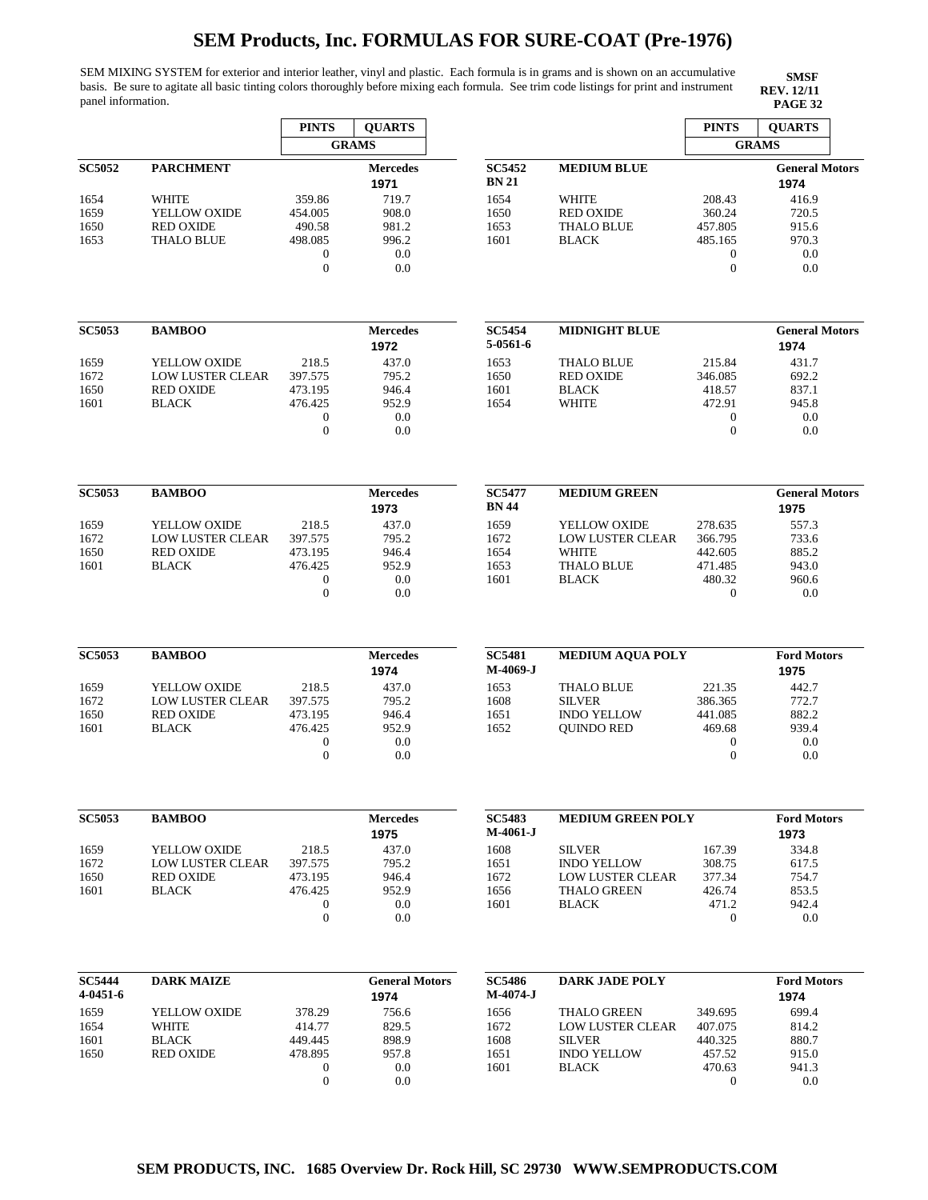# SEM Products, Inc. FORMULAS FOR SURE-COAT (Pre-1976)

SEM MIXING SYSTEM for exterior and interior leather, vinyl and plastic. Each formula is in grams and is shown on an accumulative basis. Be sure to agitate all basic tinting colors thoroughly before mixing each formula. See trim code listings for print and instrument panel information.

**SMSF**
**REV. 12/11**
**PAGE 32**

| | | PINTS | QUARTS |
|---|---|---|---|
| | | GRAMS | |
| **SC5052** | **PARCHMENT** | | **Mercedes 1971** |
| 1654 | WHITE | 359.86 | 719.7 |
| 1659 | YELLOW OXIDE | 454.005 | 908.0 |
| 1650 | RED OXIDE | 490.58 | 981.2 |
| 1653 | THALO BLUE | 498.085 | 996.2 |
| | | 0 | 0.0 |
| | | 0 | 0.0 |

| | | PINTS | QUARTS |
|---|---|---|---|
| **SC5053** | **BAMBOO** | | **Mercedes 1972** |
| 1659 | YELLOW OXIDE | 218.5 | 437.0 |
| 1672 | LOW LUSTER CLEAR | 397.575 | 795.2 |
| 1650 | RED OXIDE | 473.195 | 946.4 |
| 1601 | BLACK | 476.425 | 952.9 |
| | | 0 | 0.0 |
| | | 0 | 0.0 |

| | | PINTS | QUARTS |
|---|---|---|---|
| **SC5053** | **BAMBOO** | | **Mercedes 1973** |
| 1659 | YELLOW OXIDE | 218.5 | 437.0 |
| 1672 | LOW LUSTER CLEAR | 397.575 | 795.2 |
| 1650 | RED OXIDE | 473.195 | 946.4 |
| 1601 | BLACK | 476.425 | 952.9 |
| | | 0 | 0.0 |
| | | 0 | 0.0 |

| | | PINTS | QUARTS |
|---|---|---|---|
| **SC5053** | **BAMBOO** | | **Mercedes 1974** |
| 1659 | YELLOW OXIDE | 218.5 | 437.0 |
| 1672 | LOW LUSTER CLEAR | 397.575 | 795.2 |
| 1650 | RED OXIDE | 473.195 | 946.4 |
| 1601 | BLACK | 476.425 | 952.9 |
| | | 0 | 0.0 |
| | | 0 | 0.0 |

| | | PINTS | QUARTS |
|---|---|---|---|
| **SC5053** | **BAMBOO** | | **Mercedes 1975** |
| 1659 | YELLOW OXIDE | 218.5 | 437.0 |
| 1672 | LOW LUSTER CLEAR | 397.575 | 795.2 |
| 1650 | RED OXIDE | 473.195 | 946.4 |
| 1601 | BLACK | 476.425 | 952.9 |
| | | 0 | 0.0 |
| | | 0 | 0.0 |

| | | PINTS | QUARTS |
|---|---|---|---|
| **SC5444 4-0451-6** | **DARK MAIZE** | | **General Motors 1974** |
| 1659 | YELLOW OXIDE | 378.29 | 756.6 |
| 1654 | WHITE | 414.77 | 829.5 |
| 1601 | BLACK | 449.445 | 898.9 |
| 1650 | RED OXIDE | 478.895 | 957.8 |
| | | 0 | 0.0 |
| | | 0 | 0.0 |

| | | PINTS | QUARTS |
|---|---|---|---|
| | | GRAMS | |
| **SC5452 BN 21** | **MEDIUM BLUE** | | **General Motors 1974** |
| 1654 | WHITE | 208.43 | 416.9 |
| 1650 | RED OXIDE | 360.24 | 720.5 |
| 1653 | THALO BLUE | 457.805 | 915.6 |
| 1601 | BLACK | 485.165 | 970.3 |
| | | 0 | 0.0 |
| | | 0 | 0.0 |

| | | PINTS | QUARTS |
|---|---|---|---|
| **SC5454 5-0561-6** | **MIDNIGHT BLUE** | | **General Motors 1974** |
| 1653 | THALO BLUE | 215.84 | 431.7 |
| 1650 | RED OXIDE | 346.085 | 692.2 |
| 1601 | BLACK | 418.57 | 837.1 |
| 1654 | WHITE | 472.91 | 945.8 |
| | | 0 | 0.0 |
| | | 0 | 0.0 |

| | | PINTS | QUARTS |
|---|---|---|---|
| **SC5477 BN 44** | **MEDIUM GREEN** | | **General Motors 1975** |
| 1659 | YELLOW OXIDE | 278.635 | 557.3 |
| 1672 | LOW LUSTER CLEAR | 366.795 | 733.6 |
| 1654 | WHITE | 442.605 | 885.2 |
| 1653 | THALO BLUE | 471.485 | 943.0 |
| 1601 | BLACK | 480.32 | 960.6 |
| | | 0 | 0.0 |

| | | PINTS | QUARTS |
|---|---|---|---|
| **SC5481 M-4069-J** | **MEDIUM AQUA POLY** | | **Ford Motors 1975** |
| 1653 | THALO BLUE | 221.35 | 442.7 |
| 1608 | SILVER | 386.365 | 772.7 |
| 1651 | INDO YELLOW | 441.085 | 882.2 |
| 1652 | QUINDO RED | 469.68 | 939.4 |
| | | 0 | 0.0 |
| | | 0 | 0.0 |

| | | PINTS | QUARTS |
|---|---|---|---|
| **SC5483 M-4061-J** | **MEDIUM GREEN POLY** | | **Ford Motors 1973** |
| 1608 | SILVER | 167.39 | 334.8 |
| 1651 | INDO YELLOW | 308.75 | 617.5 |
| 1672 | LOW LUSTER CLEAR | 377.34 | 754.7 |
| 1656 | THALO GREEN | 426.74 | 853.5 |
| 1601 | BLACK | 471.2 | 942.4 |
| | | 0 | 0.0 |

| | | PINTS | QUARTS |
|---|---|---|---|
| **SC5486 M-4074-J** | **DARK JADE POLY** | | **Ford Motors 1974** |
| 1656 | THALO GREEN | 349.695 | 699.4 |
| 1672 | LOW LUSTER CLEAR | 407.075 | 814.2 |
| 1608 | SILVER | 440.325 | 880.7 |
| 1651 | INDO YELLOW | 457.52 | 915.0 |
| 1601 | BLACK | 470.63 | 941.3 |
| | | 0 | 0.0 |

**SEM PRODUCTS, INC. 1685 Overview Dr. Rock Hill, SC 29730 WWW.SEMPRODUCTS.COM**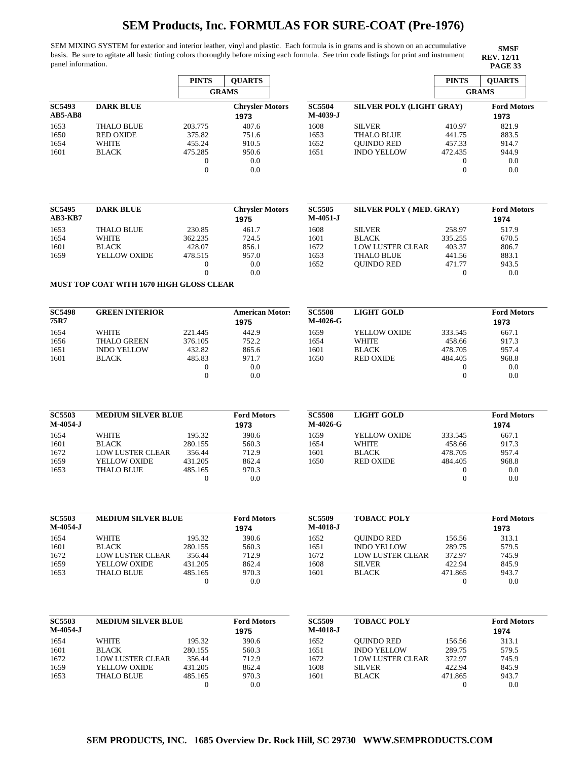# SEM Products, Inc. FORMULAS FOR SURE-COAT (Pre-1976)

SEM MIXING SYSTEM for exterior and interior leather, vinyl and plastic. Each formula is in grams and is shown on an accumulative basis. Be sure to agitate all basic tinting colors thoroughly before mixing each formula. See trim code listings for print and instrument panel information.

**SMSF**
**REV. 12/11**
**PAGE 33**

| **SC5493 AB5-AB8** | **DARK BLUE** | **PINTS (GRAMS)** | **QUARTS (GRAMS)** Chrysler Motors 1973 |
|---|---|---|---|
| 1653 | THALO BLUE | 203.775 | 407.6 |
| 1650 | RED OXIDE | 375.82 | 751.6 |
| 1654 | WHITE | 455.24 | 910.5 |
| 1601 | BLACK | 475.285 | 950.6 |
| | | 0 | 0.0 |
| | | 0 | 0.0 |

| **SC5495 AB3-KB7** | **DARK BLUE** | **PINTS** | **QUARTS** Chrysler Motors 1975 |
|---|---|---|---|
| 1653 | THALO BLUE | 230.85 | 461.7 |
| 1654 | WHITE | 362.235 | 724.5 |
| 1601 | BLACK | 428.07 | 856.1 |
| 1659 | YELLOW OXIDE | 478.515 | 957.0 |
| | | 0 | 0.0 |
| | | 0 | 0.0 |

**MUST TOP COAT WITH 1670 HIGH GLOSS CLEAR**

| **SC5498 75R7** | **GREEN INTERIOR** | **PINTS** | **QUARTS** American Motors 1975 |
|---|---|---|---|
| 1654 | WHITE | 221.445 | 442.9 |
| 1656 | THALO GREEN | 376.105 | 752.2 |
| 1651 | INDO YELLOW | 432.82 | 865.6 |
| 1601 | BLACK | 485.83 | 971.7 |
| | | 0 | 0.0 |
| | | 0 | 0.0 |

| **SC5503 M-4054-J** | **MEDIUM SILVER BLUE** | **PINTS** | **QUARTS** Ford Motors 1973 |
|---|---|---|---|
| 1654 | WHITE | 195.32 | 390.6 |
| 1601 | BLACK | 280.155 | 560.3 |
| 1672 | LOW LUSTER CLEAR | 356.44 | 712.9 |
| 1659 | YELLOW OXIDE | 431.205 | 862.4 |
| 1653 | THALO BLUE | 485.165 | 970.3 |
| | | 0 | 0.0 |

| **SC5503 M-4054-J** | **MEDIUM SILVER BLUE** | **PINTS** | **QUARTS** Ford Motors 1974 |
|---|---|---|---|
| 1654 | WHITE | 195.32 | 390.6 |
| 1601 | BLACK | 280.155 | 560.3 |
| 1672 | LOW LUSTER CLEAR | 356.44 | 712.9 |
| 1659 | YELLOW OXIDE | 431.205 | 862.4 |
| 1653 | THALO BLUE | 485.165 | 970.3 |
| | | 0 | 0.0 |

| **SC5503 M-4054-J** | **MEDIUM SILVER BLUE** | **PINTS** | **QUARTS** Ford Motors 1975 |
|---|---|---|---|
| 1654 | WHITE | 195.32 | 390.6 |
| 1601 | BLACK | 280.155 | 560.3 |
| 1672 | LOW LUSTER CLEAR | 356.44 | 712.9 |
| 1659 | YELLOW OXIDE | 431.205 | 862.4 |
| 1653 | THALO BLUE | 485.165 | 970.3 |
| | | 0 | 0.0 |

| **SC5504 M-4039-J** | **SILVER POLY (LIGHT GRAY)** | **PINTS (GRAMS)** | **QUARTS (GRAMS)** Ford Motors 1973 |
|---|---|---|---|
| 1608 | SILVER | 410.97 | 821.9 |
| 1653 | THALO BLUE | 441.75 | 883.5 |
| 1652 | QUINDO RED | 457.33 | 914.7 |
| 1651 | INDO YELLOW | 472.435 | 944.9 |
| | | 0 | 0.0 |
| | | 0 | 0.0 |

| **SC5505 M-4051-J** | **SILVER POLY ( MED. GRAY)** | **PINTS** | **QUARTS** Ford Motors 1974 |
|---|---|---|---|
| 1608 | SILVER | 258.97 | 517.9 |
| 1601 | BLACK | 335.255 | 670.5 |
| 1672 | LOW LUSTER CLEAR | 403.37 | 806.7 |
| 1653 | THALO BLUE | 441.56 | 883.1 |
| 1652 | QUINDO RED | 471.77 | 943.5 |
| | | 0 | 0.0 |

| **SC5508 M-4026-G** | **LIGHT GOLD** | **PINTS** | **QUARTS** Ford Motors 1973 |
|---|---|---|---|
| 1659 | YELLOW OXIDE | 333.545 | 667.1 |
| 1654 | WHITE | 458.66 | 917.3 |
| 1601 | BLACK | 478.705 | 957.4 |
| 1650 | RED OXIDE | 484.405 | 968.8 |
| | | 0 | 0.0 |
| | | 0 | 0.0 |

| **SC5508 M-4026-G** | **LIGHT GOLD** | **PINTS** | **QUARTS** Ford Motors 1974 |
|---|---|---|---|
| 1659 | YELLOW OXIDE | 333.545 | 667.1 |
| 1654 | WHITE | 458.66 | 917.3 |
| 1601 | BLACK | 478.705 | 957.4 |
| 1650 | RED OXIDE | 484.405 | 968.8 |
| | | 0 | 0.0 |
| | | 0 | 0.0 |

| **SC5509 M-4018-J** | **TOBACC POLY** | **PINTS** | **QUARTS** Ford Motors 1973 |
|---|---|---|---|
| 1652 | QUINDO RED | 156.56 | 313.1 |
| 1651 | INDO YELLOW | 289.75 | 579.5 |
| 1672 | LOW LUSTER CLEAR | 372.97 | 745.9 |
| 1608 | SILVER | 422.94 | 845.9 |
| 1601 | BLACK | 471.865 | 943.7 |
| | | 0 | 0.0 |

| **SC5509 M-4018-J** | **TOBACC POLY** | **PINTS** | **QUARTS** Ford Motors 1974 |
|---|---|---|---|
| 1652 | QUINDO RED | 156.56 | 313.1 |
| 1651 | INDO YELLOW | 289.75 | 579.5 |
| 1672 | LOW LUSTER CLEAR | 372.97 | 745.9 |
| 1608 | SILVER | 422.94 | 845.9 |
| 1601 | BLACK | 471.865 | 943.7 |
| | | 0 | 0.0 |

**SEM PRODUCTS, INC. 1685 Overview Dr. Rock Hill, SC 29730 WWW.SEMPRODUCTS.COM**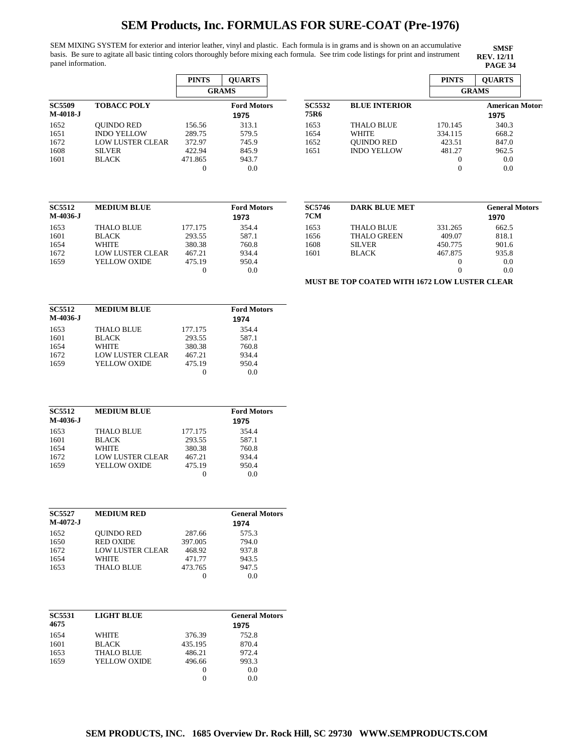# SEM Products, Inc. FORMULAS FOR SURE-COAT (Pre-1976)

SEM MIXING SYSTEM for exterior and interior leather, vinyl and plastic. Each formula is in grams and is shown on an accumulative basis. Be sure to agitate all basic tinting colors thoroughly before mixing each formula. See trim code listings for print and instrument panel information.

**SMSF**
**REV. 12/11**
**PAGE 34**

| | | PINTS | QUARTS |
|---|---|---|---|
| | | GRAMS | |
| **SC5509 M-4018-J** | **TOBACC POLY** | | **Ford Motors 1975** |
| 1652 | QUINDO RED | 156.56 | 313.1 |
| 1651 | INDO YELLOW | 289.75 | 579.5 |
| 1672 | LOW LUSTER CLEAR | 372.97 | 745.9 |
| 1608 | SILVER | 422.94 | 845.9 |
| 1601 | BLACK | 471.865 | 943.7 |
| | | 0 | 0.0 |

| | | PINTS | QUARTS |
|---|---|---|---|
| | | GRAMS | |
| **SC5512 M-4036-J** | **MEDIUM BLUE** | | **Ford Motors 1973** |
| 1653 | THALO BLUE | 177.175 | 354.4 |
| 1601 | BLACK | 293.55 | 587.1 |
| 1654 | WHITE | 380.38 | 760.8 |
| 1672 | LOW LUSTER CLEAR | 467.21 | 934.4 |
| 1659 | YELLOW OXIDE | 475.19 | 950.4 |
| | | 0 | 0.0 |

| | | PINTS | QUARTS |
|---|---|---|---|
| | | GRAMS | |
| **SC5512 M-4036-J** | **MEDIUM BLUE** | | **Ford Motors 1974** |
| 1653 | THALO BLUE | 177.175 | 354.4 |
| 1601 | BLACK | 293.55 | 587.1 |
| 1654 | WHITE | 380.38 | 760.8 |
| 1672 | LOW LUSTER CLEAR | 467.21 | 934.4 |
| 1659 | YELLOW OXIDE | 475.19 | 950.4 |
| | | 0 | 0.0 |

| | | PINTS | QUARTS |
|---|---|---|---|
| | | GRAMS | |
| **SC5512 M-4036-J** | **MEDIUM BLUE** | | **Ford Motors 1975** |
| 1653 | THALO BLUE | 177.175 | 354.4 |
| 1601 | BLACK | 293.55 | 587.1 |
| 1654 | WHITE | 380.38 | 760.8 |
| 1672 | LOW LUSTER CLEAR | 467.21 | 934.4 |
| 1659 | YELLOW OXIDE | 475.19 | 950.4 |
| | | 0 | 0.0 |

| | | PINTS | QUARTS |
|---|---|---|---|
| | | GRAMS | |
| **SC5527 M-4072-J** | **MEDIUM RED** | | **General Motors 1974** |
| 1652 | QUINDO RED | 287.66 | 575.3 |
| 1650 | RED OXIDE | 397.005 | 794.0 |
| 1672 | LOW LUSTER CLEAR | 468.92 | 937.8 |
| 1654 | WHITE | 471.77 | 943.5 |
| 1653 | THALO BLUE | 473.765 | 947.5 |
| | | 0 | 0.0 |

| | | PINTS | QUARTS |
|---|---|---|---|
| | | GRAMS | |
| **SC5531 4675** | **LIGHT BLUE** | | **General Motors 1975** |
| 1654 | WHITE | 376.39 | 752.8 |
| 1601 | BLACK | 435.195 | 870.4 |
| 1653 | THALO BLUE | 486.21 | 972.4 |
| 1659 | YELLOW OXIDE | 496.66 | 993.3 |
| | | 0 | 0.0 |
| | | 0 | 0.0 |

| | | PINTS | QUARTS |
|---|---|---|---|
| | | GRAMS | |
| **SC5532 75R6** | **BLUE INTERIOR** | | **American Motors 1975** |
| 1653 | THALO BLUE | 170.145 | 340.3 |
| 1654 | WHITE | 334.115 | 668.2 |
| 1652 | QUINDO RED | 423.51 | 847.0 |
| 1651 | INDO YELLOW | 481.27 | 962.5 |
| | | 0 | 0.0 |
| | | 0 | 0.0 |

| | | PINTS | QUARTS |
|---|---|---|---|
| | | GRAMS | |
| **SC5746 7CM** | **DARK BLUE MET** | | **General Motors 1970** |
| 1653 | THALO BLUE | 331.265 | 662.5 |
| 1656 | THALO GREEN | 409.07 | 818.1 |
| 1608 | SILVER | 450.775 | 901.6 |
| 1601 | BLACK | 467.875 | 935.8 |
| | | 0 | 0.0 |
| | | 0 | 0.0 |

**MUST BE TOP COATED WITH 1672 LOW LUSTER CLEAR**

**SEM PRODUCTS, INC. 1685 Overview Dr. Rock Hill, SC 29730 WWW.SEMPRODUCTS.COM**